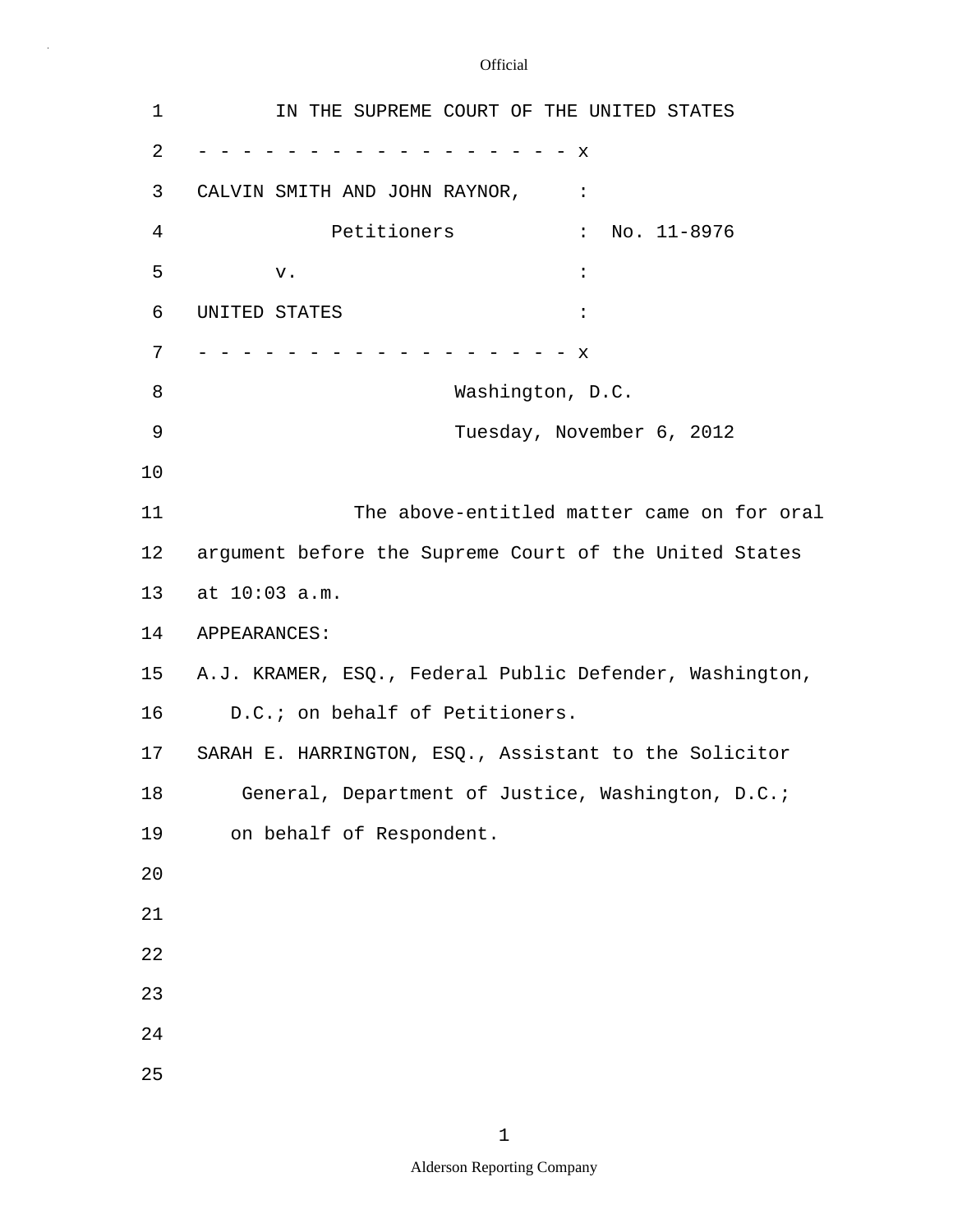IN THE SUPREME COURT OF THE UNITED STATES

\- - - - - - - - - - - - - - - - - - x

CALVIN SMITH AND JOHN RAYNOR, :

Petitioners : No. 11-8976

v. :

UNITED STATES :

\- - - - - - - - - - - - - - - - - - x

Washington, D.C.

Tuesday, November 6, 2012

The above-entitled matter came on for oral argument before the Supreme Court of the United States at 10:03 a.m.

APPEARANCES:

A.J. KRAMER, ESQ., Federal Public Defender, Washington, D.C.; on behalf of Petitioners.

SARAH E. HARRINGTON, ESQ., Assistant to the Solicitor General, Department of Justice, Washington, D.C.; on behalf of Respondent.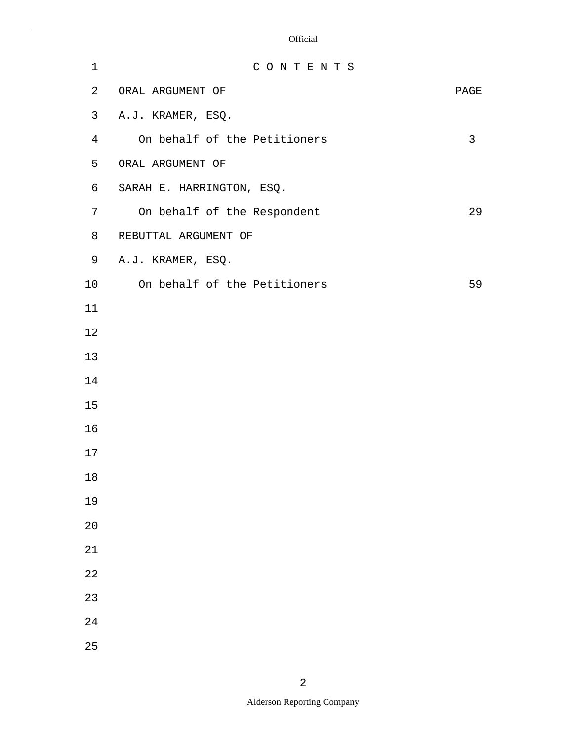# C O N T E N T S

| ORAL ARGUMENT OF | PAGE |
| --- | --- |
| A.J. KRAMER, ESQ. | |
| On behalf of the Petitioners | 3 |
| ORAL ARGUMENT OF | |
| SARAH E. HARRINGTON, ESQ. | |
| On behalf of the Respondent | 29 |
| REBUTTAL ARGUMENT OF | |
| A.J. KRAMER, ESQ. | |
| On behalf of the Petitioners | 59 |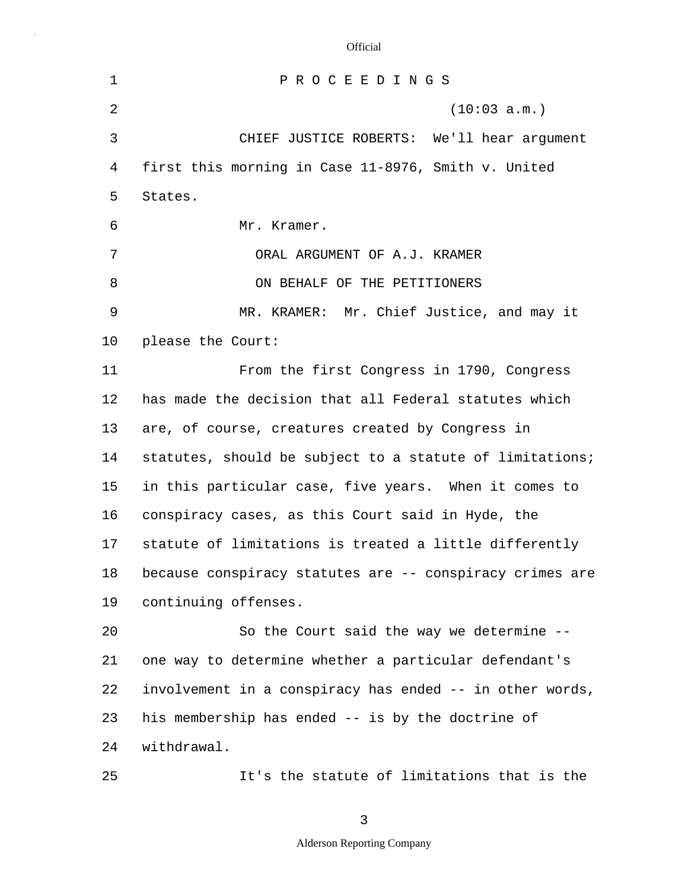P R O C E E D I N G S

(10:03 a.m.)

CHIEF JUSTICE ROBERTS: We'll hear argument first this morning in Case 11-8976, Smith v. United States.

Mr. Kramer.

ORAL ARGUMENT OF A.J. KRAMER

ON BEHALF OF THE PETITIONERS

MR. KRAMER: Mr. Chief Justice, and may it please the Court:

From the first Congress in 1790, Congress has made the decision that all Federal statutes which are, of course, creatures created by Congress in statutes, should be subject to a statute of limitations; in this particular case, five years. When it comes to conspiracy cases, as this Court said in Hyde, the statute of limitations is treated a little differently because conspiracy statutes are -- conspiracy crimes are continuing offenses.

So the Court said the way we determine -- one way to determine whether a particular defendant's involvement in a conspiracy has ended -- in other words, his membership has ended -- is by the doctrine of withdrawal.

It's the statute of limitations that is the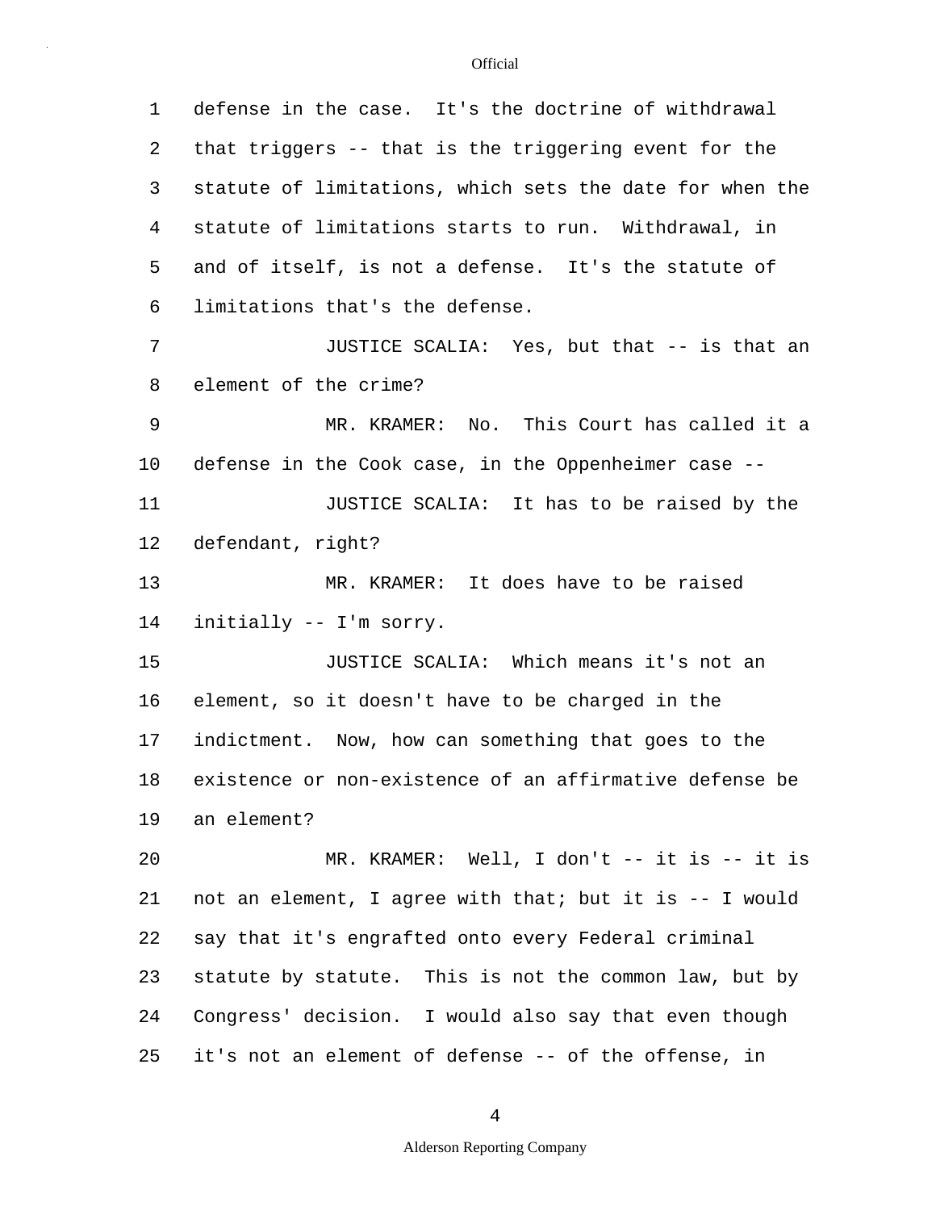defense in the case. It's the doctrine of withdrawal that triggers -- that is the triggering event for the statute of limitations, which sets the date for when the statute of limitations starts to run. Withdrawal, in and of itself, is not a defense. It's the statute of limitations that's the defense.

JUSTICE SCALIA: Yes, but that -- is that an element of the crime?

MR. KRAMER: No. This Court has called it a defense in the Cook case, in the Oppenheimer case --

JUSTICE SCALIA: It has to be raised by the defendant, right?

MR. KRAMER: It does have to be raised initially -- I'm sorry.

JUSTICE SCALIA: Which means it's not an element, so it doesn't have to be charged in the indictment. Now, how can something that goes to the existence or non-existence of an affirmative defense be an element?

MR. KRAMER: Well, I don't -- it is -- it is not an element, I agree with that; but it is -- I would say that it's engrafted onto every Federal criminal statute by statute. This is not the common law, but by Congress' decision. I would also say that even though it's not an element of defense -- of the offense, in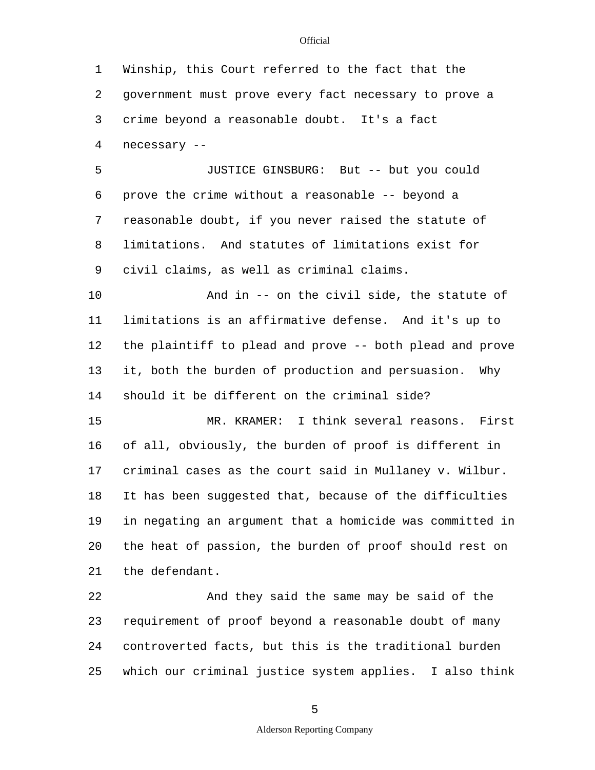Winship, this Court referred to the fact that the government must prove every fact necessary to prove a crime beyond a reasonable doubt. It's a fact necessary --

JUSTICE GINSBURG: But -- but you could prove the crime without a reasonable -- beyond a reasonable doubt, if you never raised the statute of limitations. And statutes of limitations exist for civil claims, as well as criminal claims.

And in -- on the civil side, the statute of limitations is an affirmative defense. And it's up to the plaintiff to plead and prove -- both plead and prove it, both the burden of production and persuasion. Why should it be different on the criminal side?

MR. KRAMER: I think several reasons. First of all, obviously, the burden of proof is different in criminal cases as the court said in Mullaney v. Wilbur. It has been suggested that, because of the difficulties in negating an argument that a homicide was committed in the heat of passion, the burden of proof should rest on the defendant.

And they said the same may be said of the requirement of proof beyond a reasonable doubt of many controverted facts, but this is the traditional burden which our criminal justice system applies. I also think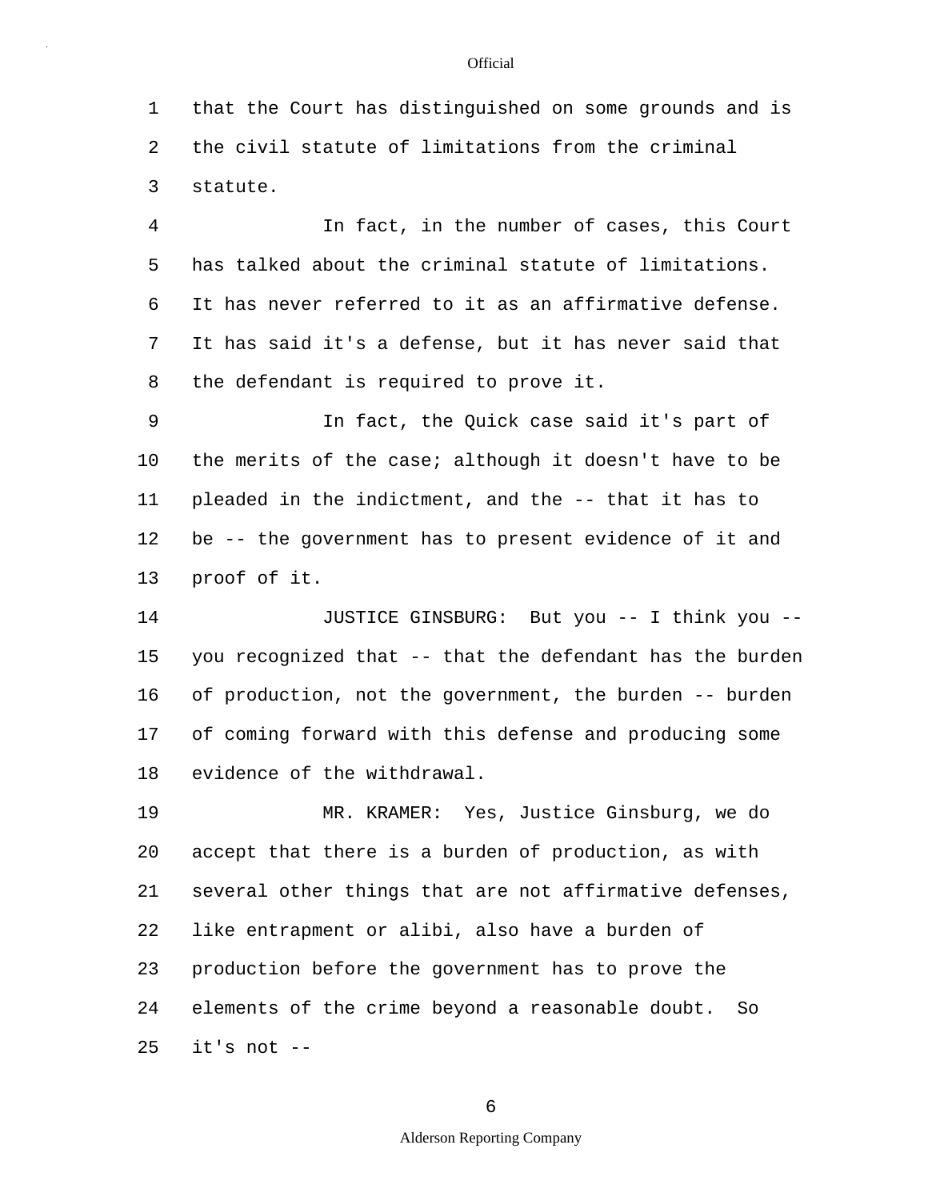that the Court has distinguished on some grounds and is the civil statute of limitations from the criminal statute.

In fact, in the number of cases, this Court has talked about the criminal statute of limitations. It has never referred to it as an affirmative defense. It has said it's a defense, but it has never said that the defendant is required to prove it.

In fact, the Quick case said it's part of the merits of the case; although it doesn't have to be pleaded in the indictment, and the -- that it has to be -- the government has to present evidence of it and proof of it.

JUSTICE GINSBURG: But you -- I think you -- you recognized that -- that the defendant has the burden of production, not the government, the burden -- burden of coming forward with this defense and producing some evidence of the withdrawal.

MR. KRAMER: Yes, Justice Ginsburg, we do accept that there is a burden of production, as with several other things that are not affirmative defenses, like entrapment or alibi, also have a burden of production before the government has to prove the elements of the crime beyond a reasonable doubt. So it's not --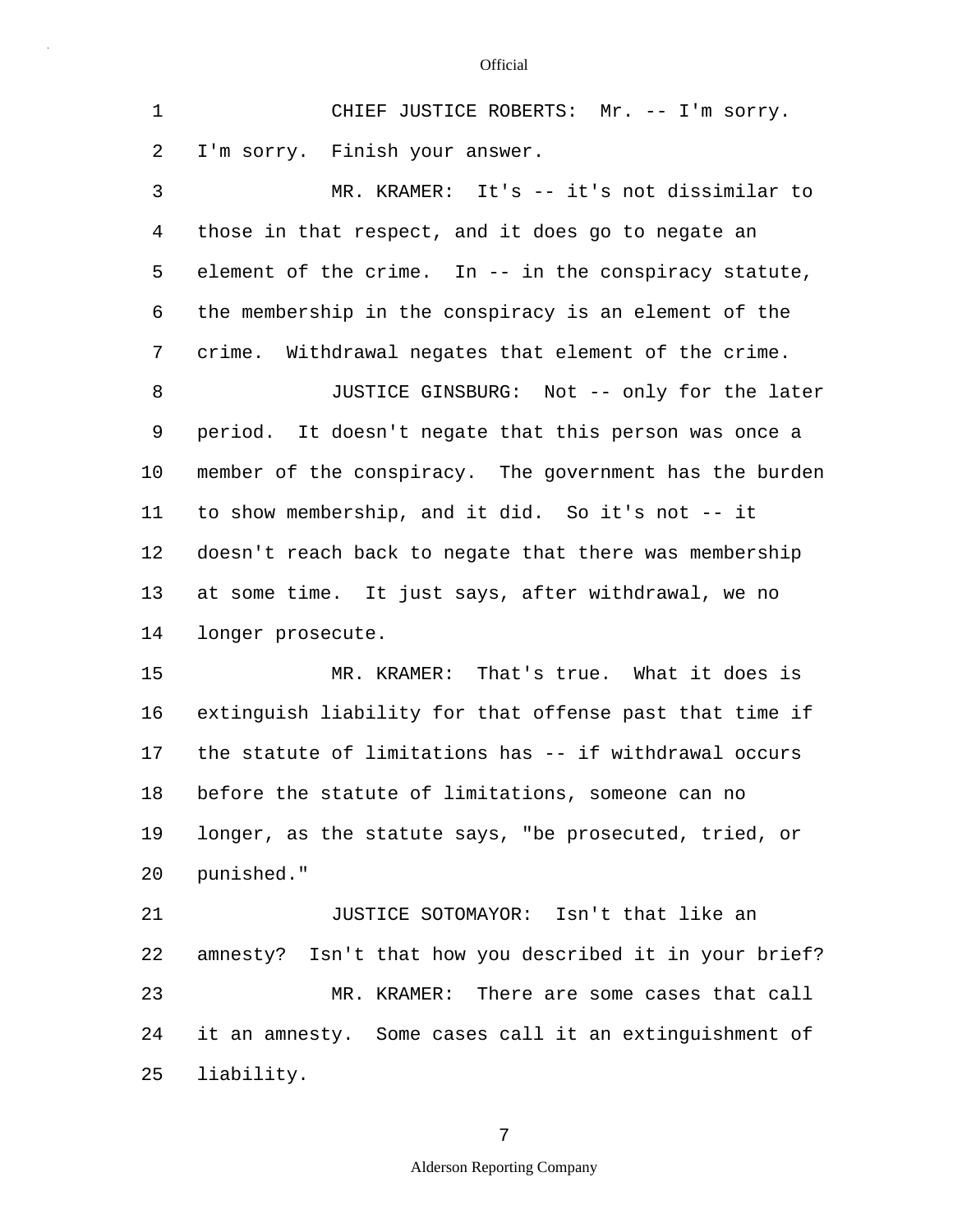CHIEF JUSTICE ROBERTS: Mr. -- I'm sorry. I'm sorry. Finish your answer.

MR. KRAMER: It's -- it's not dissimilar to those in that respect, and it does go to negate an element of the crime. In -- in the conspiracy statute, the membership in the conspiracy is an element of the crime. Withdrawal negates that element of the crime.

JUSTICE GINSBURG: Not -- only for the later period. It doesn't negate that this person was once a member of the conspiracy. The government has the burden to show membership, and it did. So it's not -- it doesn't reach back to negate that there was membership at some time. It just says, after withdrawal, we no longer prosecute.

MR. KRAMER: That's true. What it does is extinguish liability for that offense past that time if the statute of limitations has -- if withdrawal occurs before the statute of limitations, someone can no longer, as the statute says, "be prosecuted, tried, or punished."

JUSTICE SOTOMAYOR: Isn't that like an amnesty? Isn't that how you described it in your brief?

MR. KRAMER: There are some cases that call it an amnesty. Some cases call it an extinguishment of liability.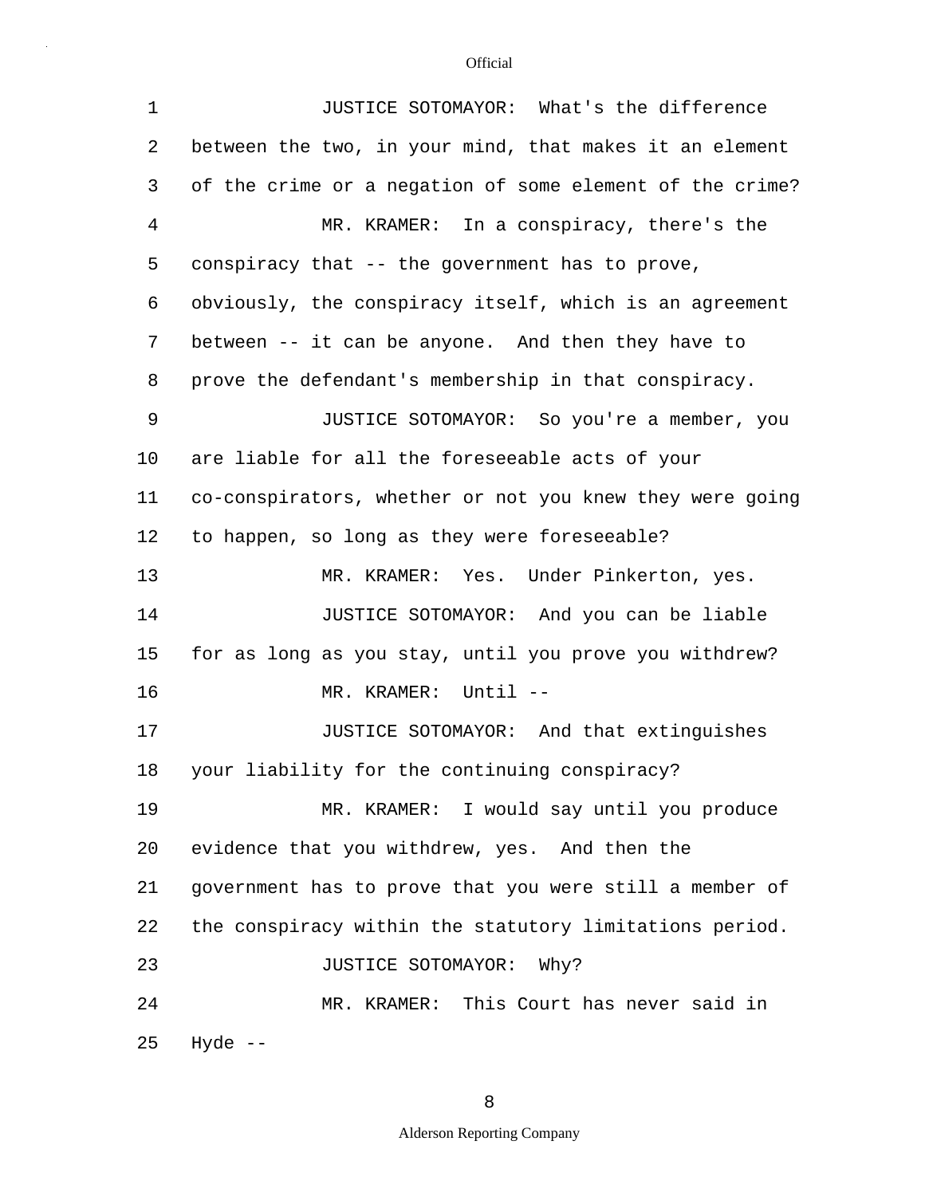JUSTICE SOTOMAYOR: What's the difference between the two, in your mind, that makes it an element of the crime or a negation of some element of the crime?

MR. KRAMER: In a conspiracy, there's the conspiracy that -- the government has to prove, obviously, the conspiracy itself, which is an agreement between -- it can be anyone. And then they have to prove the defendant's membership in that conspiracy.

JUSTICE SOTOMAYOR: So you're a member, you are liable for all the foreseeable acts of your co-conspirators, whether or not you knew they were going to happen, so long as they were foreseeable?

MR. KRAMER: Yes. Under Pinkerton, yes.

JUSTICE SOTOMAYOR: And you can be liable for as long as you stay, until you prove you withdrew?

MR. KRAMER: Until --

JUSTICE SOTOMAYOR: And that extinguishes your liability for the continuing conspiracy?

MR. KRAMER: I would say until you produce evidence that you withdrew, yes. And then the government has to prove that you were still a member of the conspiracy within the statutory limitations period.

JUSTICE SOTOMAYOR: Why?

MR. KRAMER: This Court has never said in Hyde --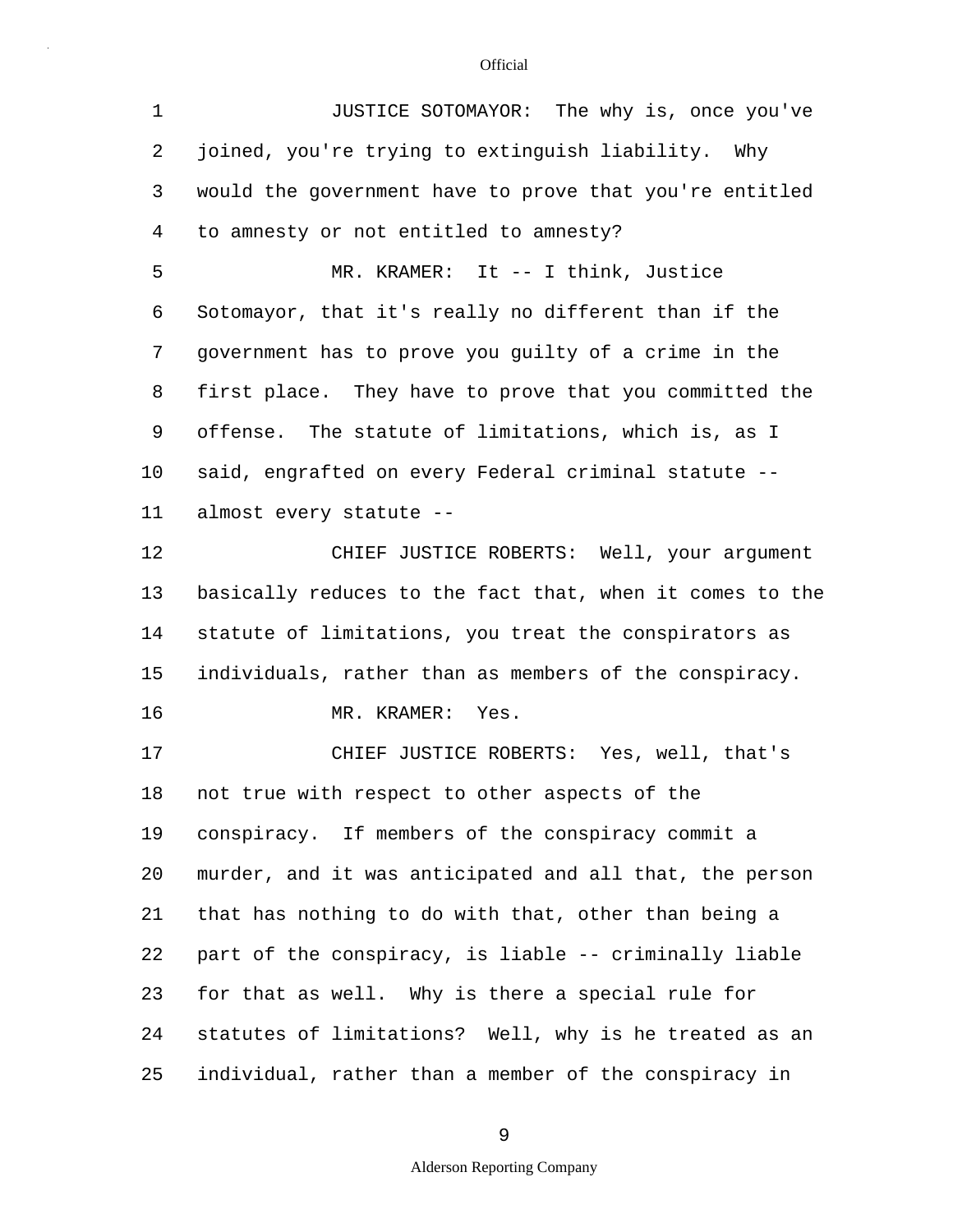JUSTICE SOTOMAYOR: The why is, once you've joined, you're trying to extinguish liability. Why would the government have to prove that you're entitled to amnesty or not entitled to amnesty?

MR. KRAMER: It -- I think, Justice Sotomayor, that it's really no different than if the government has to prove you guilty of a crime in the first place. They have to prove that you committed the offense. The statute of limitations, which is, as I said, engrafted on every Federal criminal statute -- almost every statute --

CHIEF JUSTICE ROBERTS: Well, your argument basically reduces to the fact that, when it comes to the statute of limitations, you treat the conspirators as individuals, rather than as members of the conspiracy.

MR. KRAMER: Yes.

CHIEF JUSTICE ROBERTS: Yes, well, that's not true with respect to other aspects of the conspiracy. If members of the conspiracy commit a murder, and it was anticipated and all that, the person that has nothing to do with that, other than being a part of the conspiracy, is liable -- criminally liable for that as well. Why is there a special rule for statutes of limitations? Well, why is he treated as an individual, rather than a member of the conspiracy in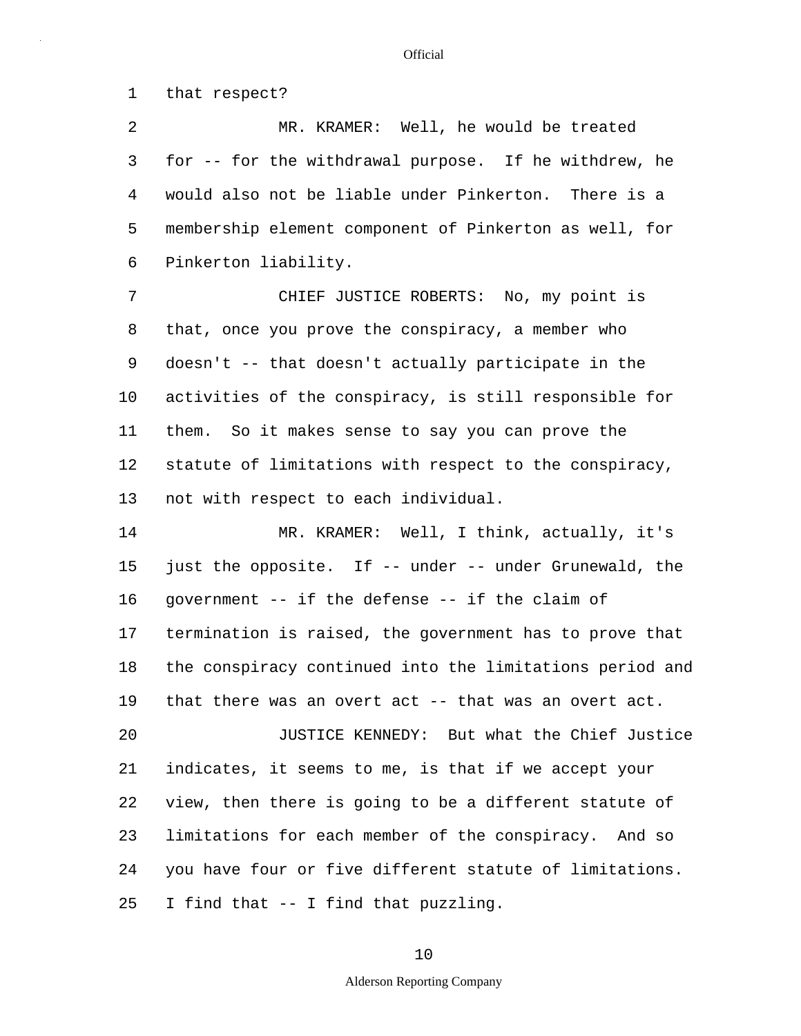that respect?

MR. KRAMER: Well, he would be treated for -- for the withdrawal purpose. If he withdrew, he would also not be liable under Pinkerton. There is a membership element component of Pinkerton as well, for Pinkerton liability.

CHIEF JUSTICE ROBERTS: No, my point is that, once you prove the conspiracy, a member who doesn't -- that doesn't actually participate in the activities of the conspiracy, is still responsible for them. So it makes sense to say you can prove the statute of limitations with respect to the conspiracy, not with respect to each individual.

MR. KRAMER: Well, I think, actually, it's just the opposite. If -- under -- under Grunewald, the government -- if the defense -- if the claim of termination is raised, the government has to prove that the conspiracy continued into the limitations period and that there was an overt act -- that was an overt act.

JUSTICE KENNEDY: But what the Chief Justice indicates, it seems to me, is that if we accept your view, then there is going to be a different statute of limitations for each member of the conspiracy. And so you have four or five different statute of limitations. I find that -- I find that puzzling.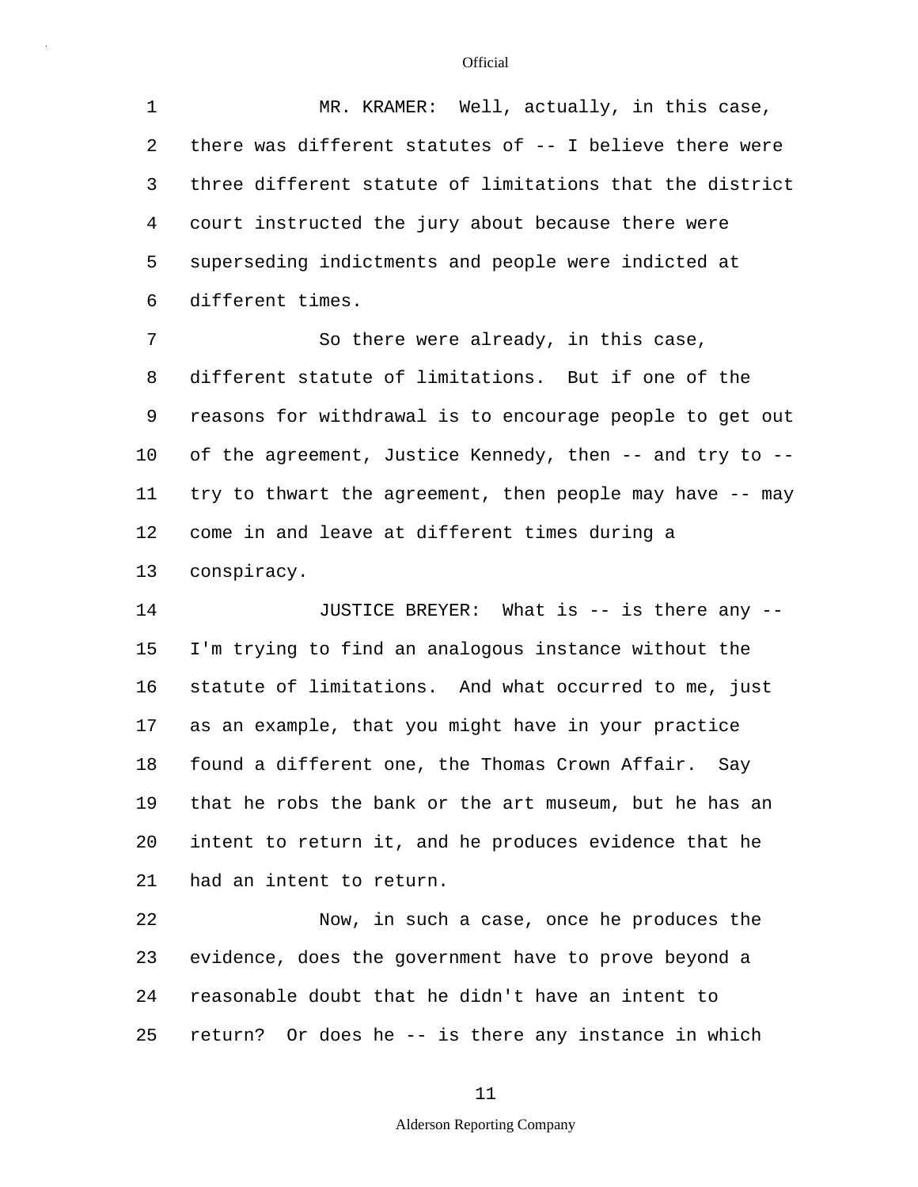MR. KRAMER: Well, actually, in this case, there was different statutes of -- I believe there were three different statute of limitations that the district court instructed the jury about because there were superseding indictments and people were indicted at different times.

So there were already, in this case, different statute of limitations. But if one of the reasons for withdrawal is to encourage people to get out of the agreement, Justice Kennedy, then -- and try to -- try to thwart the agreement, then people may have -- may come in and leave at different times during a conspiracy.

JUSTICE BREYER: What is -- is there any -- I'm trying to find an analogous instance without the statute of limitations. And what occurred to me, just as an example, that you might have in your practice found a different one, the Thomas Crown Affair. Say that he robs the bank or the art museum, but he has an intent to return it, and he produces evidence that he had an intent to return.

Now, in such a case, once he produces the evidence, does the government have to prove beyond a reasonable doubt that he didn't have an intent to return? Or does he -- is there any instance in which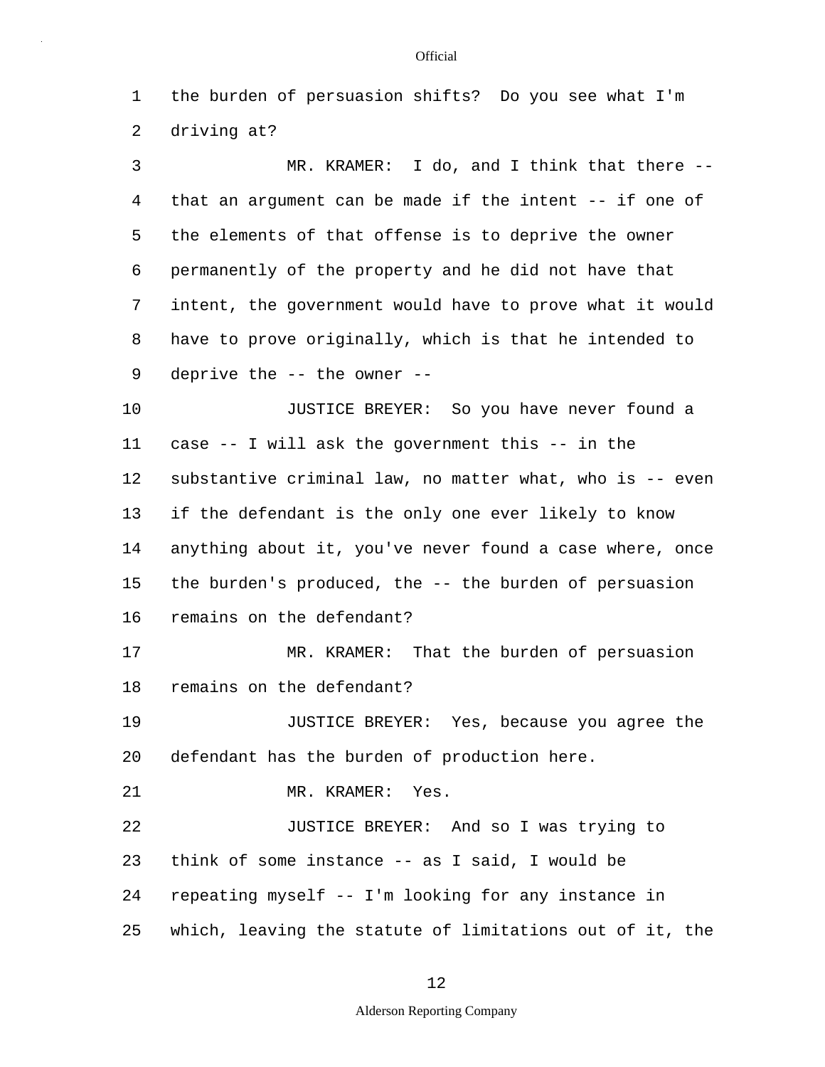the burden of persuasion shifts? Do you see what I'm driving at?

MR. KRAMER: I do, and I think that there -- that an argument can be made if the intent -- if one of the elements of that offense is to deprive the owner permanently of the property and he did not have that intent, the government would have to prove what it would have to prove originally, which is that he intended to deprive the -- the owner --

JUSTICE BREYER: So you have never found a case -- I will ask the government this -- in the substantive criminal law, no matter what, who is -- even if the defendant is the only one ever likely to know anything about it, you've never found a case where, once the burden's produced, the -- the burden of persuasion remains on the defendant?

MR. KRAMER: That the burden of persuasion remains on the defendant?

JUSTICE BREYER: Yes, because you agree the defendant has the burden of production here.

MR. KRAMER: Yes.

JUSTICE BREYER: And so I was trying to think of some instance -- as I said, I would be repeating myself -- I'm looking for any instance in which, leaving the statute of limitations out of it, the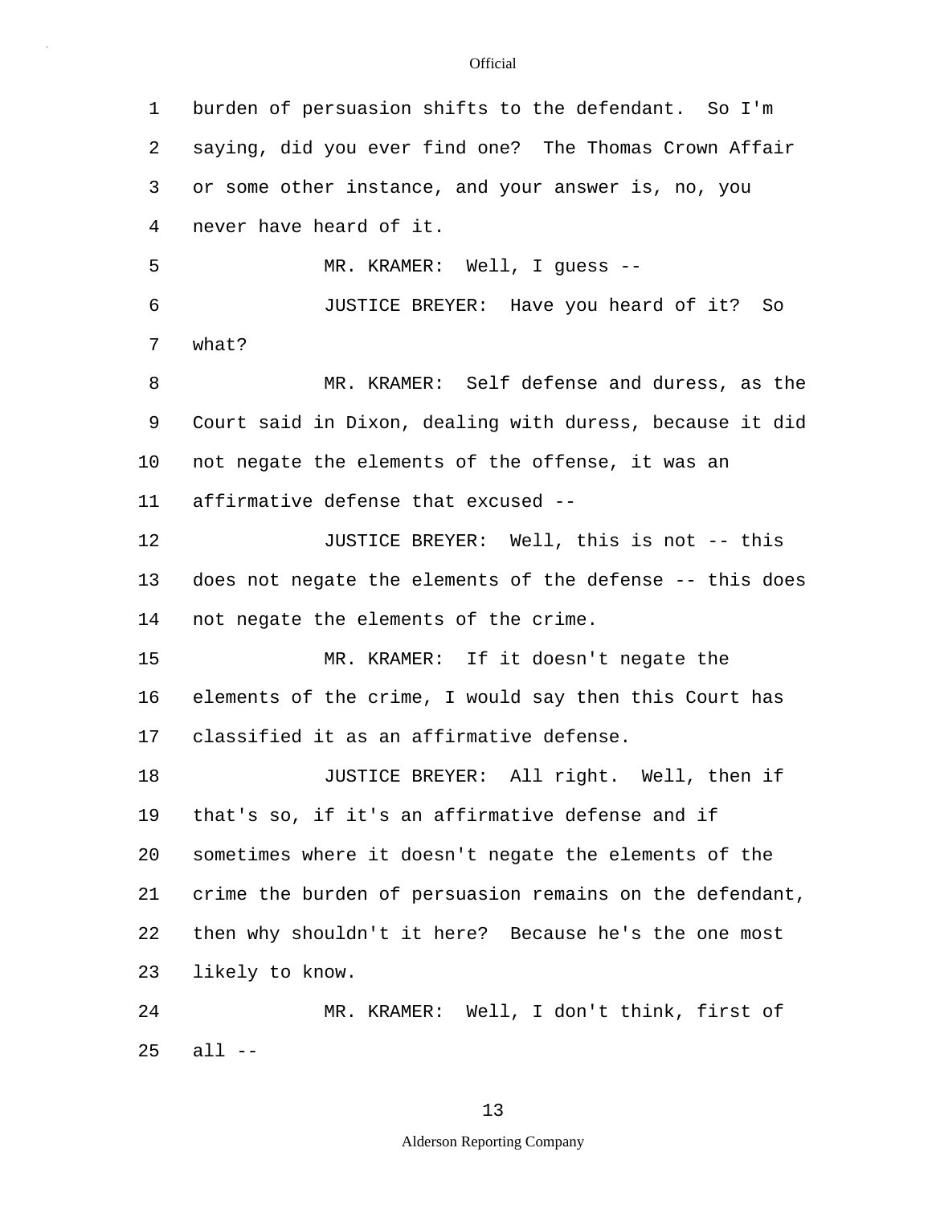burden of persuasion shifts to the defendant. So I'm saying, did you ever find one? The Thomas Crown Affair or some other instance, and your answer is, no, you never have heard of it.

MR. KRAMER: Well, I guess --

JUSTICE BREYER: Have you heard of it? So what?

MR. KRAMER: Self defense and duress, as the Court said in Dixon, dealing with duress, because it did not negate the elements of the offense, it was an affirmative defense that excused --

JUSTICE BREYER: Well, this is not -- this does not negate the elements of the defense -- this does not negate the elements of the crime.

MR. KRAMER: If it doesn't negate the elements of the crime, I would say then this Court has classified it as an affirmative defense.

JUSTICE BREYER: All right. Well, then if that's so, if it's an affirmative defense and if sometimes where it doesn't negate the elements of the crime the burden of persuasion remains on the defendant, then why shouldn't it here? Because he's the one most likely to know.

MR. KRAMER: Well, I don't think, first of all --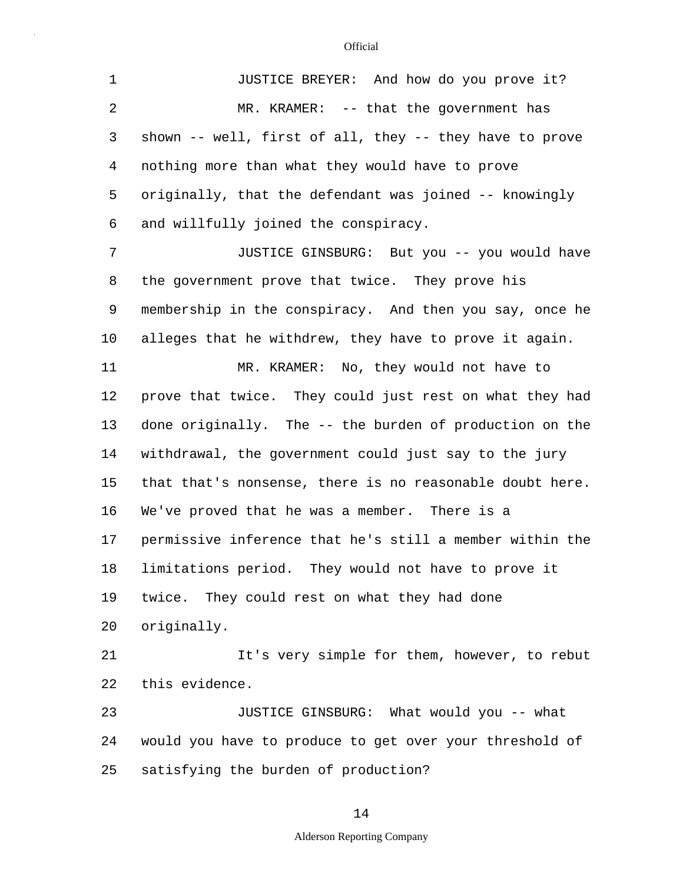JUSTICE BREYER: And how do you prove it?

MR. KRAMER: -- that the government has shown -- well, first of all, they -- they have to prove nothing more than what they would have to prove originally, that the defendant was joined -- knowingly and willfully joined the conspiracy.

JUSTICE GINSBURG: But you -- you would have the government prove that twice. They prove his membership in the conspiracy. And then you say, once he alleges that he withdrew, they have to prove it again.

MR. KRAMER: No, they would not have to prove that twice. They could just rest on what they had done originally. The -- the burden of production on the withdrawal, the government could just say to the jury that that's nonsense, there is no reasonable doubt here. We've proved that he was a member. There is a permissive inference that he's still a member within the limitations period. They would not have to prove it twice. They could rest on what they had done originally.

It's very simple for them, however, to rebut this evidence.

JUSTICE GINSBURG: What would you -- what would you have to produce to get over your threshold of satisfying the burden of production?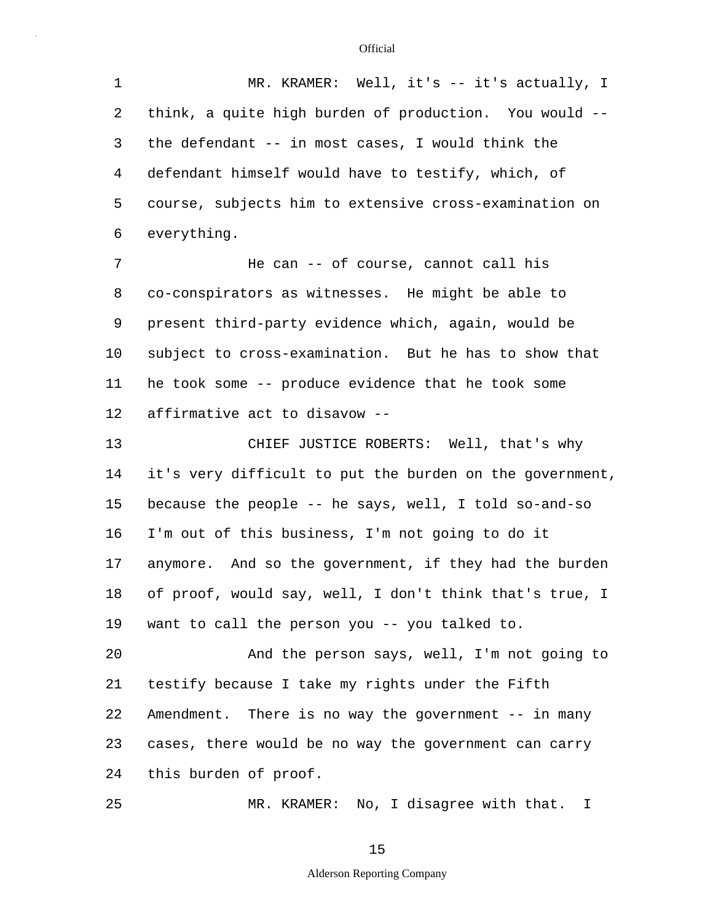MR. KRAMER: Well, it's -- it's actually, I think, a quite high burden of production. You would -- the defendant -- in most cases, I would think the defendant himself would have to testify, which, of course, subjects him to extensive cross-examination on everything.

He can -- of course, cannot call his co-conspirators as witnesses. He might be able to present third-party evidence which, again, would be subject to cross-examination. But he has to show that he took some -- produce evidence that he took some affirmative act to disavow --

CHIEF JUSTICE ROBERTS: Well, that's why it's very difficult to put the burden on the government, because the people -- he says, well, I told so-and-so I'm out of this business, I'm not going to do it anymore. And so the government, if they had the burden of proof, would say, well, I don't think that's true, I want to call the person you -- you talked to.

And the person says, well, I'm not going to testify because I take my rights under the Fifth Amendment. There is no way the government -- in many cases, there would be no way the government can carry this burden of proof.

MR. KRAMER: No, I disagree with that. I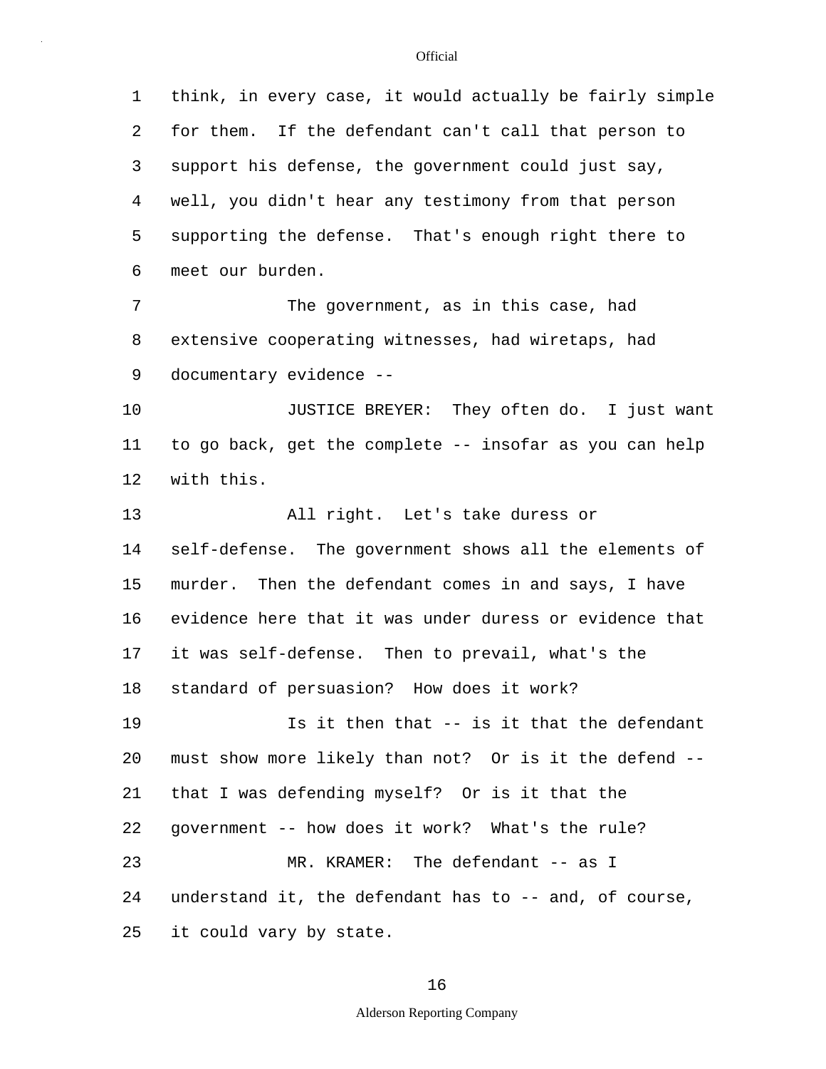think, in every case, it would actually be fairly simple for them. If the defendant can't call that person to support his defense, the government could just say, well, you didn't hear any testimony from that person supporting the defense. That's enough right there to meet our burden.

The government, as in this case, had extensive cooperating witnesses, had wiretaps, had documentary evidence --

JUSTICE BREYER: They often do. I just want to go back, get the complete -- insofar as you can help with this.

All right. Let's take duress or self-defense. The government shows all the elements of murder. Then the defendant comes in and says, I have evidence here that it was under duress or evidence that it was self-defense. Then to prevail, what's the standard of persuasion? How does it work?

Is it then that -- is it that the defendant must show more likely than not? Or is it the defend -- that I was defending myself? Or is it that the government -- how does it work? What's the rule?

MR. KRAMER: The defendant -- as I understand it, the defendant has to -- and, of course, it could vary by state.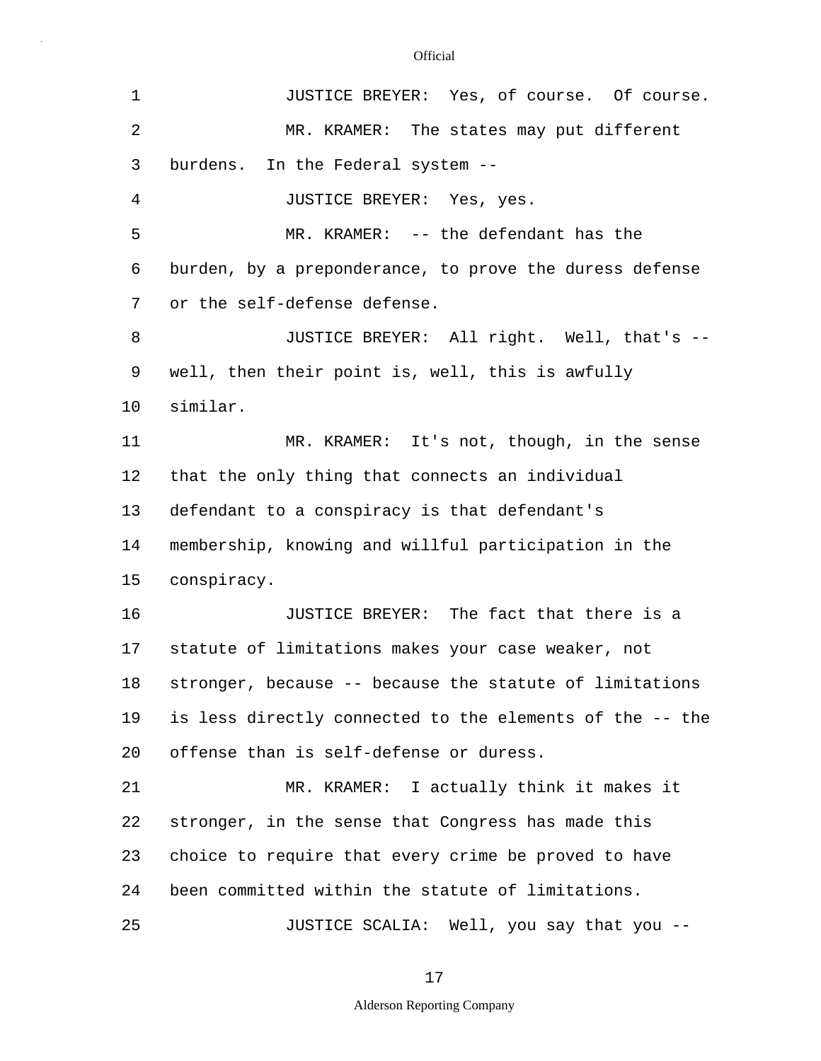JUSTICE BREYER: Yes, of course. Of course.

MR. KRAMER: The states may put different burdens. In the Federal system --

JUSTICE BREYER: Yes, yes.

MR. KRAMER: -- the defendant has the burden, by a preponderance, to prove the duress defense or the self-defense defense.

JUSTICE BREYER: All right. Well, that's -- well, then their point is, well, this is awfully similar.

MR. KRAMER: It's not, though, in the sense that the only thing that connects an individual defendant to a conspiracy is that defendant's membership, knowing and willful participation in the conspiracy.

JUSTICE BREYER: The fact that there is a statute of limitations makes your case weaker, not stronger, because -- because the statute of limitations is less directly connected to the elements of the -- the offense than is self-defense or duress.

MR. KRAMER: I actually think it makes it stronger, in the sense that Congress has made this choice to require that every crime be proved to have been committed within the statute of limitations.

JUSTICE SCALIA: Well, you say that you --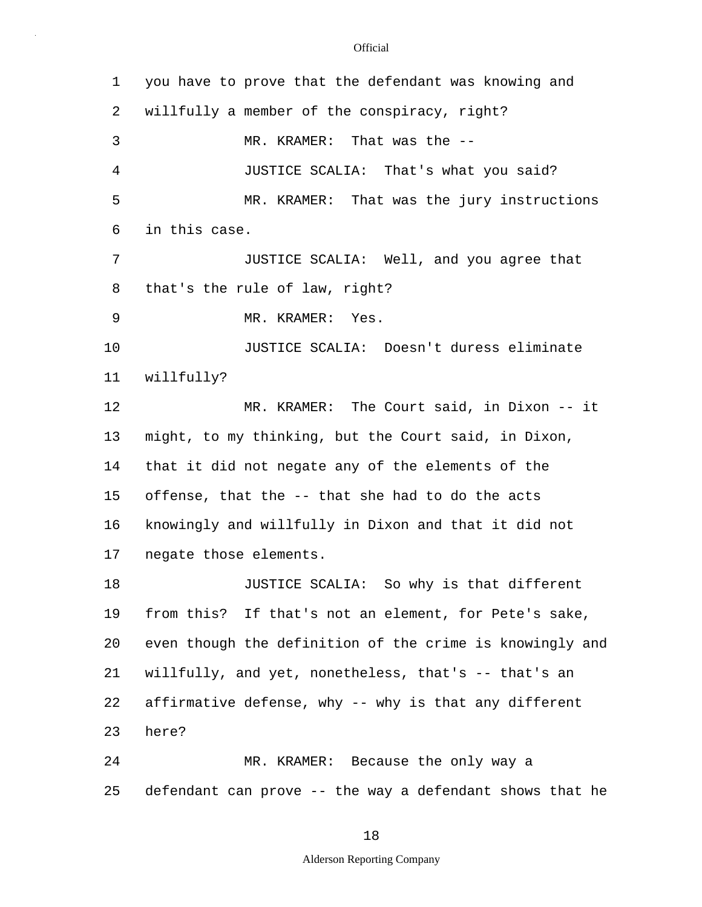1 you have to prove that the defendant was knowing and
2 willfully a member of the conspiracy, right?
3 MR. KRAMER: That was the --
4 JUSTICE SCALIA: That's what you said?
5 MR. KRAMER: That was the jury instructions
6 in this case.
7 JUSTICE SCALIA: Well, and you agree that
8 that's the rule of law, right?
9 MR. KRAMER: Yes.
10 JUSTICE SCALIA: Doesn't duress eliminate
11 willfully?
12 MR. KRAMER: The Court said, in Dixon -- it
13 might, to my thinking, but the Court said, in Dixon,
14 that it did not negate any of the elements of the
15 offense, that the -- that she had to do the acts
16 knowingly and willfully in Dixon and that it did not
17 negate those elements.
18 JUSTICE SCALIA: So why is that different
19 from this? If that's not an element, for Pete's sake,
20 even though the definition of the crime is knowingly and
21 willfully, and yet, nonetheless, that's -- that's an
22 affirmative defense, why -- why is that any different
23 here?
24 MR. KRAMER: Because the only way a
25 defendant can prove -- the way a defendant shows that he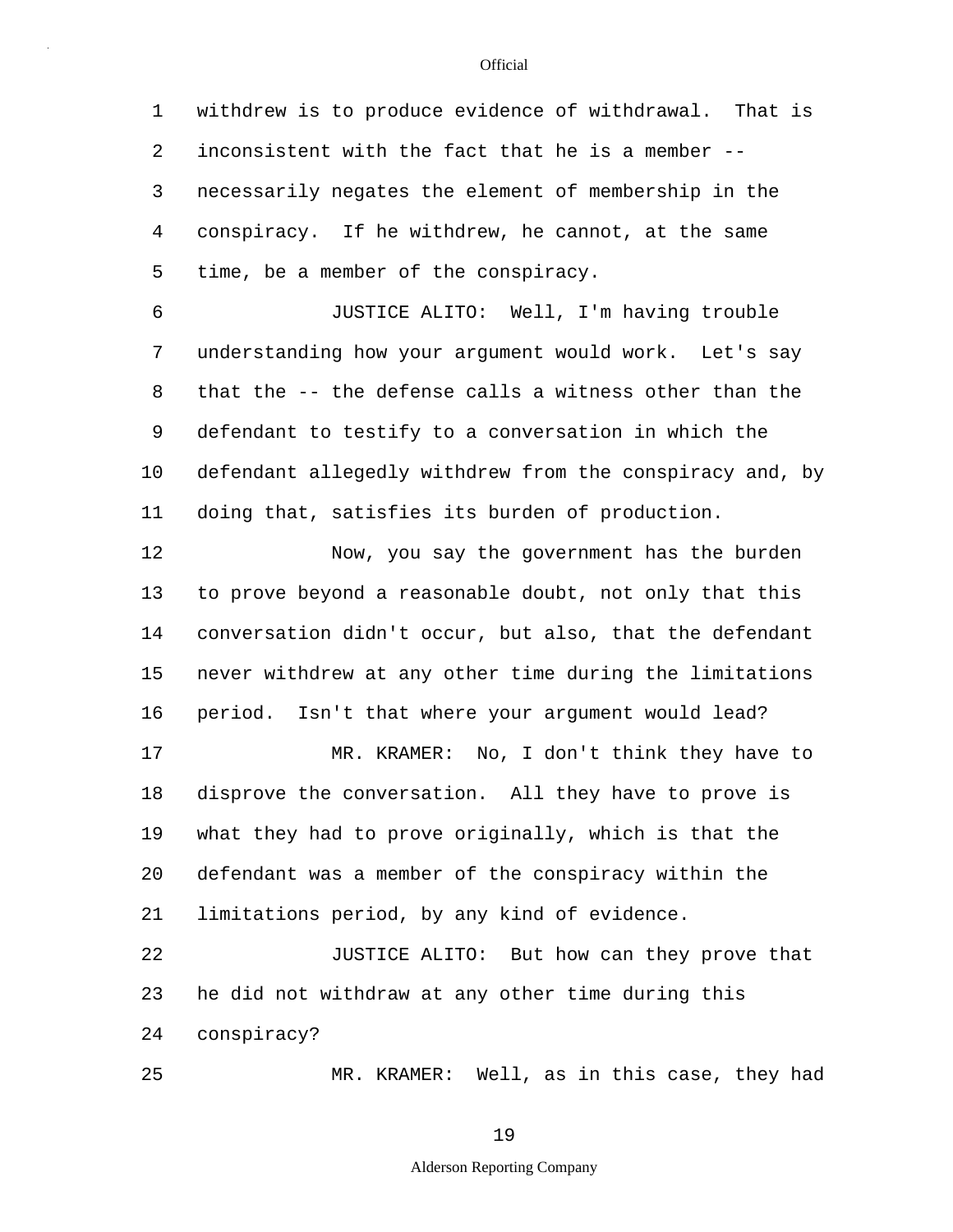withdrew is to produce evidence of withdrawal. That is inconsistent with the fact that he is a member -- necessarily negates the element of membership in the conspiracy. If he withdrew, he cannot, at the same time, be a member of the conspiracy.

JUSTICE ALITO: Well, I'm having trouble understanding how your argument would work. Let's say that the -- the defense calls a witness other than the defendant to testify to a conversation in which the defendant allegedly withdrew from the conspiracy and, by doing that, satisfies its burden of production.

Now, you say the government has the burden to prove beyond a reasonable doubt, not only that this conversation didn't occur, but also, that the defendant never withdrew at any other time during the limitations period. Isn't that where your argument would lead?

MR. KRAMER: No, I don't think they have to disprove the conversation. All they have to prove is what they had to prove originally, which is that the defendant was a member of the conspiracy within the limitations period, by any kind of evidence.

JUSTICE ALITO: But how can they prove that he did not withdraw at any other time during this conspiracy?

MR. KRAMER: Well, as in this case, they had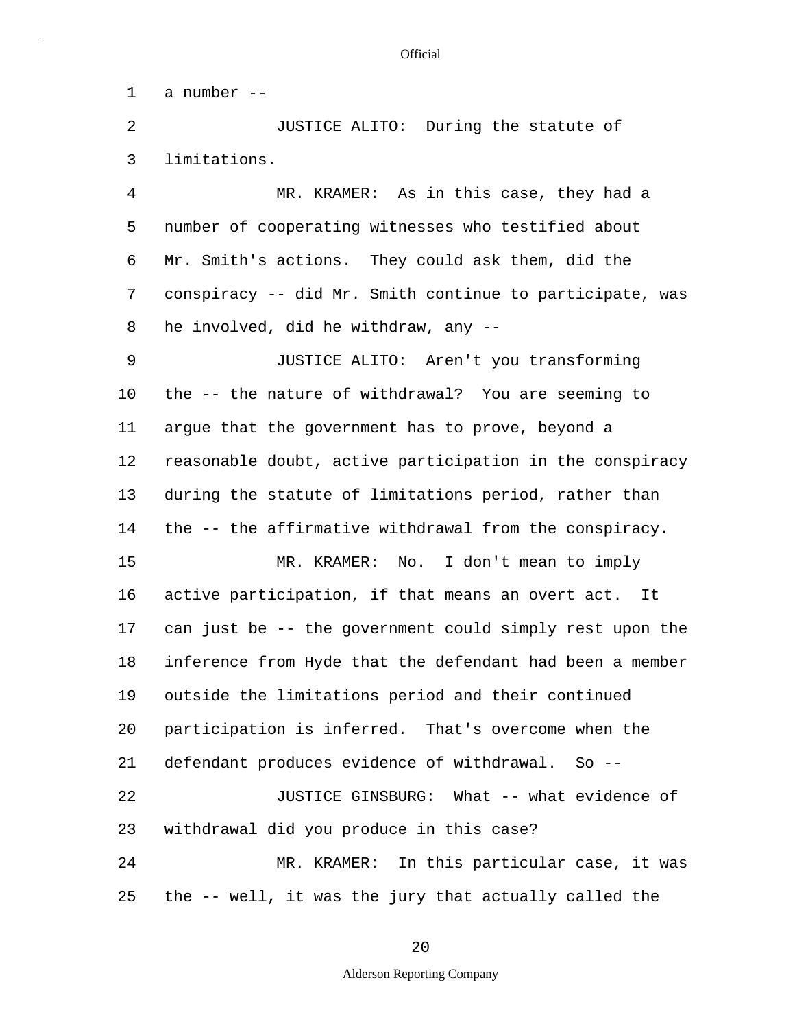a number --

JUSTICE ALITO: During the statute of limitations.

MR. KRAMER: As in this case, they had a number of cooperating witnesses who testified about Mr. Smith's actions. They could ask them, did the conspiracy -- did Mr. Smith continue to participate, was he involved, did he withdraw, any --

JUSTICE ALITO: Aren't you transforming the -- the nature of withdrawal? You are seeming to argue that the government has to prove, beyond a reasonable doubt, active participation in the conspiracy during the statute of limitations period, rather than the -- the affirmative withdrawal from the conspiracy.

MR. KRAMER: No. I don't mean to imply active participation, if that means an overt act. It can just be -- the government could simply rest upon the inference from Hyde that the defendant had been a member outside the limitations period and their continued participation is inferred. That's overcome when the defendant produces evidence of withdrawal. So --

JUSTICE GINSBURG: What -- what evidence of withdrawal did you produce in this case?

MR. KRAMER: In this particular case, it was the -- well, it was the jury that actually called the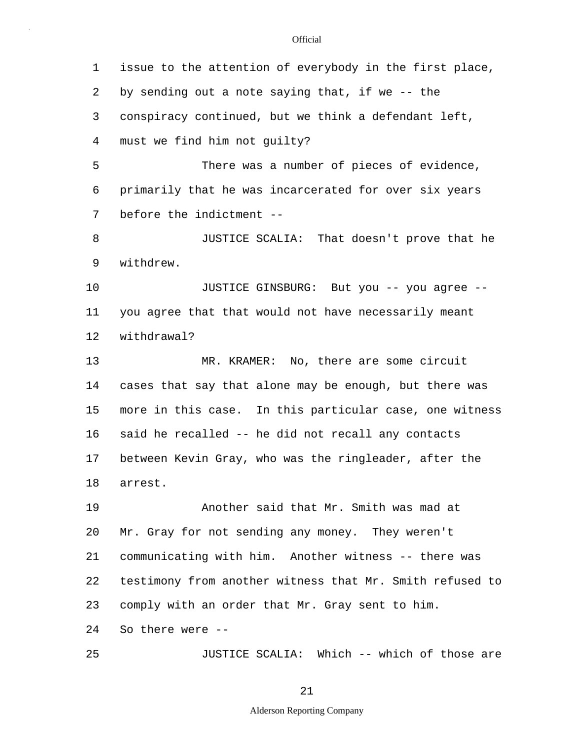issue to the attention of everybody in the first place, by sending out a note saying that, if we -- the conspiracy continued, but we think a defendant left, must we find him not guilty?

There was a number of pieces of evidence, primarily that he was incarcerated for over six years before the indictment --

JUSTICE SCALIA: That doesn't prove that he withdrew.

JUSTICE GINSBURG: But you -- you agree -- you agree that that would not have necessarily meant withdrawal?

MR. KRAMER: No, there are some circuit cases that say that alone may be enough, but there was more in this case. In this particular case, one witness said he recalled -- he did not recall any contacts between Kevin Gray, who was the ringleader, after the arrest.

Another said that Mr. Smith was mad at Mr. Gray for not sending any money. They weren't communicating with him. Another witness -- there was testimony from another witness that Mr. Smith refused to comply with an order that Mr. Gray sent to him. So there were --

JUSTICE SCALIA: Which -- which of those are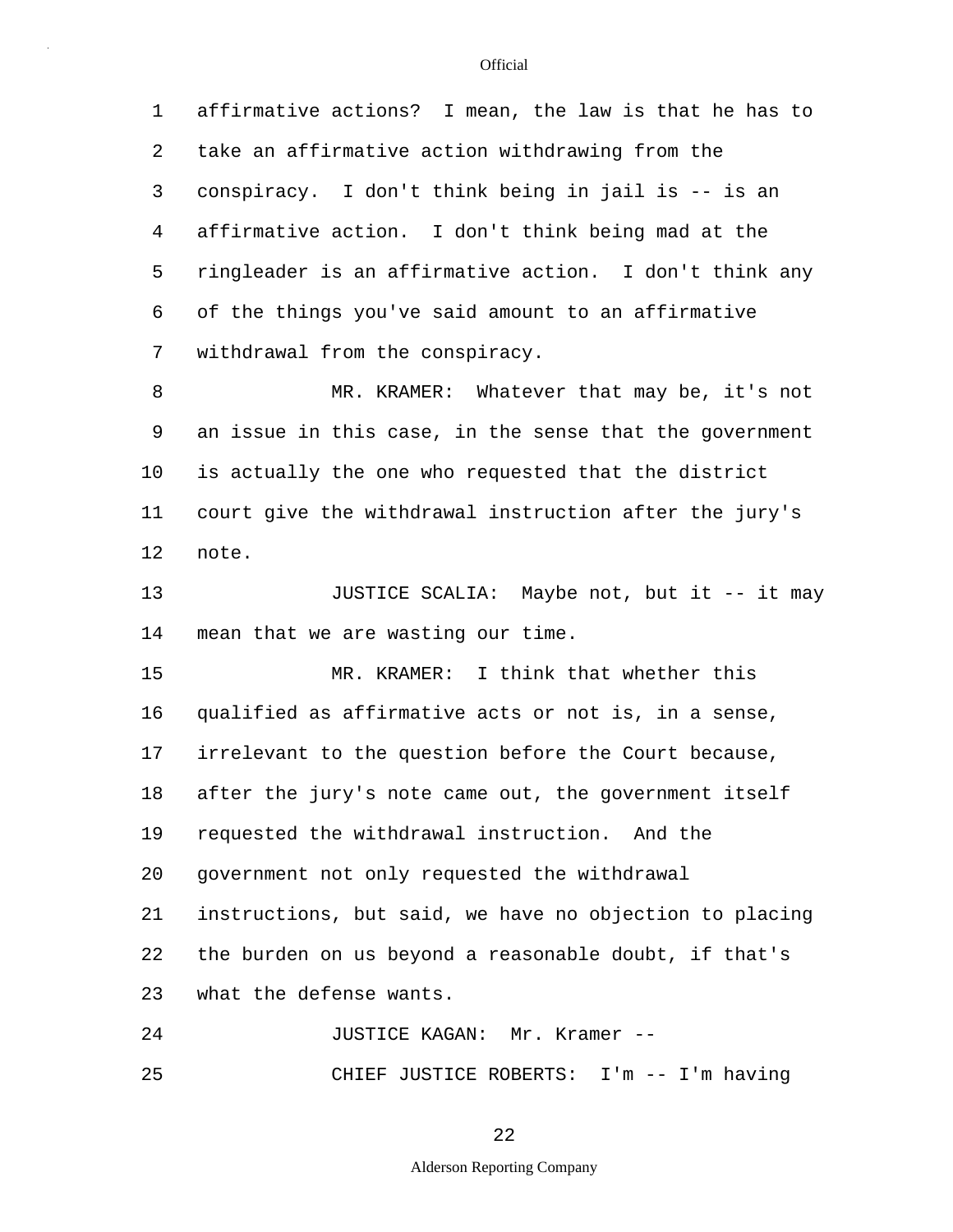affirmative actions? I mean, the law is that he has to take an affirmative action withdrawing from the conspiracy. I don't think being in jail is -- is an affirmative action. I don't think being mad at the ringleader is an affirmative action. I don't think any of the things you've said amount to an affirmative withdrawal from the conspiracy.

MR. KRAMER: Whatever that may be, it's not an issue in this case, in the sense that the government is actually the one who requested that the district court give the withdrawal instruction after the jury's note.

JUSTICE SCALIA: Maybe not, but it -- it may mean that we are wasting our time.

MR. KRAMER: I think that whether this qualified as affirmative acts or not is, in a sense, irrelevant to the question before the Court because, after the jury's note came out, the government itself requested the withdrawal instruction. And the government not only requested the withdrawal instructions, but said, we have no objection to placing the burden on us beyond a reasonable doubt, if that's what the defense wants.

JUSTICE KAGAN: Mr. Kramer --

CHIEF JUSTICE ROBERTS: I'm -- I'm having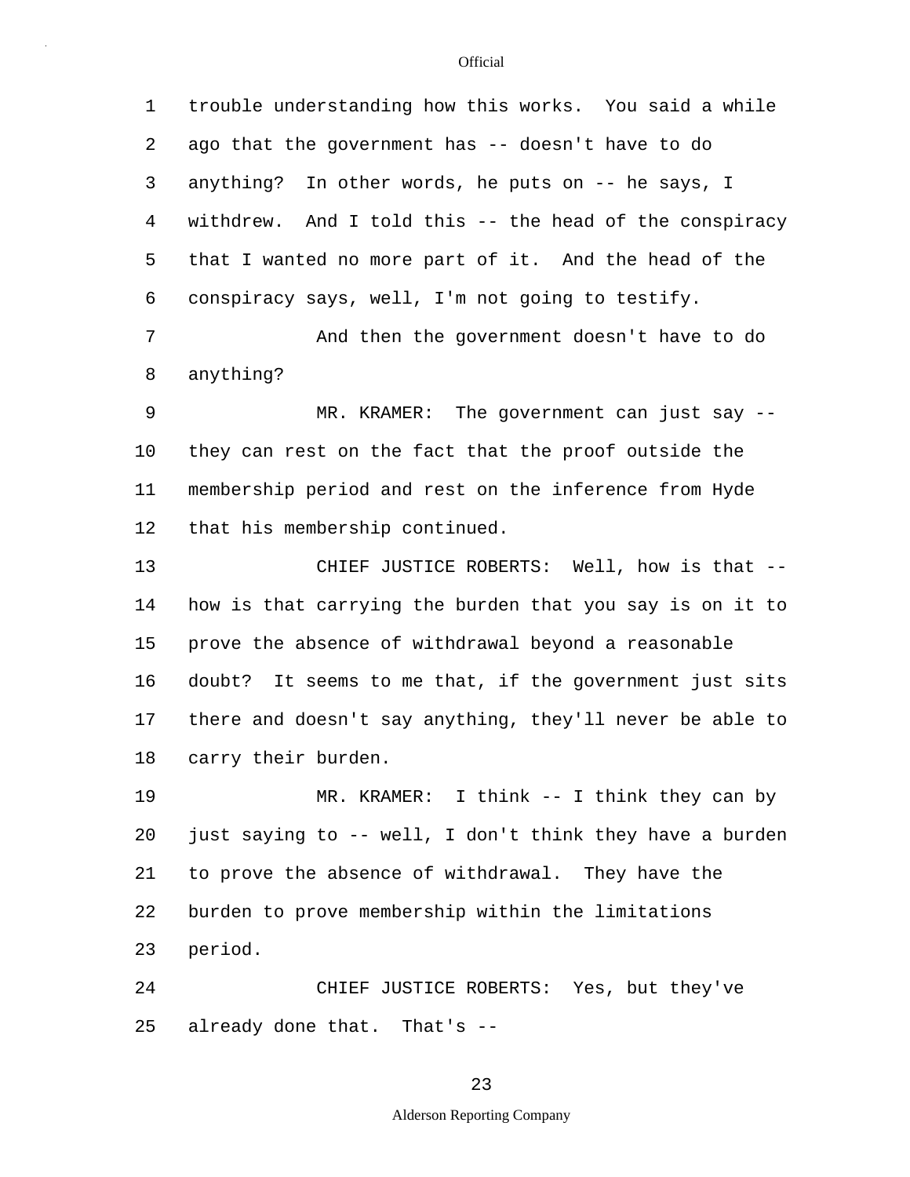trouble understanding how this works. You said a while ago that the government has -- doesn't have to do anything? In other words, he puts on -- he says, I withdrew. And I told this -- the head of the conspiracy that I wanted no more part of it. And the head of the conspiracy says, well, I'm not going to testify.

And then the government doesn't have to do anything?

MR. KRAMER: The government can just say -- they can rest on the fact that the proof outside the membership period and rest on the inference from Hyde that his membership continued.

CHIEF JUSTICE ROBERTS: Well, how is that -- how is that carrying the burden that you say is on it to prove the absence of withdrawal beyond a reasonable doubt? It seems to me that, if the government just sits there and doesn't say anything, they'll never be able to carry their burden.

MR. KRAMER: I think -- I think they can by just saying to -- well, I don't think they have a burden to prove the absence of withdrawal. They have the burden to prove membership within the limitations period.

CHIEF JUSTICE ROBERTS: Yes, but they've already done that. That's --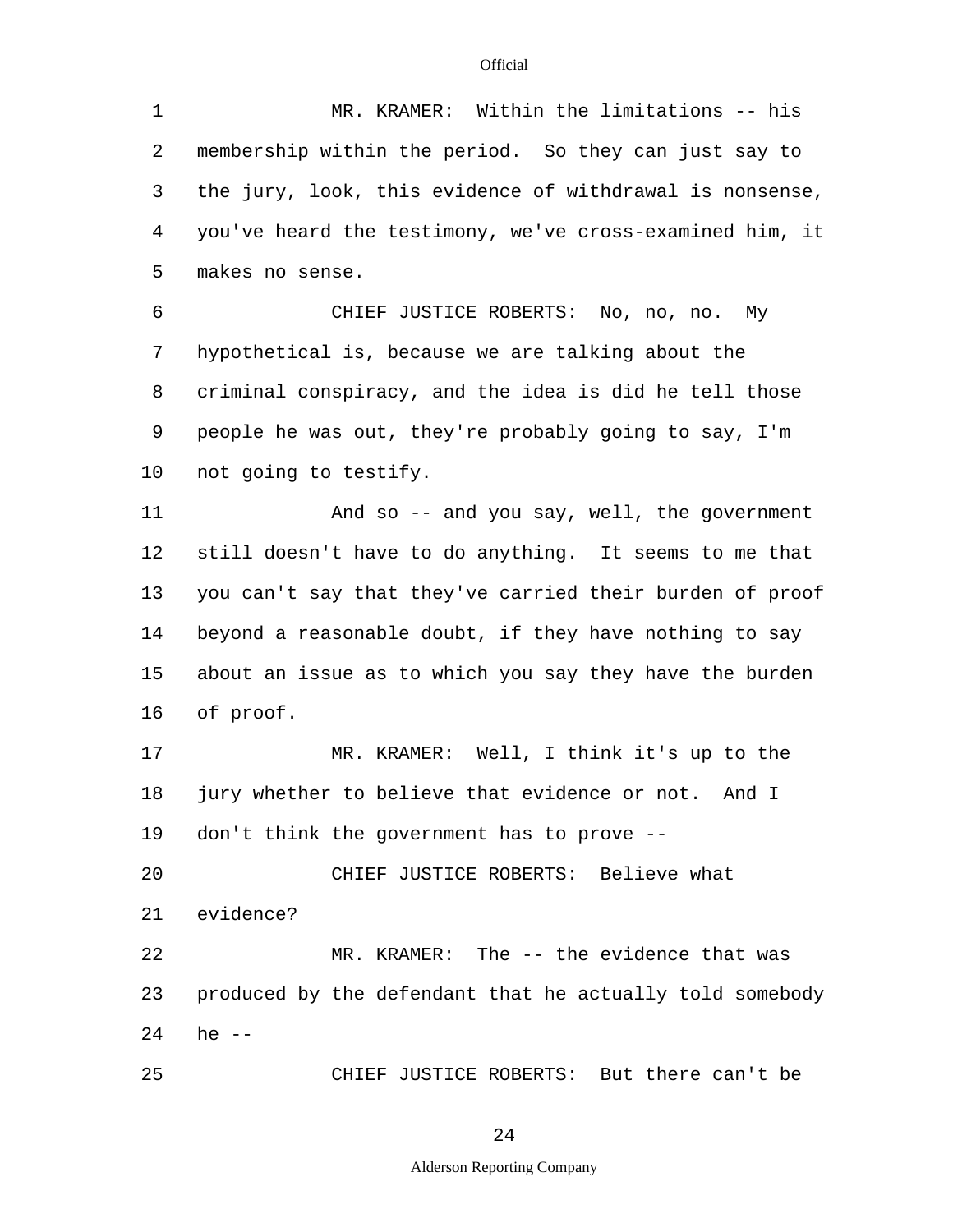MR. KRAMER: Within the limitations -- his membership within the period. So they can just say to the jury, look, this evidence of withdrawal is nonsense, you've heard the testimony, we've cross-examined him, it makes no sense.

CHIEF JUSTICE ROBERTS: No, no, no. My hypothetical is, because we are talking about the criminal conspiracy, and the idea is did he tell those people he was out, they're probably going to say, I'm not going to testify.

And so -- and you say, well, the government still doesn't have to do anything. It seems to me that you can't say that they've carried their burden of proof beyond a reasonable doubt, if they have nothing to say about an issue as to which you say they have the burden of proof.

MR. KRAMER: Well, I think it's up to the jury whether to believe that evidence or not. And I don't think the government has to prove --

CHIEF JUSTICE ROBERTS: Believe what evidence?

MR. KRAMER: The -- the evidence that was produced by the defendant that he actually told somebody he --

CHIEF JUSTICE ROBERTS: But there can't be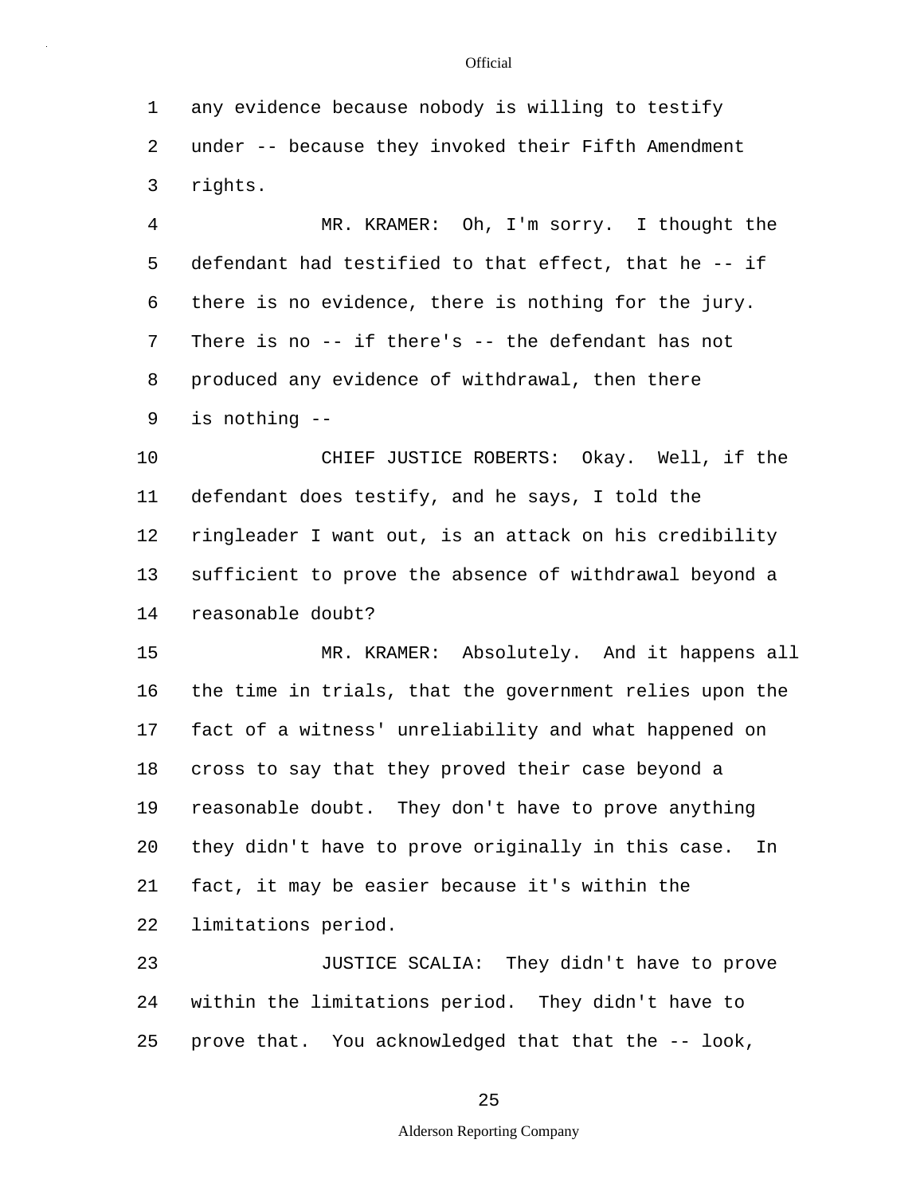any evidence because nobody is willing to testify under -- because they invoked their Fifth Amendment rights.

MR. KRAMER: Oh, I'm sorry. I thought the defendant had testified to that effect, that he -- if there is no evidence, there is nothing for the jury. There is no -- if there's -- the defendant has not produced any evidence of withdrawal, then there is nothing --

CHIEF JUSTICE ROBERTS: Okay. Well, if the defendant does testify, and he says, I told the ringleader I want out, is an attack on his credibility sufficient to prove the absence of withdrawal beyond a reasonable doubt?

MR. KRAMER: Absolutely. And it happens all the time in trials, that the government relies upon the fact of a witness' unreliability and what happened on cross to say that they proved their case beyond a reasonable doubt. They don't have to prove anything they didn't have to prove originally in this case. In fact, it may be easier because it's within the limitations period.

JUSTICE SCALIA: They didn't have to prove within the limitations period. They didn't have to prove that. You acknowledged that that the -- look,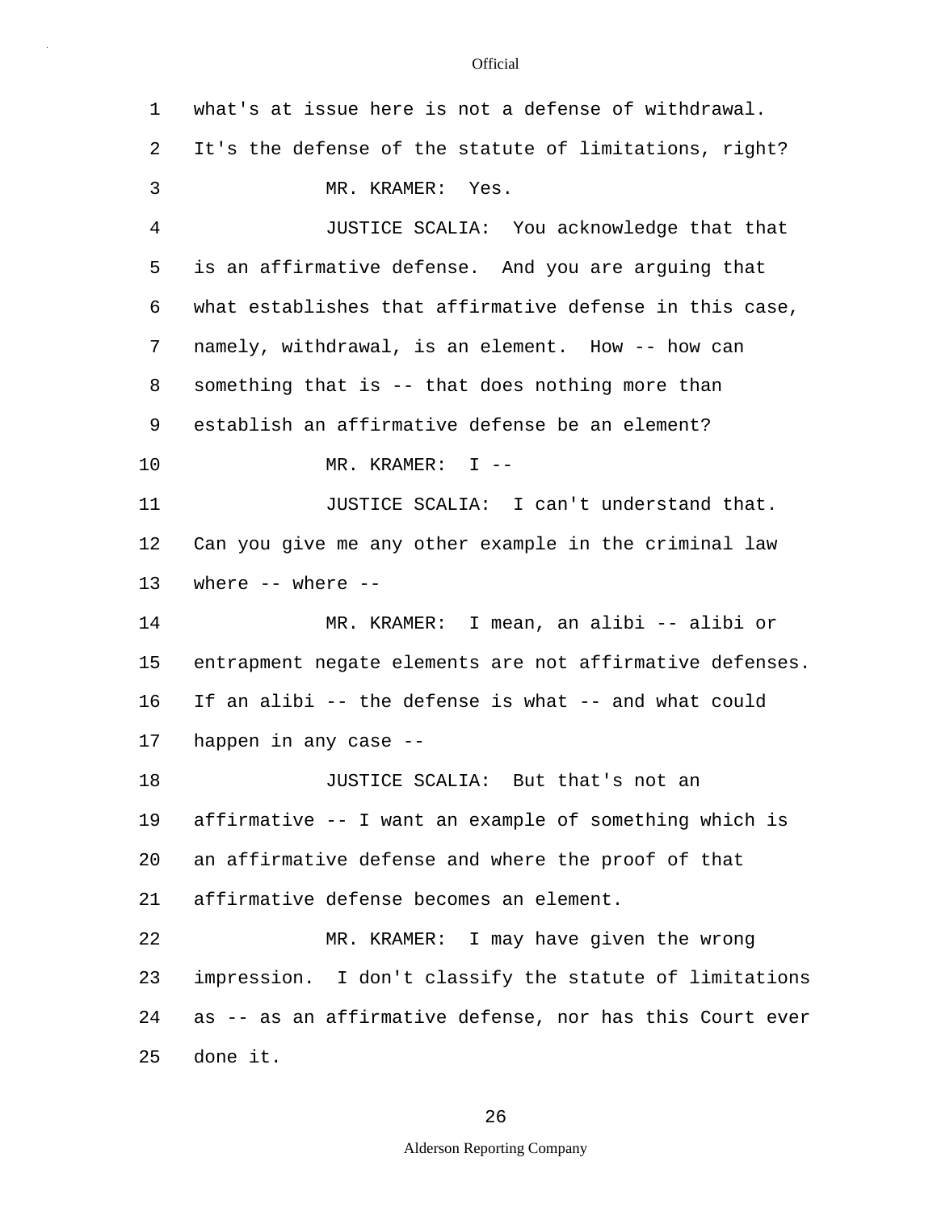what's at issue here is not a defense of withdrawal. It's the defense of the statute of limitations, right?

MR. KRAMER: Yes.

JUSTICE SCALIA: You acknowledge that that is an affirmative defense. And you are arguing that what establishes that affirmative defense in this case, namely, withdrawal, is an element. How -- how can something that is -- that does nothing more than establish an affirmative defense be an element?

MR. KRAMER: I --

JUSTICE SCALIA: I can't understand that. Can you give me any other example in the criminal law where -- where --

MR. KRAMER: I mean, an alibi -- alibi or entrapment negate elements are not affirmative defenses. If an alibi -- the defense is what -- and what could happen in any case --

JUSTICE SCALIA: But that's not an affirmative -- I want an example of something which is an affirmative defense and where the proof of that affirmative defense becomes an element.

MR. KRAMER: I may have given the wrong impression. I don't classify the statute of limitations as -- as an affirmative defense, nor has this Court ever done it.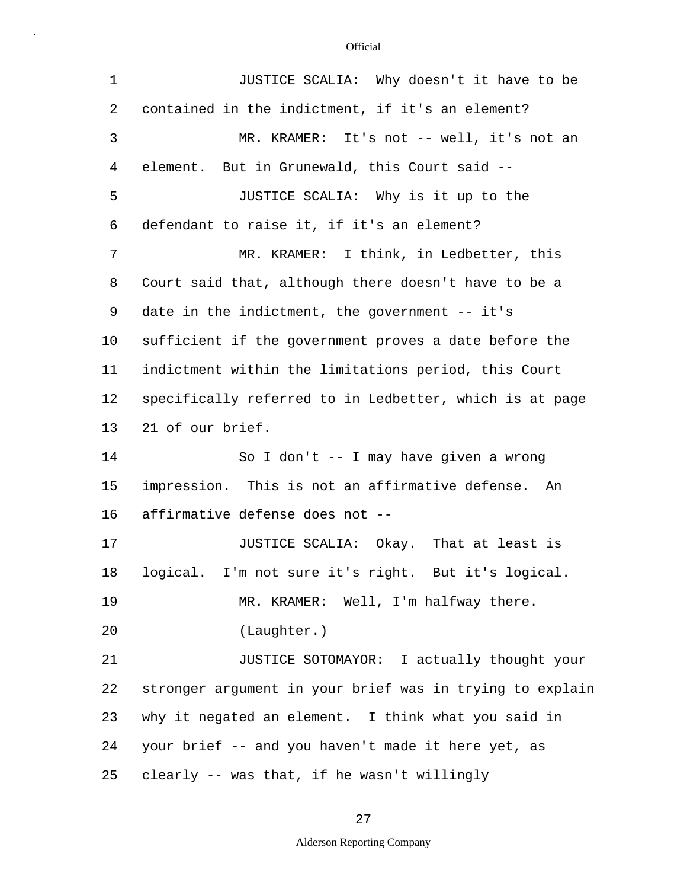JUSTICE SCALIA: Why doesn't it have to be contained in the indictment, if it's an element?

MR. KRAMER: It's not -- well, it's not an element. But in Grunewald, this Court said --

JUSTICE SCALIA: Why is it up to the defendant to raise it, if it's an element?

MR. KRAMER: I think, in Ledbetter, this Court said that, although there doesn't have to be a date in the indictment, the government -- it's sufficient if the government proves a date before the indictment within the limitations period, this Court specifically referred to in Ledbetter, which is at page 21 of our brief.

So I don't -- I may have given a wrong impression. This is not an affirmative defense. An affirmative defense does not --

JUSTICE SCALIA: Okay. That at least is logical. I'm not sure it's right. But it's logical.

MR. KRAMER: Well, I'm halfway there.

(Laughter.)

JUSTICE SOTOMAYOR: I actually thought your stronger argument in your brief was in trying to explain why it negated an element. I think what you said in your brief -- and you haven't made it here yet, as clearly -- was that, if he wasn't willingly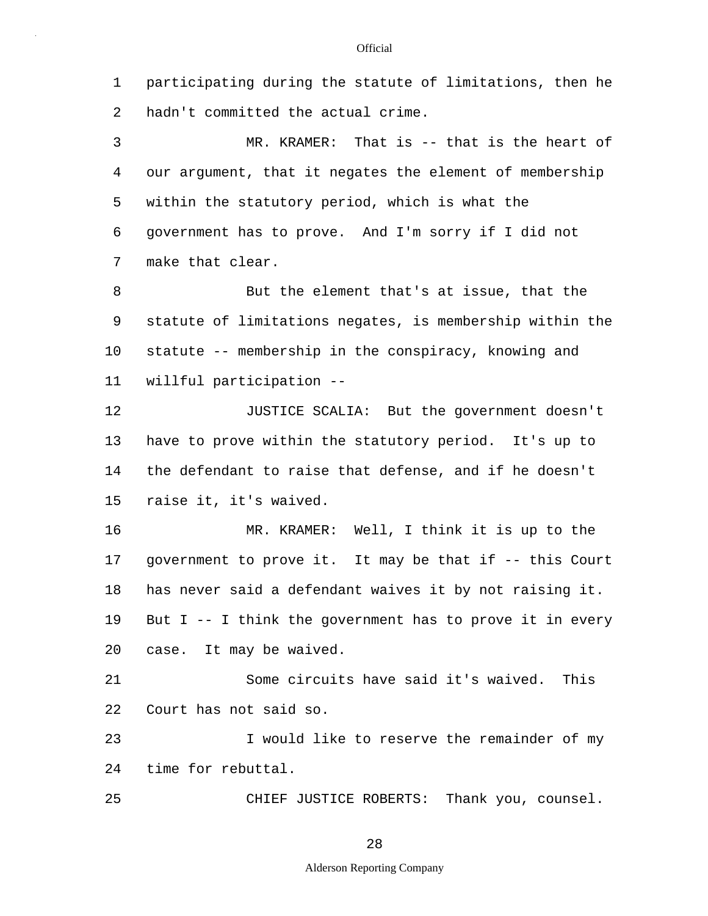participating during the statute of limitations, then he hadn't committed the actual crime.

MR. KRAMER: That is -- that is the heart of our argument, that it negates the element of membership within the statutory period, which is what the government has to prove. And I'm sorry if I did not make that clear.

But the element that's at issue, that the statute of limitations negates, is membership within the statute -- membership in the conspiracy, knowing and willful participation --

JUSTICE SCALIA: But the government doesn't have to prove within the statutory period. It's up to the defendant to raise that defense, and if he doesn't raise it, it's waived.

MR. KRAMER: Well, I think it is up to the government to prove it. It may be that if -- this Court has never said a defendant waives it by not raising it. But I -- I think the government has to prove it in every case. It may be waived.

Some circuits have said it's waived. This Court has not said so.

I would like to reserve the remainder of my time for rebuttal.

CHIEF JUSTICE ROBERTS: Thank you, counsel.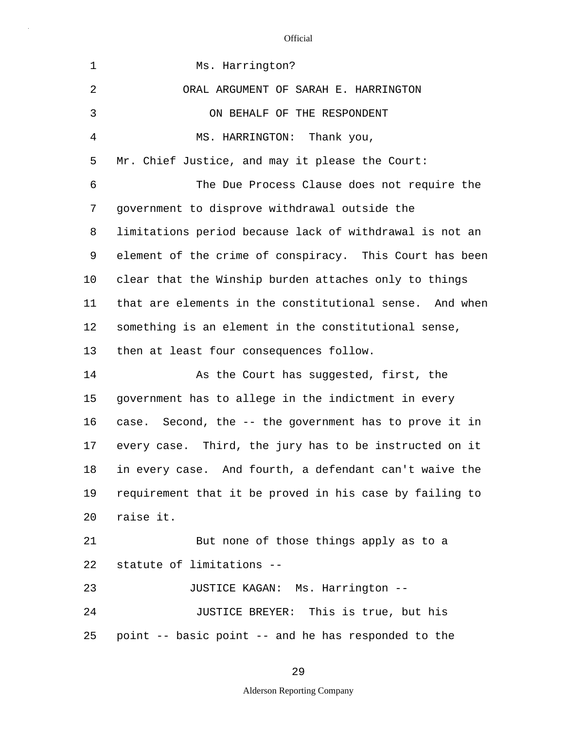Ms. Harrington?

ORAL ARGUMENT OF SARAH E. HARRINGTON

ON BEHALF OF THE RESPONDENT

MS. HARRINGTON: Thank you, Mr. Chief Justice, and may it please the Court:

The Due Process Clause does not require the government to disprove withdrawal outside the limitations period because lack of withdrawal is not an element of the crime of conspiracy. This Court has been clear that the Winship burden attaches only to things that are elements in the constitutional sense. And when something is an element in the constitutional sense, then at least four consequences follow.

As the Court has suggested, first, the government has to allege in the indictment in every case. Second, the -- the government has to prove it in every case. Third, the jury has to be instructed on it in every case. And fourth, a defendant can't waive the requirement that it be proved in his case by failing to raise it.

But none of those things apply as to a statute of limitations --

JUSTICE KAGAN: Ms. Harrington --

JUSTICE BREYER: This is true, but his point -- basic point -- and he has responded to the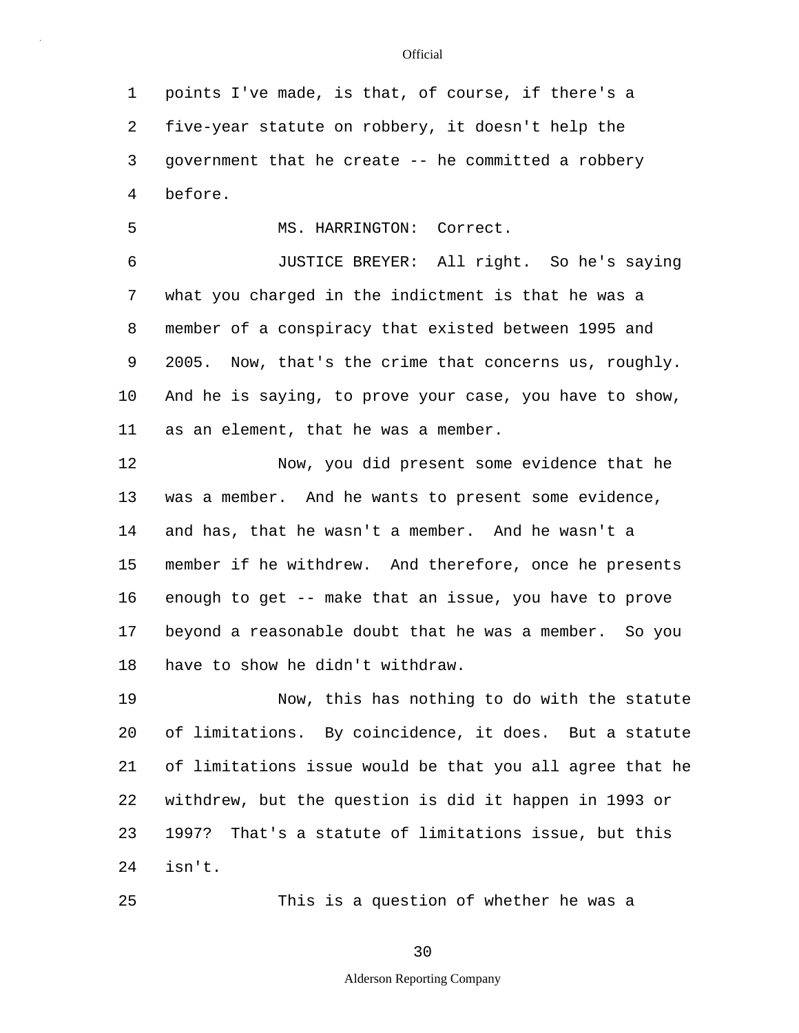points I've made, is that, of course, if there's a five-year statute on robbery, it doesn't help the government that he create -- he committed a robbery before.

MS. HARRINGTON: Correct.

JUSTICE BREYER: All right. So he's saying what you charged in the indictment is that he was a member of a conspiracy that existed between 1995 and 2005. Now, that's the crime that concerns us, roughly. And he is saying, to prove your case, you have to show, as an element, that he was a member.

Now, you did present some evidence that he was a member. And he wants to present some evidence, and has, that he wasn't a member. And he wasn't a member if he withdrew. And therefore, once he presents enough to get -- make that an issue, you have to prove beyond a reasonable doubt that he was a member. So you have to show he didn't withdraw.

Now, this has nothing to do with the statute of limitations. By coincidence, it does. But a statute of limitations issue would be that you all agree that he withdrew, but the question is did it happen in 1993 or 1997? That's a statute of limitations issue, but this isn't.

This is a question of whether he was a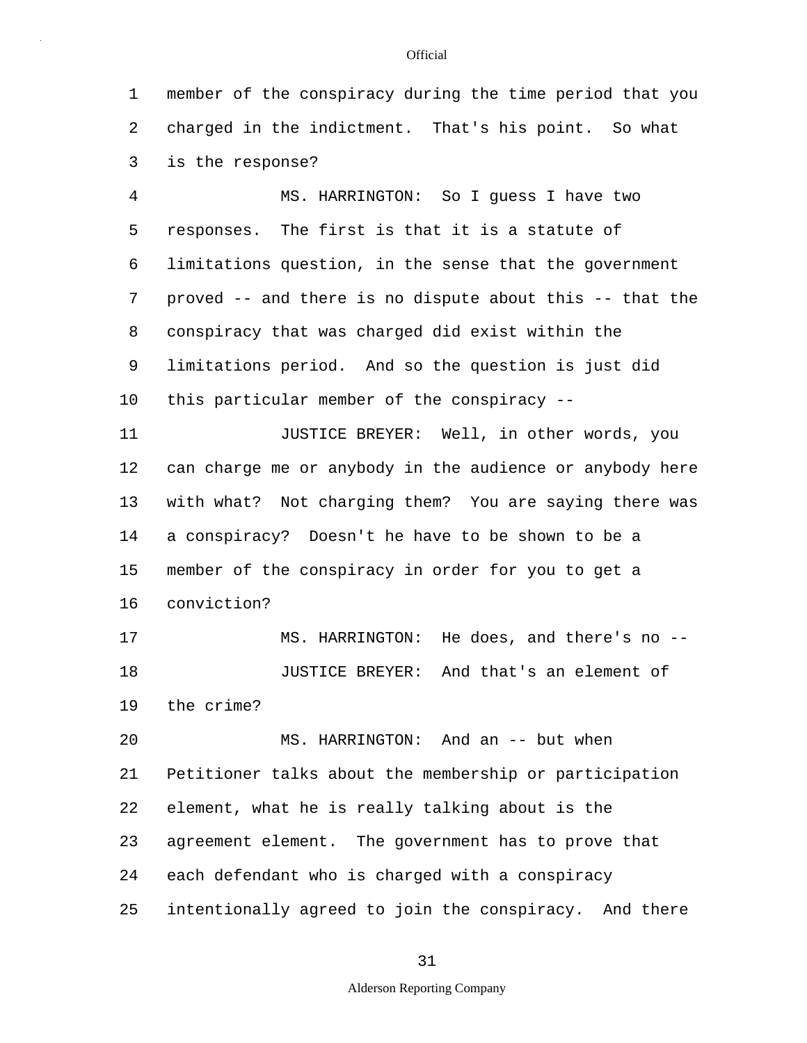member of the conspiracy during the time period that you charged in the indictment. That's his point. So what is the response?

MS. HARRINGTON: So I guess I have two responses. The first is that it is a statute of limitations question, in the sense that the government proved -- and there is no dispute about this -- that the conspiracy that was charged did exist within the limitations period. And so the question is just did this particular member of the conspiracy --

JUSTICE BREYER: Well, in other words, you can charge me or anybody in the audience or anybody here with what? Not charging them? You are saying there was a conspiracy? Doesn't he have to be shown to be a member of the conspiracy in order for you to get a conviction?

MS. HARRINGTON: He does, and there's no --

JUSTICE BREYER: And that's an element of the crime?

MS. HARRINGTON: And an -- but when Petitioner talks about the membership or participation element, what he is really talking about is the agreement element. The government has to prove that each defendant who is charged with a conspiracy intentionally agreed to join the conspiracy. And there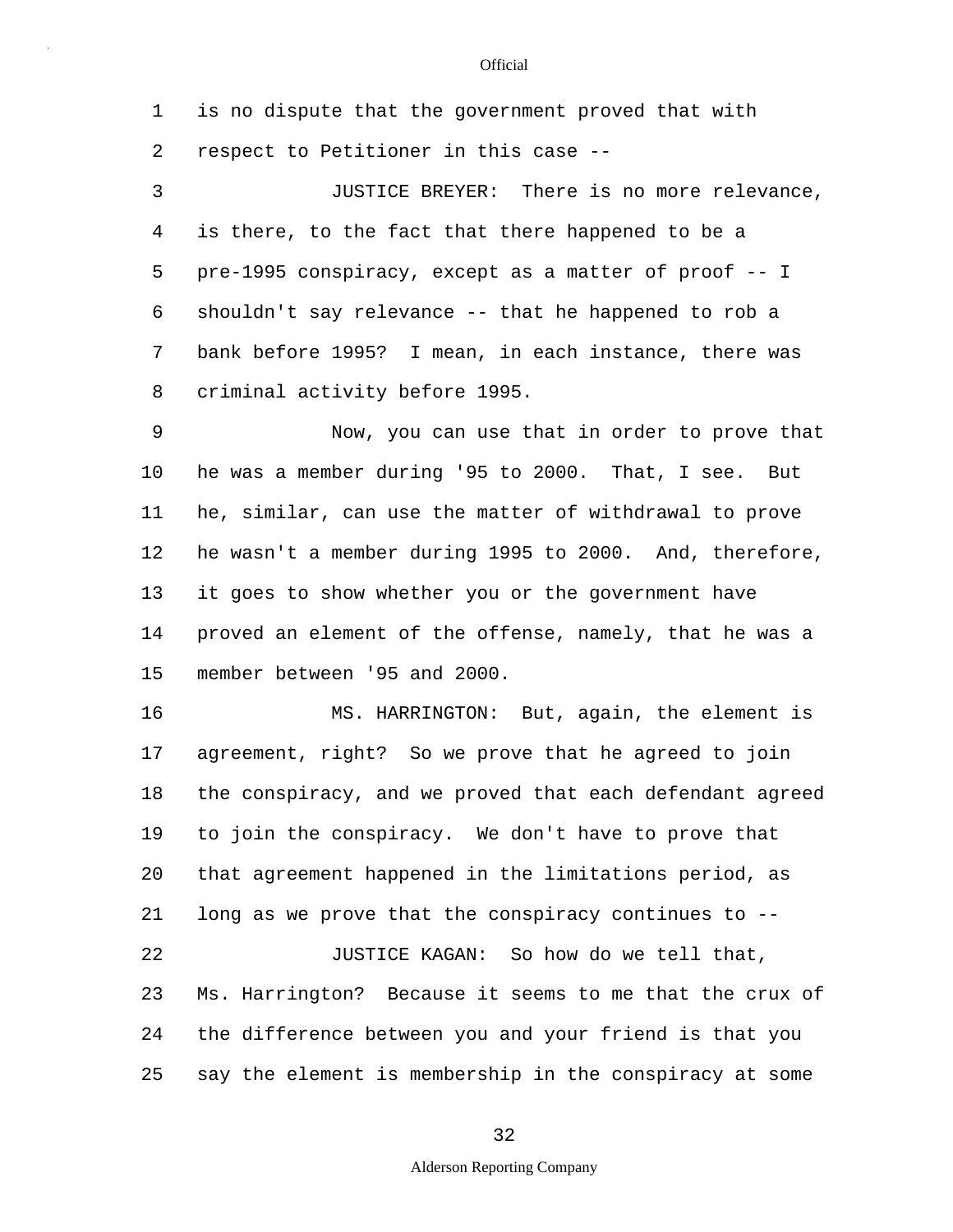is no dispute that the government proved that with respect to Petitioner in this case --

JUSTICE BREYER: There is no more relevance, is there, to the fact that there happened to be a pre-1995 conspiracy, except as a matter of proof -- I shouldn't say relevance -- that he happened to rob a bank before 1995? I mean, in each instance, there was criminal activity before 1995.

Now, you can use that in order to prove that he was a member during '95 to 2000. That, I see. But he, similar, can use the matter of withdrawal to prove he wasn't a member during 1995 to 2000. And, therefore, it goes to show whether you or the government have proved an element of the offense, namely, that he was a member between '95 and 2000.

MS. HARRINGTON: But, again, the element is agreement, right? So we prove that he agreed to join the conspiracy, and we proved that each defendant agreed to join the conspiracy. We don't have to prove that that agreement happened in the limitations period, as long as we prove that the conspiracy continues to --

JUSTICE KAGAN: So how do we tell that, Ms. Harrington? Because it seems to me that the crux of the difference between you and your friend is that you say the element is membership in the conspiracy at some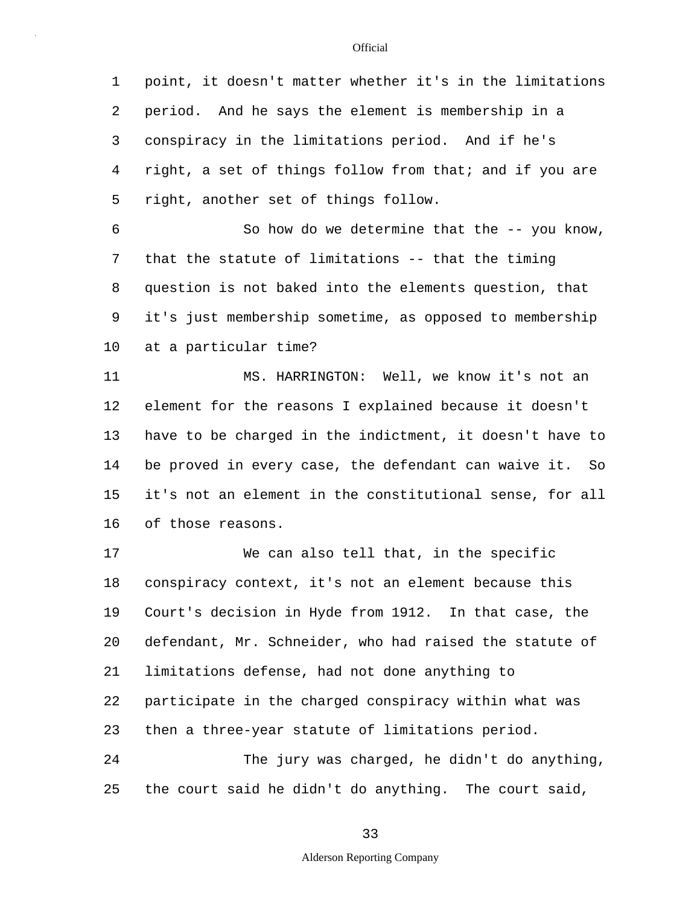point, it doesn't matter whether it's in the limitations period. And he says the element is membership in a conspiracy in the limitations period. And if he's right, a set of things follow from that; and if you are right, another set of things follow.

So how do we determine that the -- you know, that the statute of limitations -- that the timing question is not baked into the elements question, that it's just membership sometime, as opposed to membership at a particular time?

MS. HARRINGTON: Well, we know it's not an element for the reasons I explained because it doesn't have to be charged in the indictment, it doesn't have to be proved in every case, the defendant can waive it. So it's not an element in the constitutional sense, for all of those reasons.

We can also tell that, in the specific conspiracy context, it's not an element because this Court's decision in Hyde from 1912. In that case, the defendant, Mr. Schneider, who had raised the statute of limitations defense, had not done anything to participate in the charged conspiracy within what was then a three-year statute of limitations period.

The jury was charged, he didn't do anything, the court said he didn't do anything. The court said,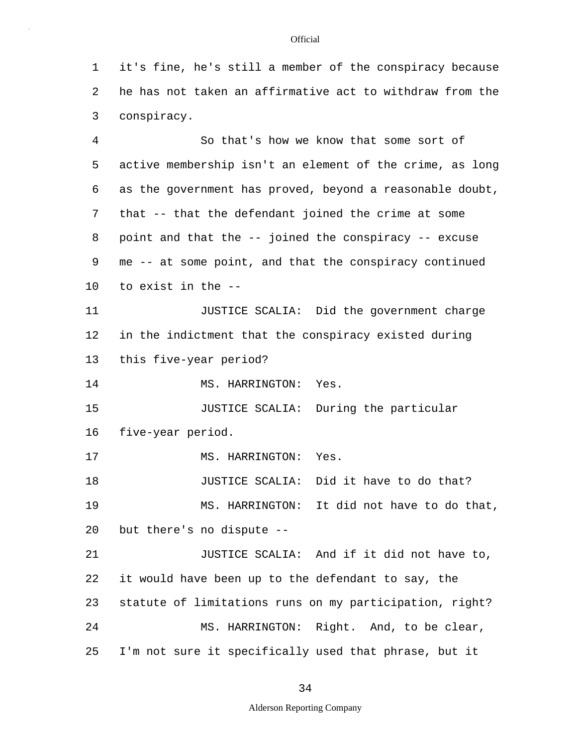it's fine, he's still a member of the conspiracy because he has not taken an affirmative act to withdraw from the conspiracy.

So that's how we know that some sort of active membership isn't an element of the crime, as long as the government has proved, beyond a reasonable doubt, that -- that the defendant joined the crime at some point and that the -- joined the conspiracy -- excuse me -- at some point, and that the conspiracy continued to exist in the --

JUSTICE SCALIA: Did the government charge in the indictment that the conspiracy existed during this five-year period?

MS. HARRINGTON: Yes.

JUSTICE SCALIA: During the particular five-year period.

MS. HARRINGTON: Yes.

JUSTICE SCALIA: Did it have to do that?

MS. HARRINGTON: It did not have to do that, but there's no dispute --

JUSTICE SCALIA: And if it did not have to, it would have been up to the defendant to say, the statute of limitations runs on my participation, right?

MS. HARRINGTON: Right. And, to be clear, I'm not sure it specifically used that phrase, but it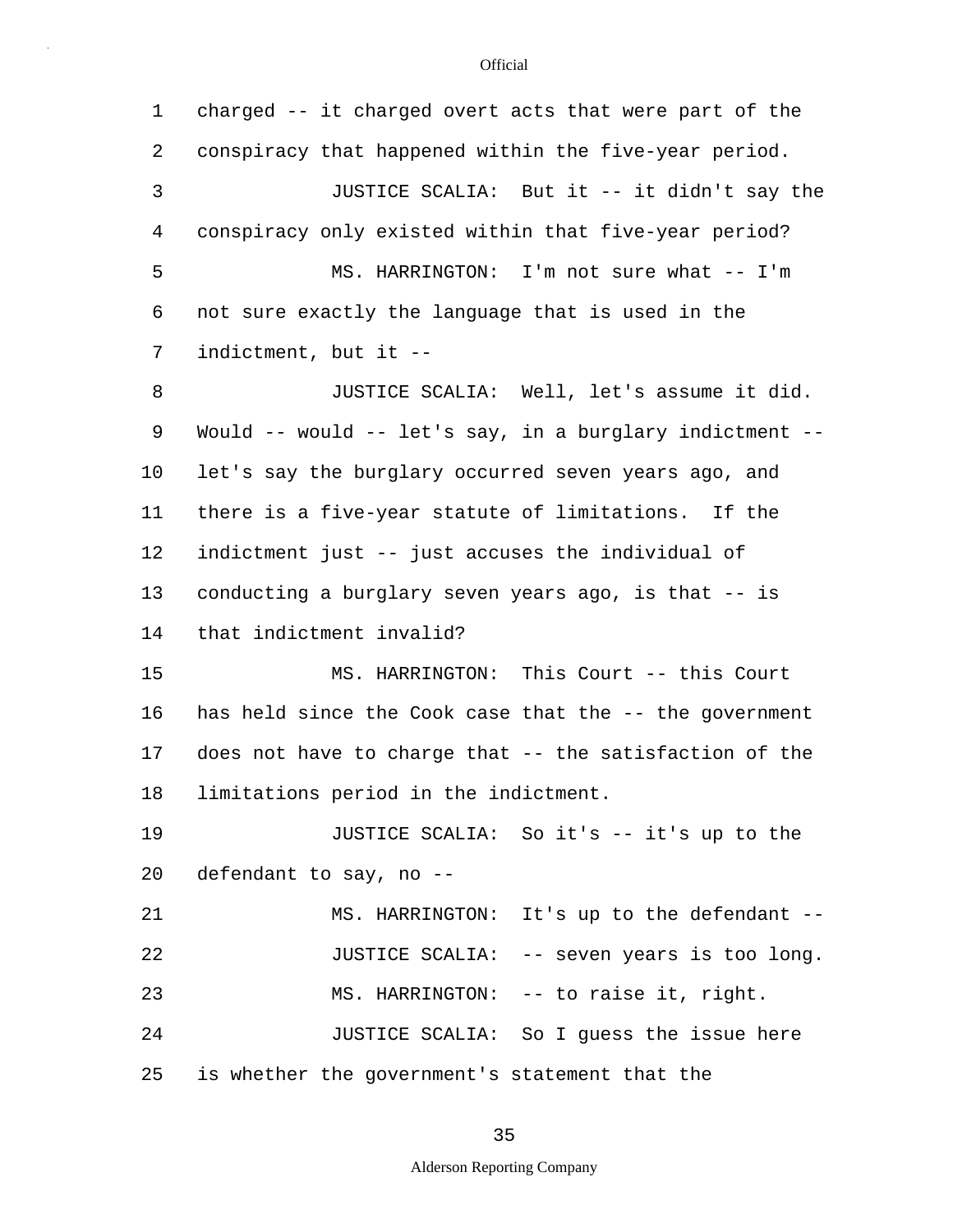charged -- it charged overt acts that were part of the conspiracy that happened within the five-year period.

JUSTICE SCALIA: But it -- it didn't say the conspiracy only existed within that five-year period?

MS. HARRINGTON: I'm not sure what -- I'm not sure exactly the language that is used in the indictment, but it --

JUSTICE SCALIA: Well, let's assume it did. Would -- would -- let's say, in a burglary indictment -- let's say the burglary occurred seven years ago, and there is a five-year statute of limitations. If the indictment just -- just accuses the individual of conducting a burglary seven years ago, is that -- is that indictment invalid?

MS. HARRINGTON: This Court -- this Court has held since the Cook case that the -- the government does not have to charge that -- the satisfaction of the limitations period in the indictment.

JUSTICE SCALIA: So it's -- it's up to the defendant to say, no --

MS. HARRINGTON: It's up to the defendant --

JUSTICE SCALIA: -- seven years is too long.

MS. HARRINGTON: -- to raise it, right.

JUSTICE SCALIA: So I guess the issue here is whether the government's statement that the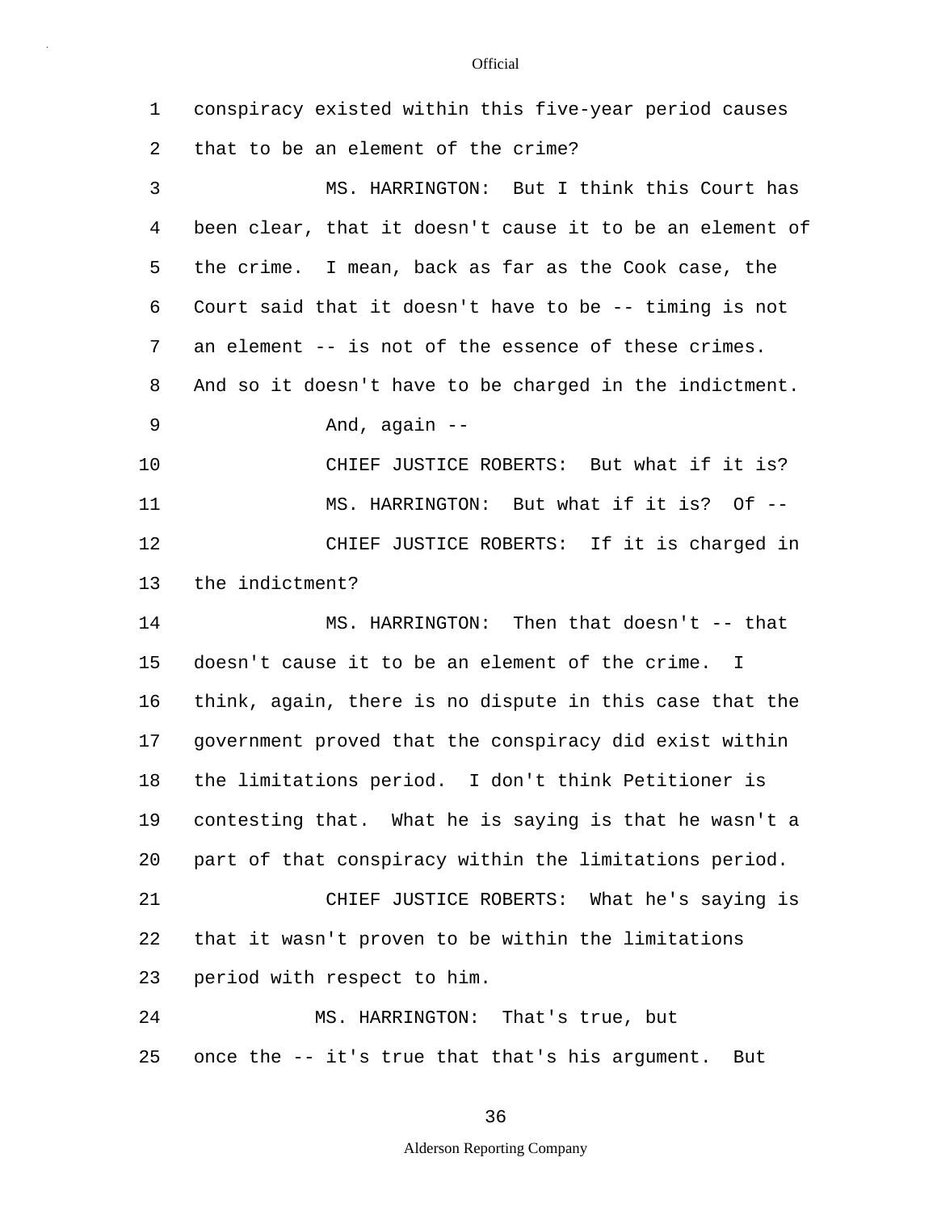conspiracy existed within this five-year period causes that to be an element of the crime?

MS. HARRINGTON: But I think this Court has been clear, that it doesn't cause it to be an element of the crime. I mean, back as far as the Cook case, the Court said that it doesn't have to be -- timing is not an element -- is not of the essence of these crimes. And so it doesn't have to be charged in the indictment.

And, again --

CHIEF JUSTICE ROBERTS: But what if it is?

MS. HARRINGTON: But what if it is? Of --

CHIEF JUSTICE ROBERTS: If it is charged in the indictment?

MS. HARRINGTON: Then that doesn't -- that doesn't cause it to be an element of the crime. I think, again, there is no dispute in this case that the government proved that the conspiracy did exist within the limitations period. I don't think Petitioner is contesting that. What he is saying is that he wasn't a part of that conspiracy within the limitations period.

CHIEF JUSTICE ROBERTS: What he's saying is that it wasn't proven to be within the limitations period with respect to him.

MS. HARRINGTON: That's true, but once the -- it's true that that's his argument. But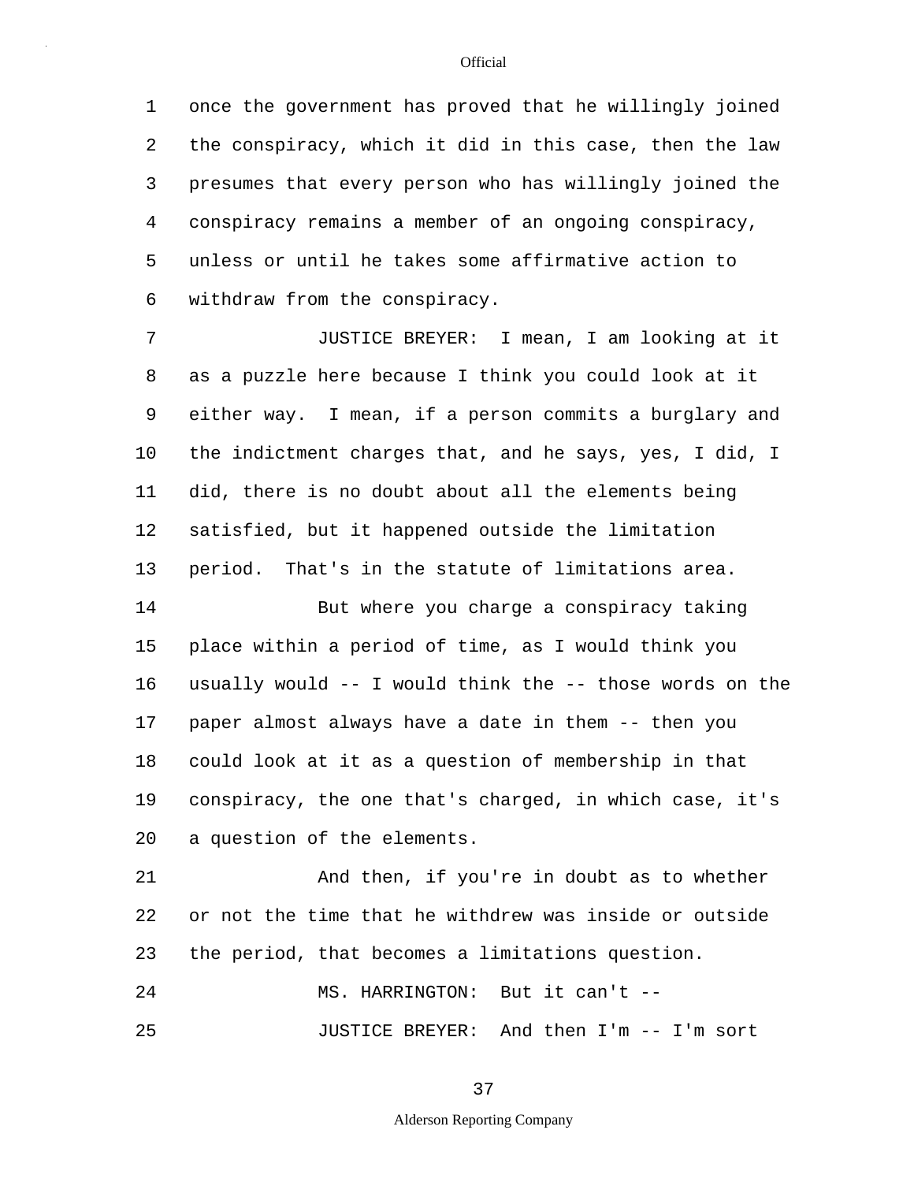once the government has proved that he willingly joined the conspiracy, which it did in this case, then the law presumes that every person who has willingly joined the conspiracy remains a member of an ongoing conspiracy, unless or until he takes some affirmative action to withdraw from the conspiracy.

JUSTICE BREYER: I mean, I am looking at it as a puzzle here because I think you could look at it either way. I mean, if a person commits a burglary and the indictment charges that, and he says, yes, I did, I did, there is no doubt about all the elements being satisfied, but it happened outside the limitation period. That's in the statute of limitations area.

But where you charge a conspiracy taking place within a period of time, as I would think you usually would -- I would think the -- those words on the paper almost always have a date in them -- then you could look at it as a question of membership in that conspiracy, the one that's charged, in which case, it's a question of the elements.

And then, if you're in doubt as to whether or not the time that he withdrew was inside or outside the period, that becomes a limitations question.

MS. HARRINGTON: But it can't --

JUSTICE BREYER: And then I'm -- I'm sort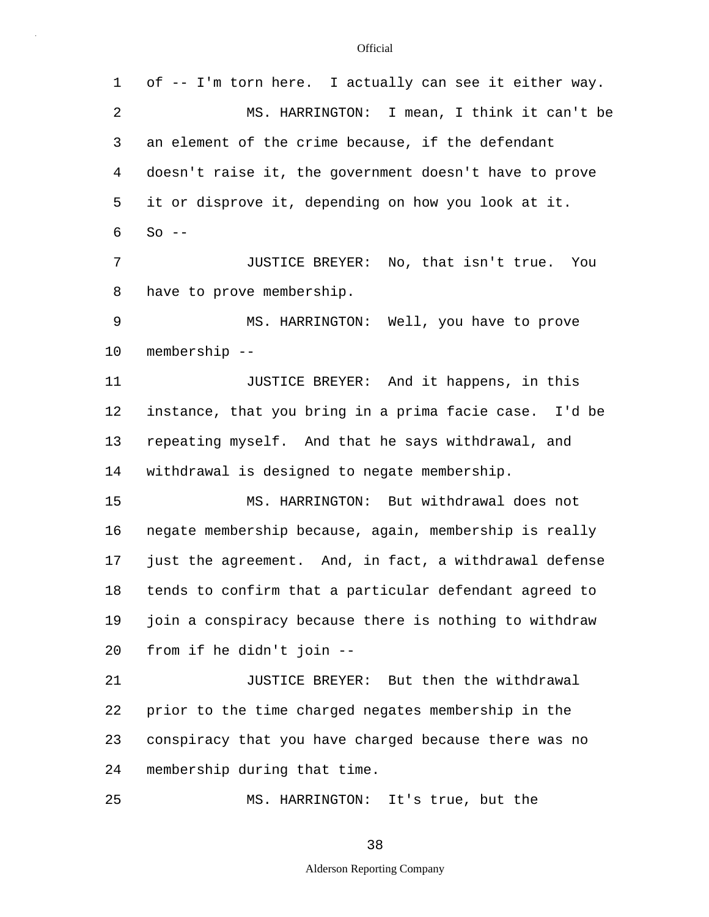of -- I'm torn here. I actually can see it either way.

MS. HARRINGTON: I mean, I think it can't be an element of the crime because, if the defendant doesn't raise it, the government doesn't have to prove it or disprove it, depending on how you look at it. So --

JUSTICE BREYER: No, that isn't true. You have to prove membership.

MS. HARRINGTON: Well, you have to prove membership --

JUSTICE BREYER: And it happens, in this instance, that you bring in a prima facie case. I'd be repeating myself. And that he says withdrawal, and withdrawal is designed to negate membership.

MS. HARRINGTON: But withdrawal does not negate membership because, again, membership is really just the agreement. And, in fact, a withdrawal defense tends to confirm that a particular defendant agreed to join a conspiracy because there is nothing to withdraw from if he didn't join --

JUSTICE BREYER: But then the withdrawal prior to the time charged negates membership in the conspiracy that you have charged because there was no membership during that time.

MS. HARRINGTON: It's true, but the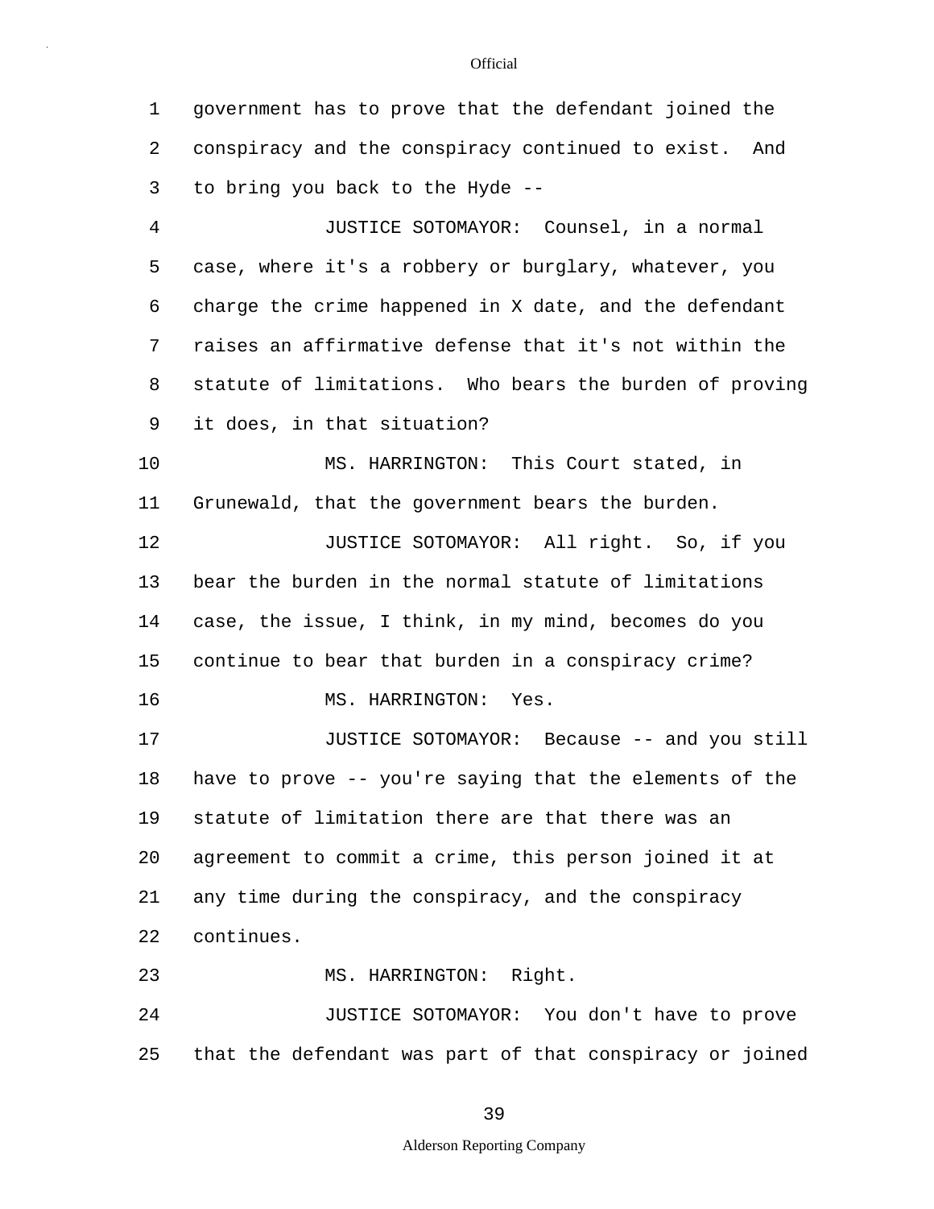government has to prove that the defendant joined the conspiracy and the conspiracy continued to exist. And to bring you back to the Hyde --

JUSTICE SOTOMAYOR: Counsel, in a normal case, where it's a robbery or burglary, whatever, you charge the crime happened in X date, and the defendant raises an affirmative defense that it's not within the statute of limitations. Who bears the burden of proving it does, in that situation?

MS. HARRINGTON: This Court stated, in Grunewald, that the government bears the burden.

JUSTICE SOTOMAYOR: All right. So, if you bear the burden in the normal statute of limitations case, the issue, I think, in my mind, becomes do you continue to bear that burden in a conspiracy crime?

MS. HARRINGTON: Yes.

JUSTICE SOTOMAYOR: Because -- and you still have to prove -- you're saying that the elements of the statute of limitation there are that there was an agreement to commit a crime, this person joined it at any time during the conspiracy, and the conspiracy continues.

MS. HARRINGTON: Right.

JUSTICE SOTOMAYOR: You don't have to prove that the defendant was part of that conspiracy or joined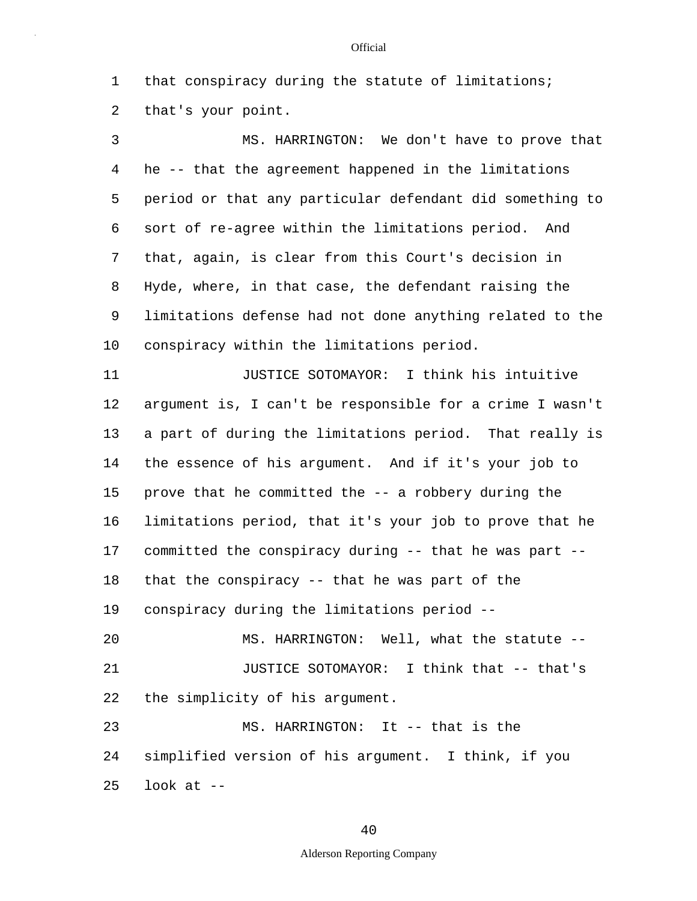that conspiracy during the statute of limitations; that's your point.

MS. HARRINGTON: We don't have to prove that he -- that the agreement happened in the limitations period or that any particular defendant did something to sort of re-agree within the limitations period. And that, again, is clear from this Court's decision in Hyde, where, in that case, the defendant raising the limitations defense had not done anything related to the conspiracy within the limitations period.

JUSTICE SOTOMAYOR: I think his intuitive argument is, I can't be responsible for a crime I wasn't a part of during the limitations period. That really is the essence of his argument. And if it's your job to prove that he committed the -- a robbery during the limitations period, that it's your job to prove that he committed the conspiracy during -- that he was part -- that the conspiracy -- that he was part of the conspiracy during the limitations period --

MS. HARRINGTON: Well, what the statute --

JUSTICE SOTOMAYOR: I think that -- that's the simplicity of his argument.

MS. HARRINGTON: It -- that is the simplified version of his argument. I think, if you look at --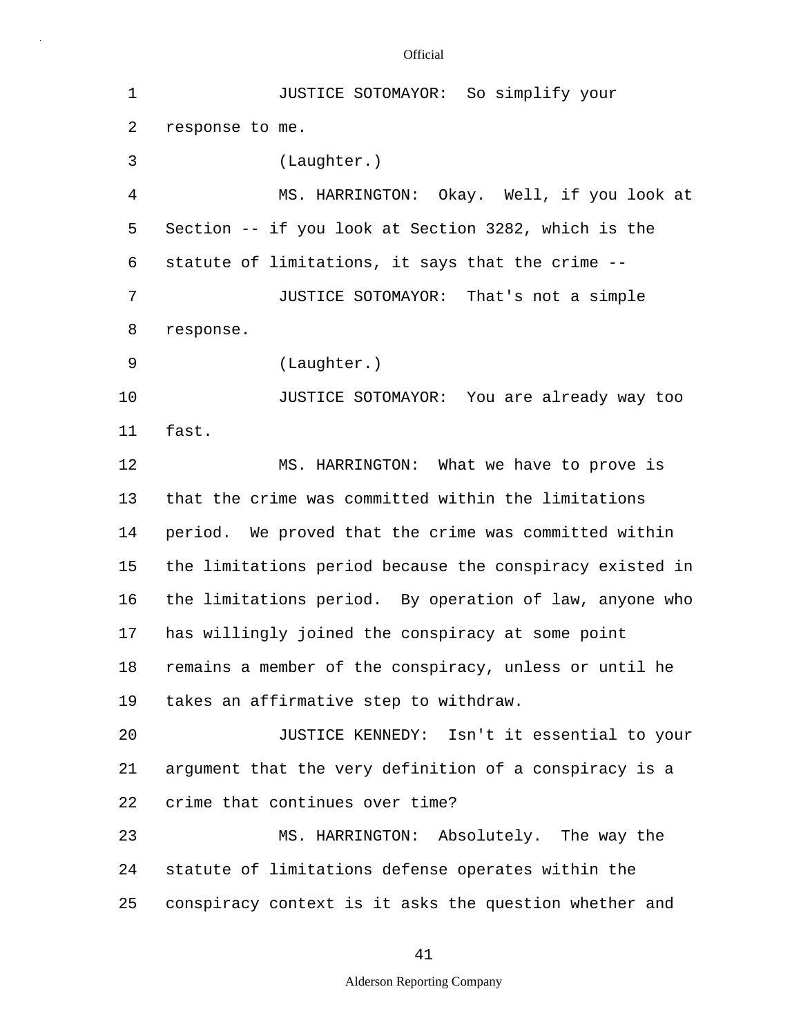JUSTICE SOTOMAYOR: So simplify your response to me.

(Laughter.)

MS. HARRINGTON: Okay. Well, if you look at Section -- if you look at Section 3282, which is the statute of limitations, it says that the crime --

JUSTICE SOTOMAYOR: That's not a simple response.

(Laughter.)

JUSTICE SOTOMAYOR: You are already way too fast.

MS. HARRINGTON: What we have to prove is that the crime was committed within the limitations period. We proved that the crime was committed within the limitations period because the conspiracy existed in the limitations period. By operation of law, anyone who has willingly joined the conspiracy at some point remains a member of the conspiracy, unless or until he takes an affirmative step to withdraw.

JUSTICE KENNEDY: Isn't it essential to your argument that the very definition of a conspiracy is a crime that continues over time?

MS. HARRINGTON: Absolutely. The way the statute of limitations defense operates within the conspiracy context is it asks the question whether and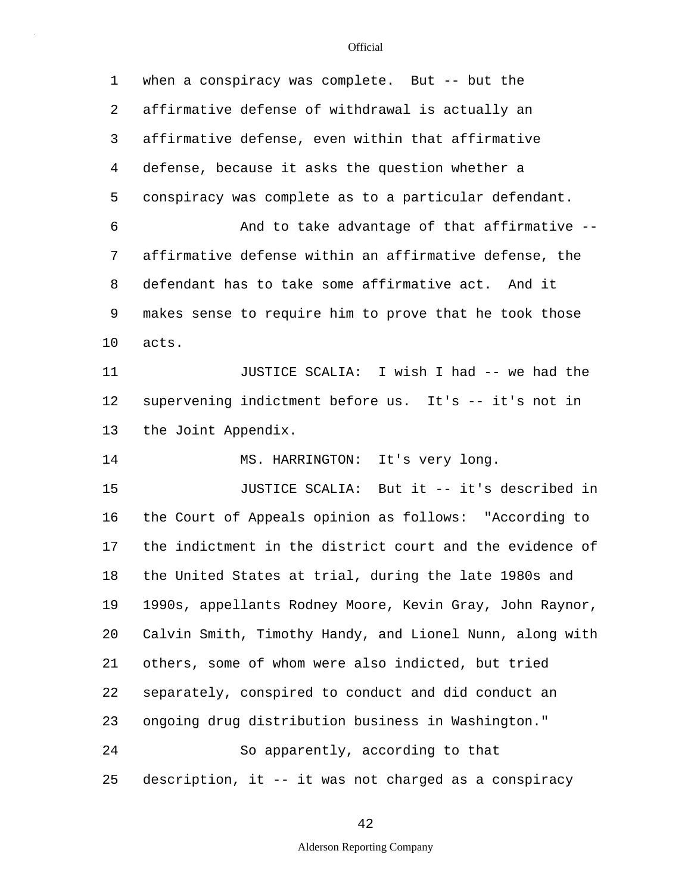when a conspiracy was complete. But -- but the affirmative defense of withdrawal is actually an affirmative defense, even within that affirmative defense, because it asks the question whether a conspiracy was complete as to a particular defendant.

And to take advantage of that affirmative -- affirmative defense within an affirmative defense, the defendant has to take some affirmative act. And it makes sense to require him to prove that he took those acts.

JUSTICE SCALIA: I wish I had -- we had the supervening indictment before us. It's -- it's not in the Joint Appendix.

MS. HARRINGTON: It's very long.

JUSTICE SCALIA: But it -- it's described in the Court of Appeals opinion as follows: "According to the indictment in the district court and the evidence of the United States at trial, during the late 1980s and 1990s, appellants Rodney Moore, Kevin Gray, John Raynor, Calvin Smith, Timothy Handy, and Lionel Nunn, along with others, some of whom were also indicted, but tried separately, conspired to conduct and did conduct an ongoing drug distribution business in Washington."

So apparently, according to that description, it -- it was not charged as a conspiracy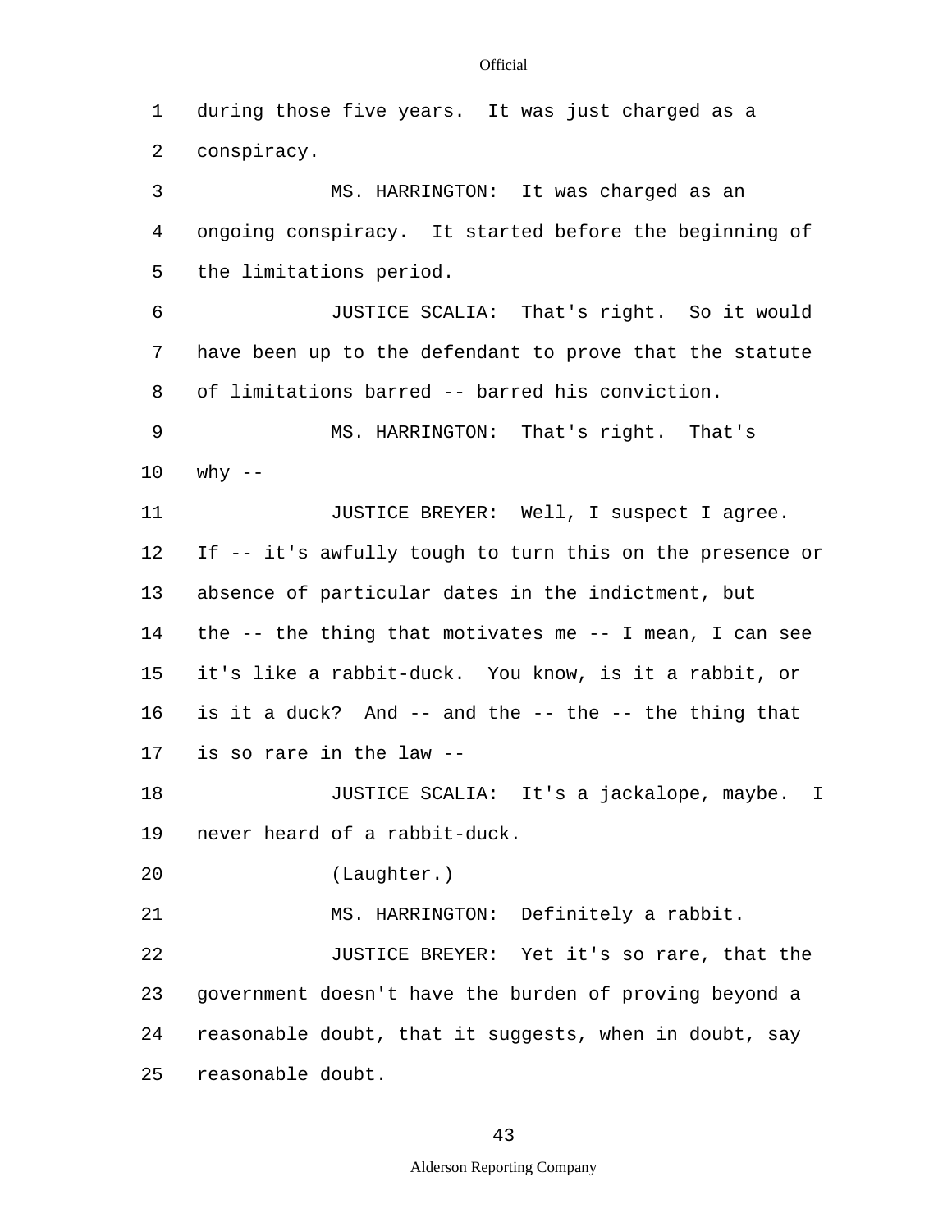during those five years. It was just charged as a conspiracy.

MS. HARRINGTON: It was charged as an ongoing conspiracy. It started before the beginning of the limitations period.

JUSTICE SCALIA: That's right. So it would have been up to the defendant to prove that the statute of limitations barred -- barred his conviction.

MS. HARRINGTON: That's right. That's why --

JUSTICE BREYER: Well, I suspect I agree. If -- it's awfully tough to turn this on the presence or absence of particular dates in the indictment, but the -- the thing that motivates me -- I mean, I can see it's like a rabbit-duck. You know, is it a rabbit, or is it a duck? And -- and the -- the -- the thing that is so rare in the law --

JUSTICE SCALIA: It's a jackalope, maybe. I never heard of a rabbit-duck.

(Laughter.)

MS. HARRINGTON: Definitely a rabbit.

JUSTICE BREYER: Yet it's so rare, that the government doesn't have the burden of proving beyond a reasonable doubt, that it suggests, when in doubt, say reasonable doubt.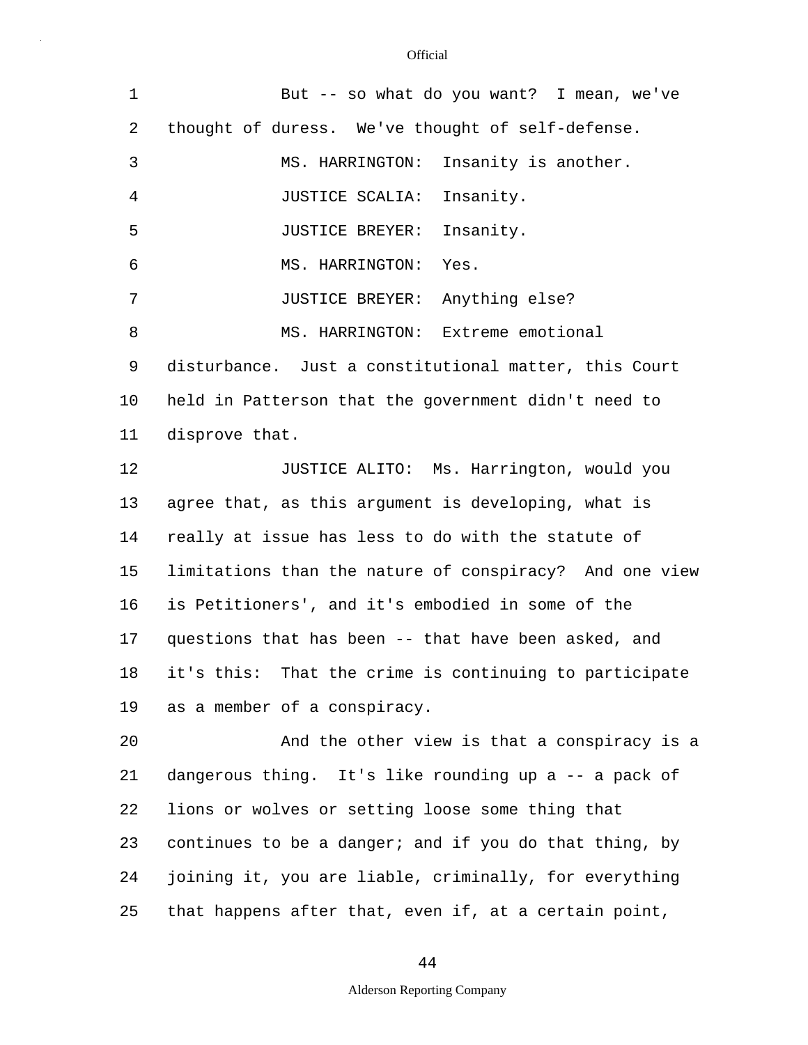But -- so what do you want? I mean, we've thought of duress. We've thought of self-defense.

MS. HARRINGTON: Insanity is another.

JUSTICE SCALIA: Insanity.

JUSTICE BREYER: Insanity.

MS. HARRINGTON: Yes.

JUSTICE BREYER: Anything else?

MS. HARRINGTON: Extreme emotional disturbance. Just a constitutional matter, this Court held in Patterson that the government didn't need to disprove that.

JUSTICE ALITO: Ms. Harrington, would you agree that, as this argument is developing, what is really at issue has less to do with the statute of limitations than the nature of conspiracy? And one view is Petitioners', and it's embodied in some of the questions that has been -- that have been asked, and it's this: That the crime is continuing to participate as a member of a conspiracy.

And the other view is that a conspiracy is a dangerous thing. It's like rounding up a -- a pack of lions or wolves or setting loose some thing that continues to be a danger; and if you do that thing, by joining it, you are liable, criminally, for everything that happens after that, even if, at a certain point,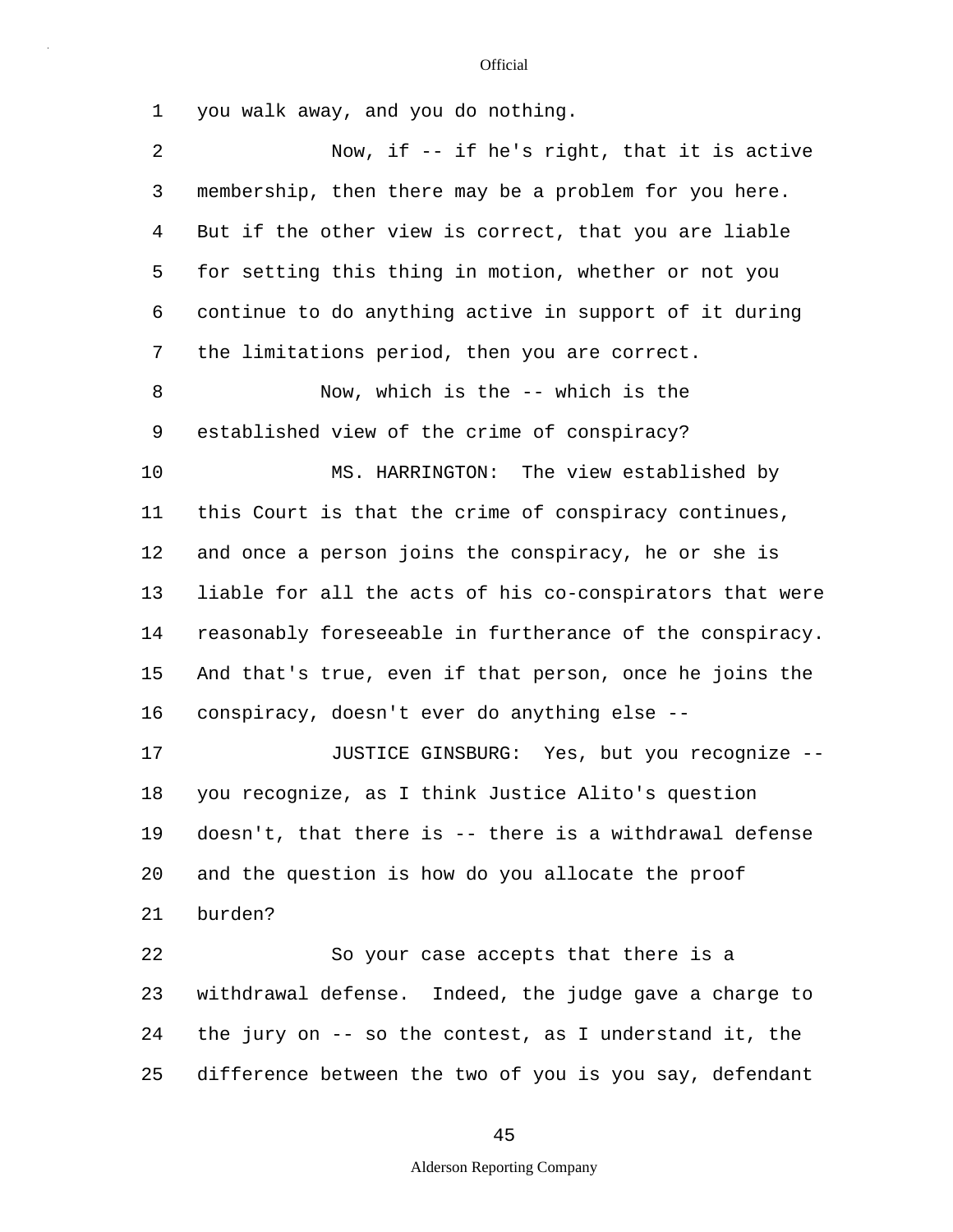you walk away, and you do nothing.

Now, if -- if he's right, that it is active membership, then there may be a problem for you here. But if the other view is correct, that you are liable for setting this thing in motion, whether or not you continue to do anything active in support of it during the limitations period, then you are correct.

Now, which is the -- which is the established view of the crime of conspiracy?

MS. HARRINGTON: The view established by this Court is that the crime of conspiracy continues, and once a person joins the conspiracy, he or she is liable for all the acts of his co-conspirators that were reasonably foreseeable in furtherance of the conspiracy. And that's true, even if that person, once he joins the conspiracy, doesn't ever do anything else --

JUSTICE GINSBURG: Yes, but you recognize -- you recognize, as I think Justice Alito's question doesn't, that there is -- there is a withdrawal defense and the question is how do you allocate the proof burden?

So your case accepts that there is a withdrawal defense. Indeed, the judge gave a charge to the jury on -- so the contest, as I understand it, the difference between the two of you is you say, defendant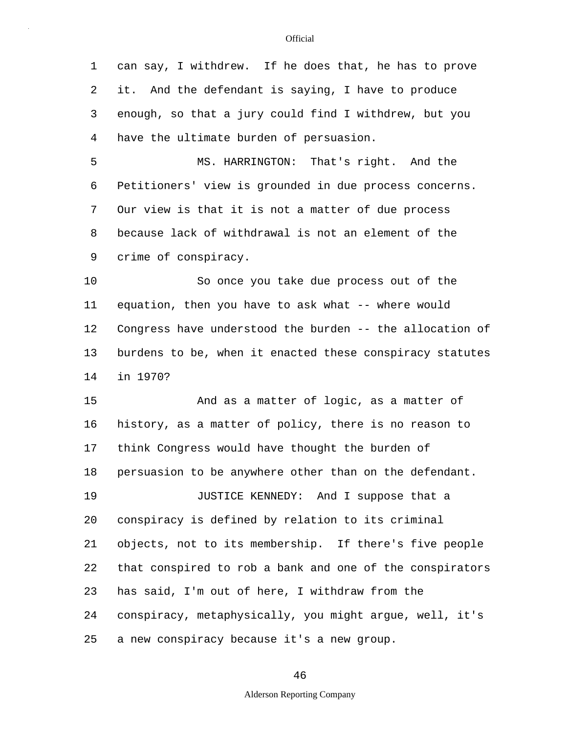1 can say, I withdrew. If he does that, he has to prove
2 it. And the defendant is saying, I have to produce
3 enough, so that a jury could find I withdrew, but you
4 have the ultimate burden of persuasion.

5 MS. HARRINGTON: That's right. And the
6 Petitioners' view is grounded in due process concerns.
7 Our view is that it is not a matter of due process
8 because lack of withdrawal is not an element of the
9 crime of conspiracy.

10 So once you take due process out of the
11 equation, then you have to ask what -- where would
12 Congress have understood the burden -- the allocation of
13 burdens to be, when it enacted these conspiracy statutes
14 in 1970?

15 And as a matter of logic, as a matter of
16 history, as a matter of policy, there is no reason to
17 think Congress would have thought the burden of
18 persuasion to be anywhere other than on the defendant.

19 JUSTICE KENNEDY: And I suppose that a
20 conspiracy is defined by relation to its criminal
21 objects, not to its membership. If there's five people
22 that conspired to rob a bank and one of the conspirators
23 has said, I'm out of here, I withdraw from the
24 conspiracy, metaphysically, you might argue, well, it's
25 a new conspiracy because it's a new group.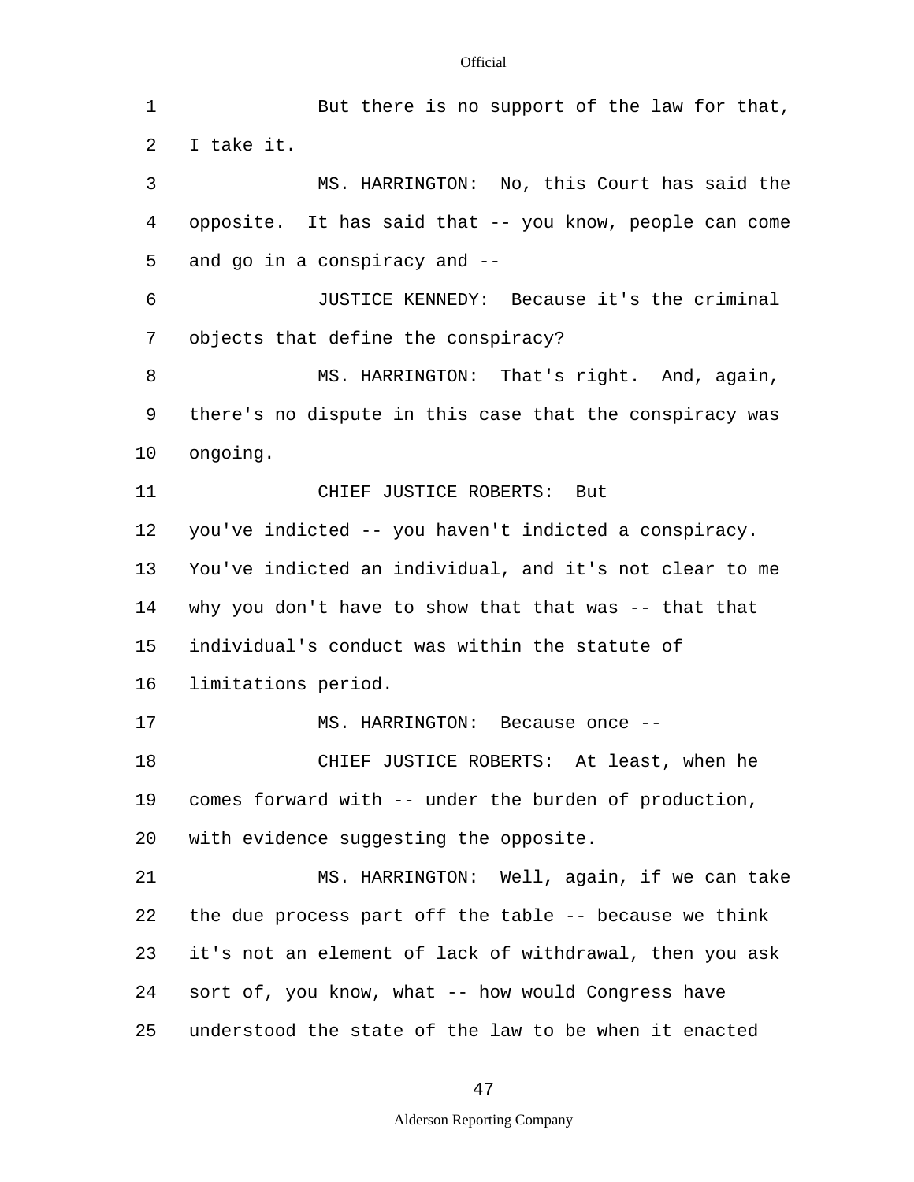But there is no support of the law for that, I take it.

MS. HARRINGTON: No, this Court has said the opposite. It has said that -- you know, people can come and go in a conspiracy and --

JUSTICE KENNEDY: Because it's the criminal objects that define the conspiracy?

MS. HARRINGTON: That's right. And, again, there's no dispute in this case that the conspiracy was ongoing.

CHIEF JUSTICE ROBERTS: But you've indicted -- you haven't indicted a conspiracy. You've indicted an individual, and it's not clear to me why you don't have to show that that was -- that that individual's conduct was within the statute of limitations period.

MS. HARRINGTON: Because once --

CHIEF JUSTICE ROBERTS: At least, when he comes forward with -- under the burden of production, with evidence suggesting the opposite.

MS. HARRINGTON: Well, again, if we can take the due process part off the table -- because we think it's not an element of lack of withdrawal, then you ask sort of, you know, what -- how would Congress have understood the state of the law to be when it enacted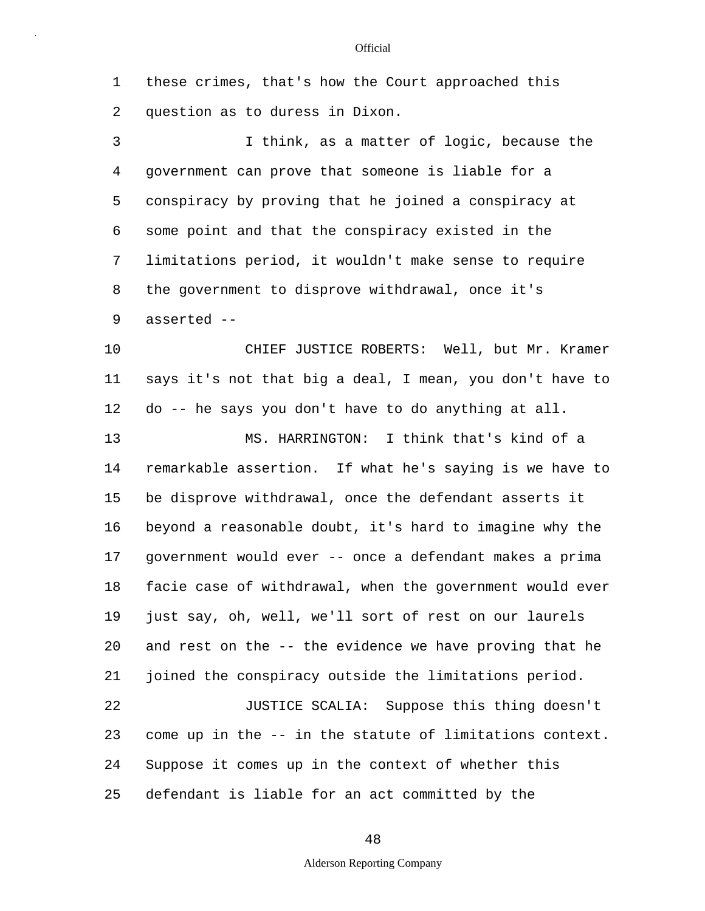these crimes, that's how the Court approached this question as to duress in Dixon.

I think, as a matter of logic, because the government can prove that someone is liable for a conspiracy by proving that he joined a conspiracy at some point and that the conspiracy existed in the limitations period, it wouldn't make sense to require the government to disprove withdrawal, once it's asserted --

CHIEF JUSTICE ROBERTS: Well, but Mr. Kramer says it's not that big a deal, I mean, you don't have to do -- he says you don't have to do anything at all.

MS. HARRINGTON: I think that's kind of a remarkable assertion. If what he's saying is we have to be disprove withdrawal, once the defendant asserts it beyond a reasonable doubt, it's hard to imagine why the government would ever -- once a defendant makes a prima facie case of withdrawal, when the government would ever just say, oh, well, we'll sort of rest on our laurels and rest on the -- the evidence we have proving that he joined the conspiracy outside the limitations period.

JUSTICE SCALIA: Suppose this thing doesn't come up in the -- in the statute of limitations context. Suppose it comes up in the context of whether this defendant is liable for an act committed by the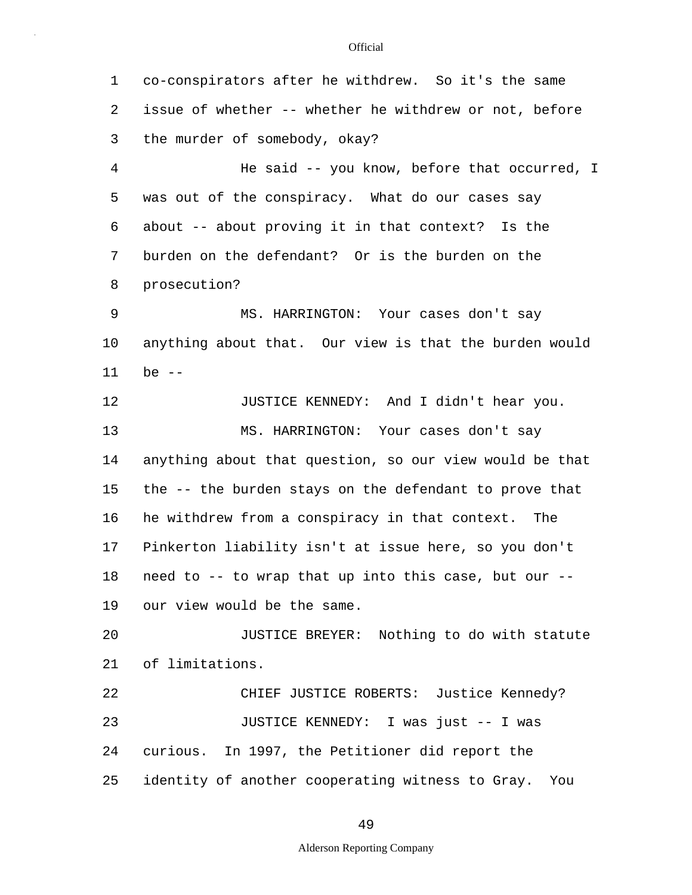co-conspirators after he withdrew. So it's the same issue of whether -- whether he withdrew or not, before the murder of somebody, okay?

He said -- you know, before that occurred, I was out of the conspiracy. What do our cases say about -- about proving it in that context? Is the burden on the defendant? Or is the burden on the prosecution?

MS. HARRINGTON: Your cases don't say anything about that. Our view is that the burden would be --

JUSTICE KENNEDY: And I didn't hear you.

MS. HARRINGTON: Your cases don't say anything about that question, so our view would be that the -- the burden stays on the defendant to prove that he withdrew from a conspiracy in that context. The Pinkerton liability isn't at issue here, so you don't need to -- to wrap that up into this case, but our -- our view would be the same.

JUSTICE BREYER: Nothing to do with statute of limitations.

CHIEF JUSTICE ROBERTS: Justice Kennedy?

JUSTICE KENNEDY: I was just -- I was curious. In 1997, the Petitioner did report the identity of another cooperating witness to Gray. You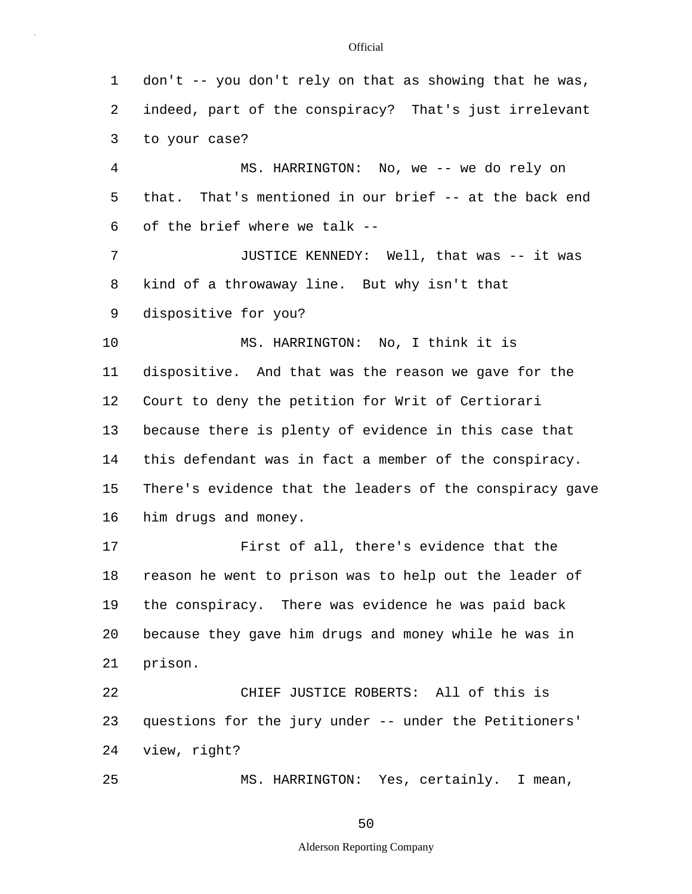don't -- you don't rely on that as showing that he was, indeed, part of the conspiracy? That's just irrelevant to your case?

MS. HARRINGTON: No, we -- we do rely on that. That's mentioned in our brief -- at the back end of the brief where we talk --

JUSTICE KENNEDY: Well, that was -- it was kind of a throwaway line. But why isn't that dispositive for you?

MS. HARRINGTON: No, I think it is dispositive. And that was the reason we gave for the Court to deny the petition for Writ of Certiorari because there is plenty of evidence in this case that this defendant was in fact a member of the conspiracy. There's evidence that the leaders of the conspiracy gave him drugs and money.

First of all, there's evidence that the reason he went to prison was to help out the leader of the conspiracy. There was evidence he was paid back because they gave him drugs and money while he was in prison.

CHIEF JUSTICE ROBERTS: All of this is questions for the jury under -- under the Petitioners' view, right?

MS. HARRINGTON: Yes, certainly. I mean,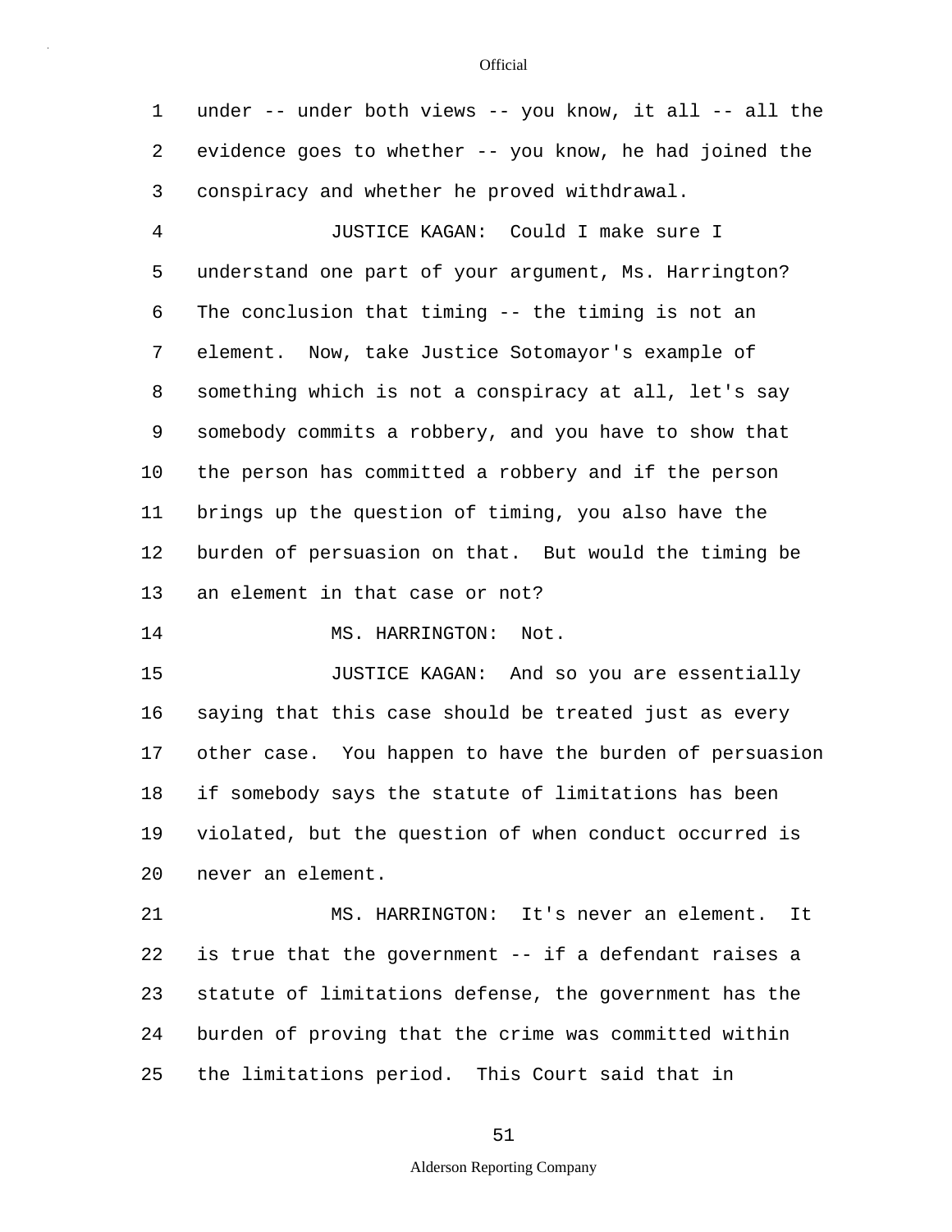under -- under both views -- you know, it all -- all the evidence goes to whether -- you know, he had joined the conspiracy and whether he proved withdrawal.

JUSTICE KAGAN: Could I make sure I understand one part of your argument, Ms. Harrington? The conclusion that timing -- the timing is not an element. Now, take Justice Sotomayor's example of something which is not a conspiracy at all, let's say somebody commits a robbery, and you have to show that the person has committed a robbery and if the person brings up the question of timing, you also have the burden of persuasion on that. But would the timing be an element in that case or not?

MS. HARRINGTON: Not.

JUSTICE KAGAN: And so you are essentially saying that this case should be treated just as every other case. You happen to have the burden of persuasion if somebody says the statute of limitations has been violated, but the question of when conduct occurred is never an element.

MS. HARRINGTON: It's never an element. It is true that the government -- if a defendant raises a statute of limitations defense, the government has the burden of proving that the crime was committed within the limitations period. This Court said that in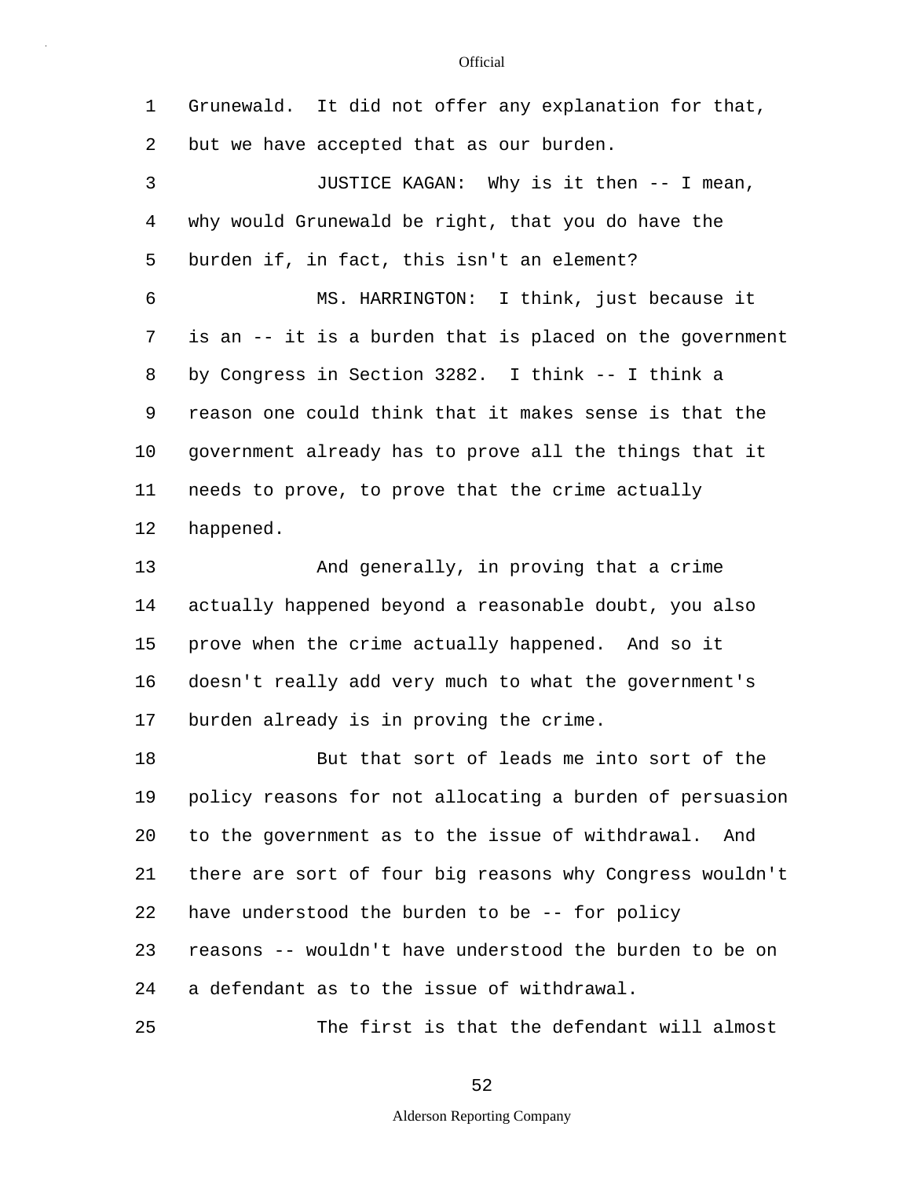Grunewald. It did not offer any explanation for that, but we have accepted that as our burden.

JUSTICE KAGAN: Why is it then -- I mean, why would Grunewald be right, that you do have the burden if, in fact, this isn't an element?

MS. HARRINGTON: I think, just because it is an -- it is a burden that is placed on the government by Congress in Section 3282. I think -- I think a reason one could think that it makes sense is that the government already has to prove all the things that it needs to prove, to prove that the crime actually happened.

And generally, in proving that a crime actually happened beyond a reasonable doubt, you also prove when the crime actually happened. And so it doesn't really add very much to what the government's burden already is in proving the crime.

But that sort of leads me into sort of the policy reasons for not allocating a burden of persuasion to the government as to the issue of withdrawal. And there are sort of four big reasons why Congress wouldn't have understood the burden to be -- for policy reasons -- wouldn't have understood the burden to be on a defendant as to the issue of withdrawal.

The first is that the defendant will almost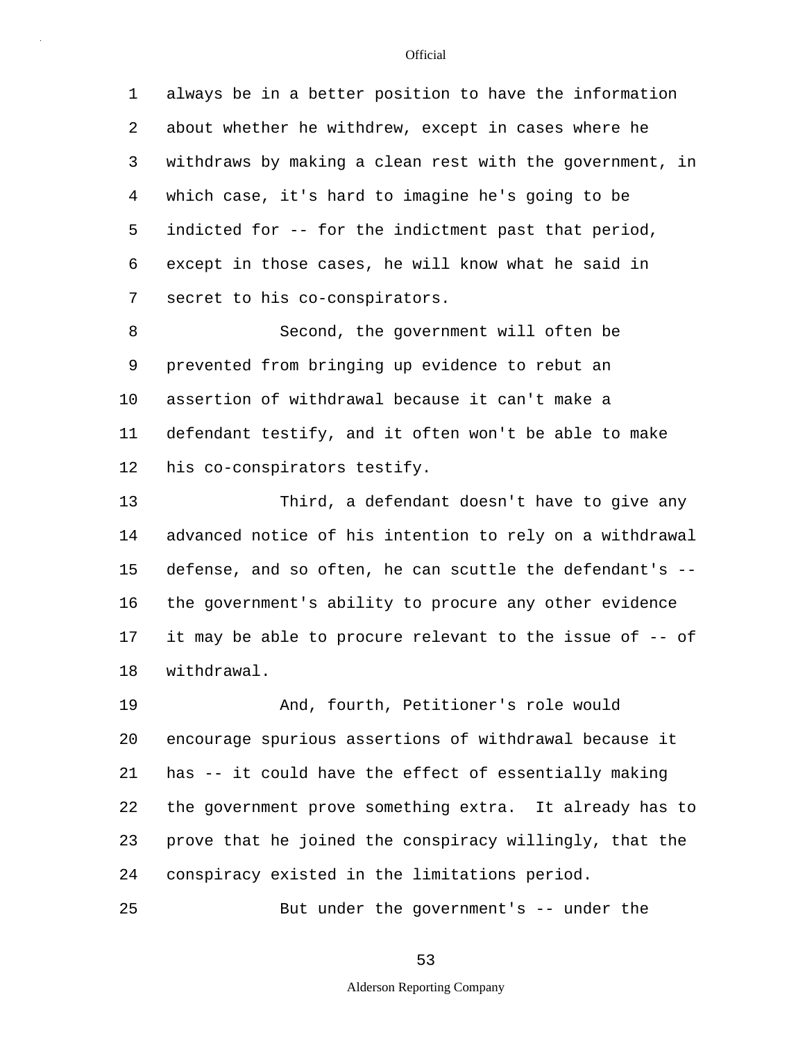always be in a better position to have the information about whether he withdrew, except in cases where he withdraws by making a clean rest with the government, in which case, it's hard to imagine he's going to be indicted for -- for the indictment past that period, except in those cases, he will know what he said in secret to his co-conspirators.

Second, the government will often be prevented from bringing up evidence to rebut an assertion of withdrawal because it can't make a defendant testify, and it often won't be able to make his co-conspirators testify.

Third, a defendant doesn't have to give any advanced notice of his intention to rely on a withdrawal defense, and so often, he can scuttle the defendant's -- the government's ability to procure any other evidence it may be able to procure relevant to the issue of -- of withdrawal.

And, fourth, Petitioner's role would encourage spurious assertions of withdrawal because it has -- it could have the effect of essentially making the government prove something extra. It already has to prove that he joined the conspiracy willingly, that the conspiracy existed in the limitations period.

But under the government's -- under the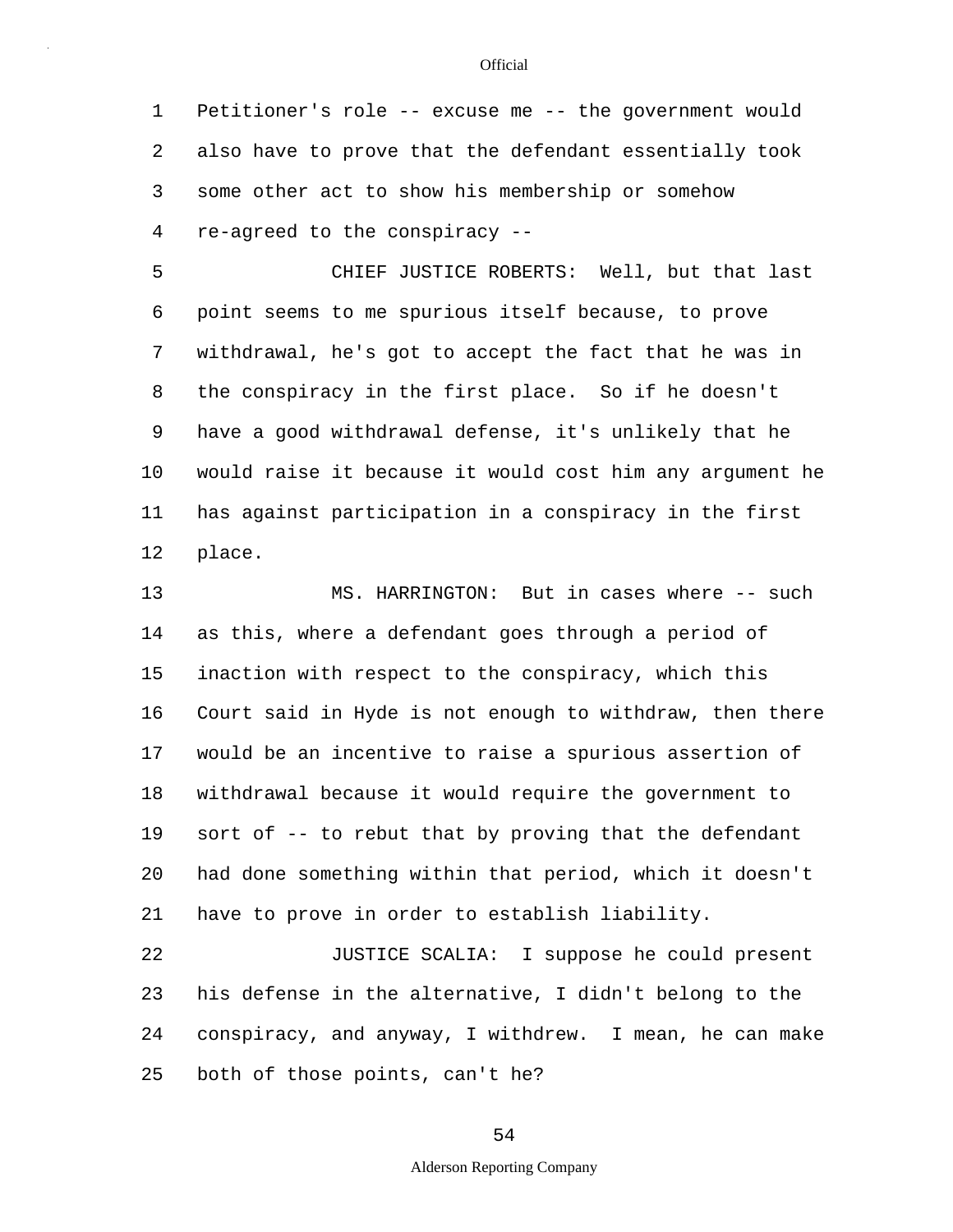Petitioner's role -- excuse me -- the government would also have to prove that the defendant essentially took some other act to show his membership or somehow re-agreed to the conspiracy --

CHIEF JUSTICE ROBERTS: Well, but that last point seems to me spurious itself because, to prove withdrawal, he's got to accept the fact that he was in the conspiracy in the first place. So if he doesn't have a good withdrawal defense, it's unlikely that he would raise it because it would cost him any argument he has against participation in a conspiracy in the first place.

MS. HARRINGTON: But in cases where -- such as this, where a defendant goes through a period of inaction with respect to the conspiracy, which this Court said in Hyde is not enough to withdraw, then there would be an incentive to raise a spurious assertion of withdrawal because it would require the government to sort of -- to rebut that by proving that the defendant had done something within that period, which it doesn't have to prove in order to establish liability.

JUSTICE SCALIA: I suppose he could present his defense in the alternative, I didn't belong to the conspiracy, and anyway, I withdrew. I mean, he can make both of those points, can't he?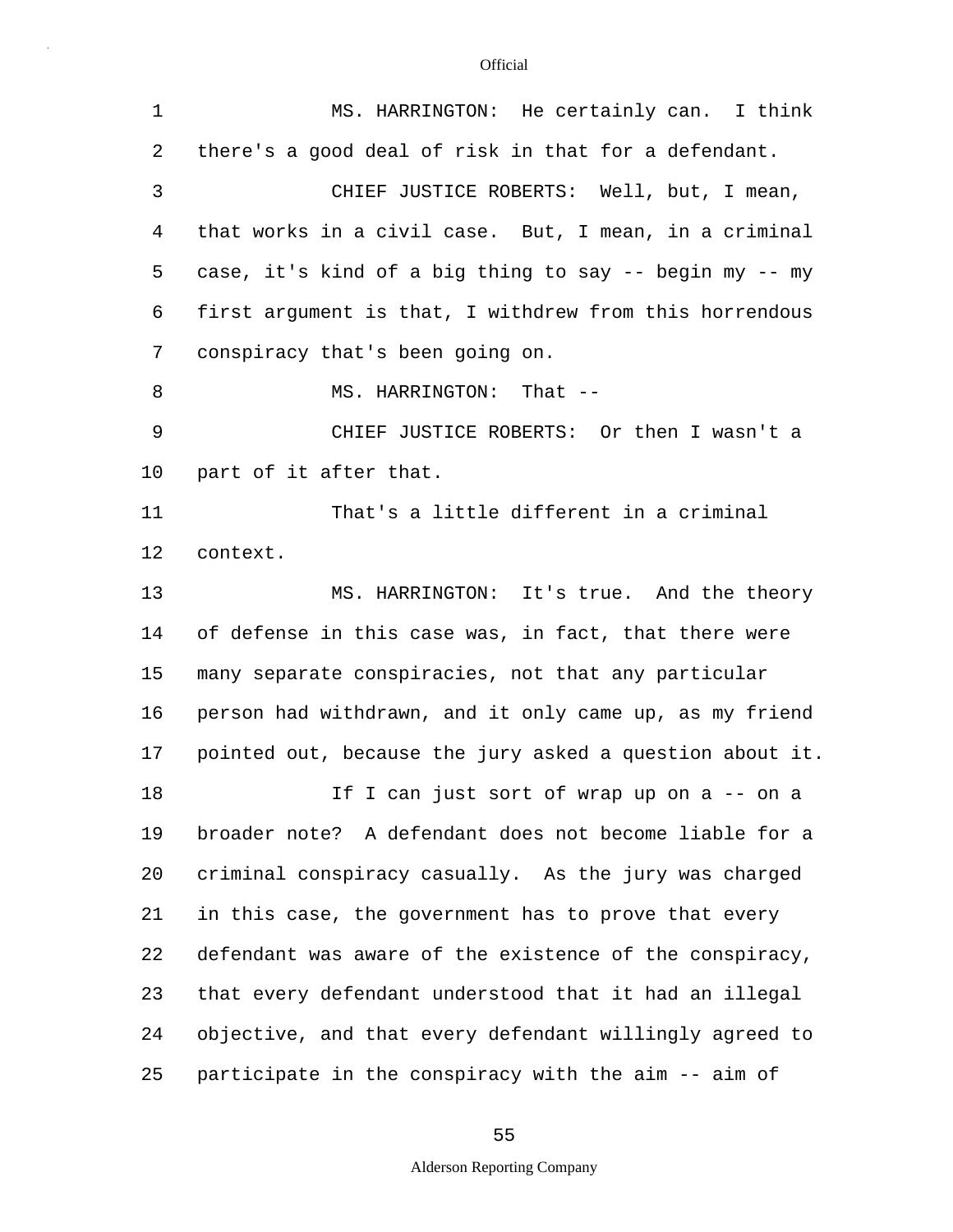MS. HARRINGTON: He certainly can. I think there's a good deal of risk in that for a defendant.

CHIEF JUSTICE ROBERTS: Well, but, I mean, that works in a civil case. But, I mean, in a criminal case, it's kind of a big thing to say -- begin my -- my first argument is that, I withdrew from this horrendous conspiracy that's been going on.

MS. HARRINGTON: That --

CHIEF JUSTICE ROBERTS: Or then I wasn't a part of it after that.

That's a little different in a criminal context.

MS. HARRINGTON: It's true. And the theory of defense in this case was, in fact, that there were many separate conspiracies, not that any particular person had withdrawn, and it only came up, as my friend pointed out, because the jury asked a question about it.

If I can just sort of wrap up on a -- on a broader note? A defendant does not become liable for a criminal conspiracy casually. As the jury was charged in this case, the government has to prove that every defendant was aware of the existence of the conspiracy, that every defendant understood that it had an illegal objective, and that every defendant willingly agreed to participate in the conspiracy with the aim -- aim of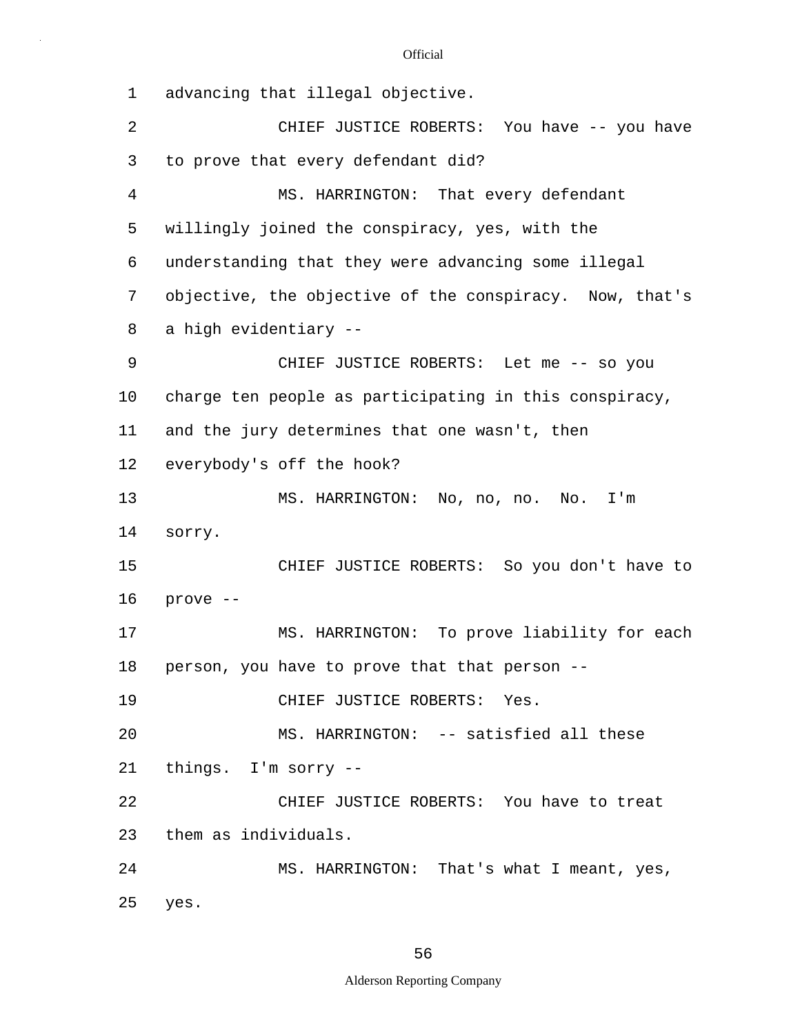advancing that illegal objective.

CHIEF JUSTICE ROBERTS: You have -- you have to prove that every defendant did?

MS. HARRINGTON: That every defendant willingly joined the conspiracy, yes, with the understanding that they were advancing some illegal objective, the objective of the conspiracy. Now, that's a high evidentiary --

CHIEF JUSTICE ROBERTS: Let me -- so you charge ten people as participating in this conspiracy, and the jury determines that one wasn't, then everybody's off the hook?

MS. HARRINGTON: No, no, no. No. I'm sorry.

CHIEF JUSTICE ROBERTS: So you don't have to prove --

MS. HARRINGTON: To prove liability for each person, you have to prove that that person --

CHIEF JUSTICE ROBERTS: Yes.

MS. HARRINGTON: -- satisfied all these things. I'm sorry --

CHIEF JUSTICE ROBERTS: You have to treat them as individuals.

MS. HARRINGTON: That's what I meant, yes, yes.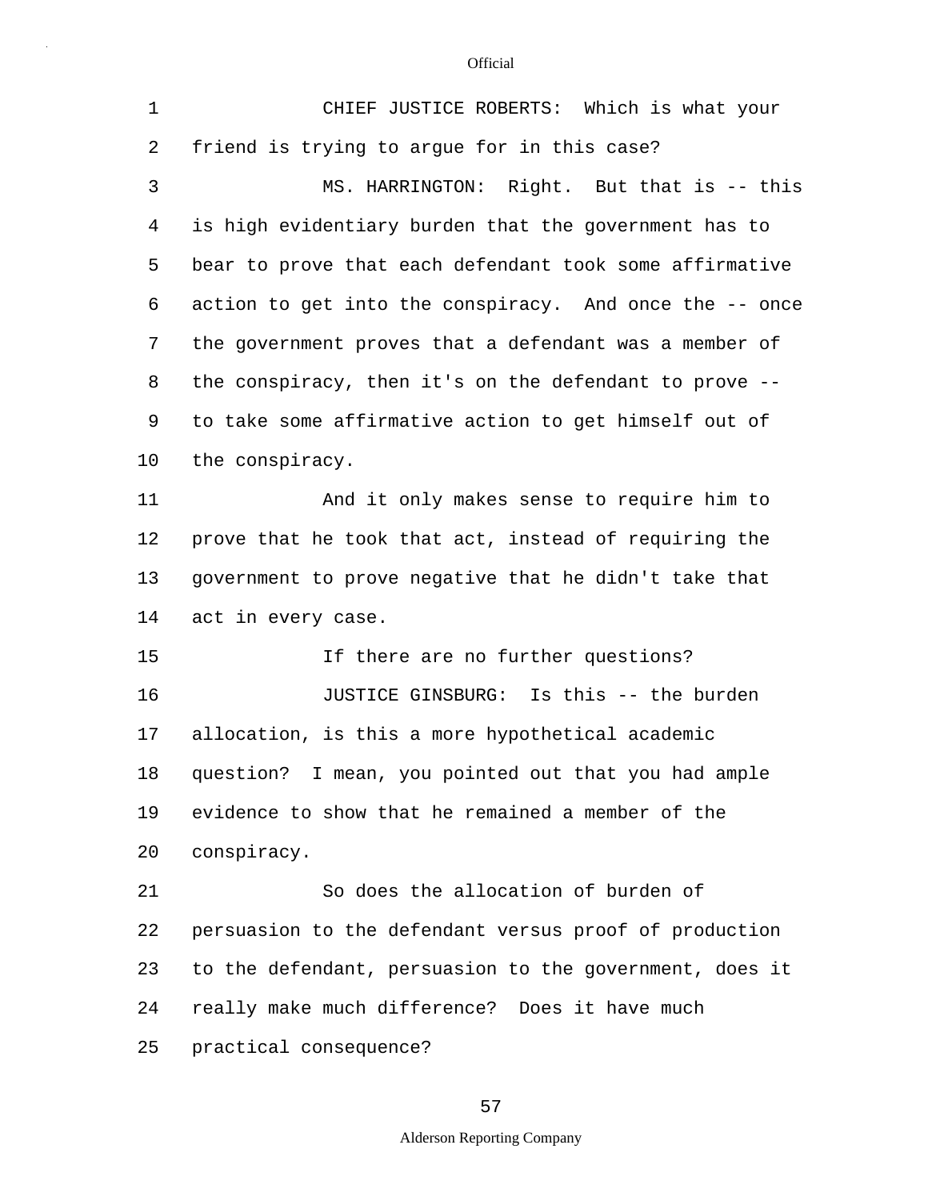CHIEF JUSTICE ROBERTS: Which is what your friend is trying to argue for in this case?

MS. HARRINGTON: Right. But that is -- this is high evidentiary burden that the government has to bear to prove that each defendant took some affirmative action to get into the conspiracy. And once the -- once the government proves that a defendant was a member of the conspiracy, then it's on the defendant to prove -- to take some affirmative action to get himself out of the conspiracy.

And it only makes sense to require him to prove that he took that act, instead of requiring the government to prove negative that he didn't take that act in every case.

If there are no further questions?

JUSTICE GINSBURG: Is this -- the burden allocation, is this a more hypothetical academic question? I mean, you pointed out that you had ample evidence to show that he remained a member of the conspiracy.

So does the allocation of burden of persuasion to the defendant versus proof of production to the defendant, persuasion to the government, does it really make much difference? Does it have much practical consequence?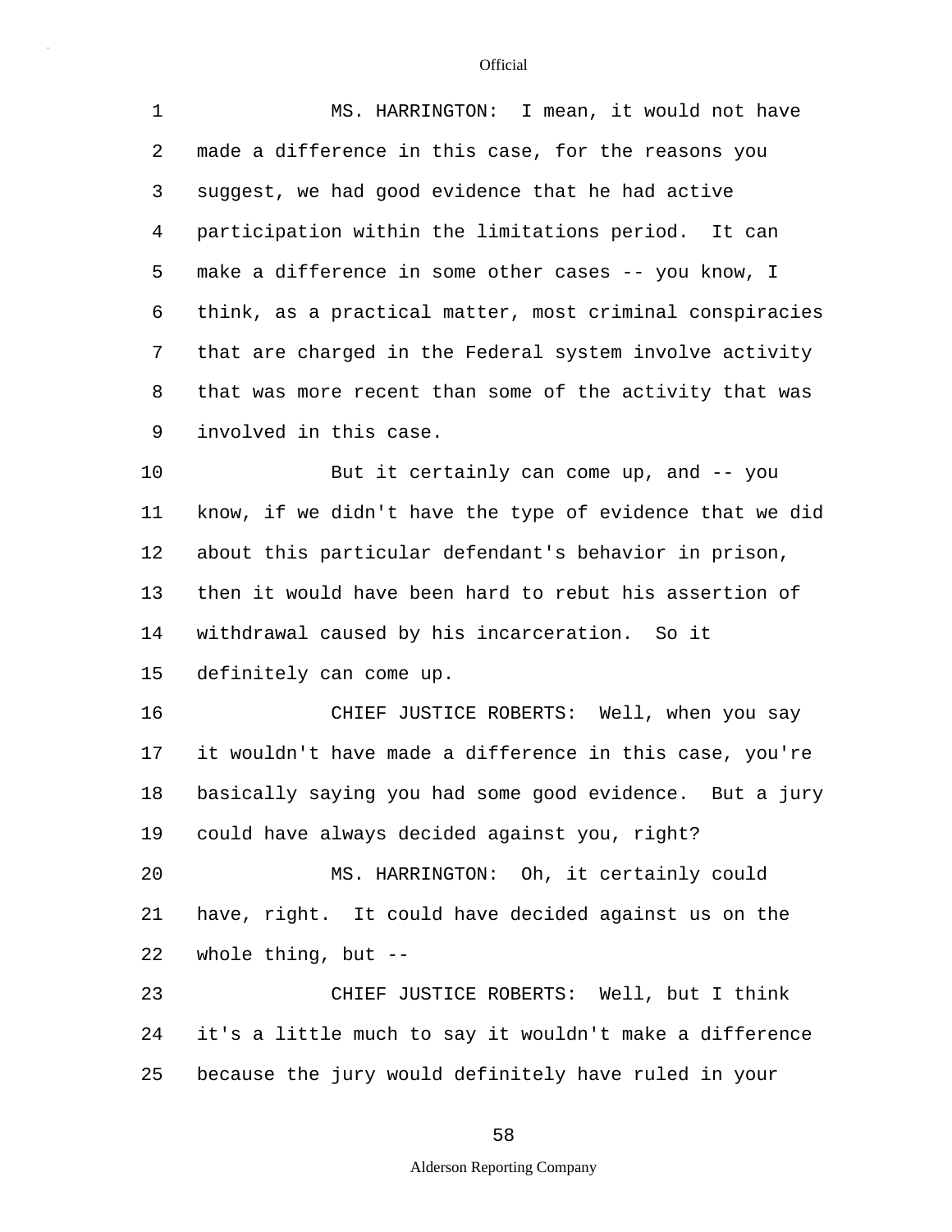MS. HARRINGTON: I mean, it would not have made a difference in this case, for the reasons you suggest, we had good evidence that he had active participation within the limitations period. It can make a difference in some other cases -- you know, I think, as a practical matter, most criminal conspiracies that are charged in the Federal system involve activity that was more recent than some of the activity that was involved in this case.

But it certainly can come up, and -- you know, if we didn't have the type of evidence that we did about this particular defendant's behavior in prison, then it would have been hard to rebut his assertion of withdrawal caused by his incarceration. So it definitely can come up.

CHIEF JUSTICE ROBERTS: Well, when you say it wouldn't have made a difference in this case, you're basically saying you had some good evidence. But a jury could have always decided against you, right?

MS. HARRINGTON: Oh, it certainly could have, right. It could have decided against us on the whole thing, but --

CHIEF JUSTICE ROBERTS: Well, but I think it's a little much to say it wouldn't make a difference because the jury would definitely have ruled in your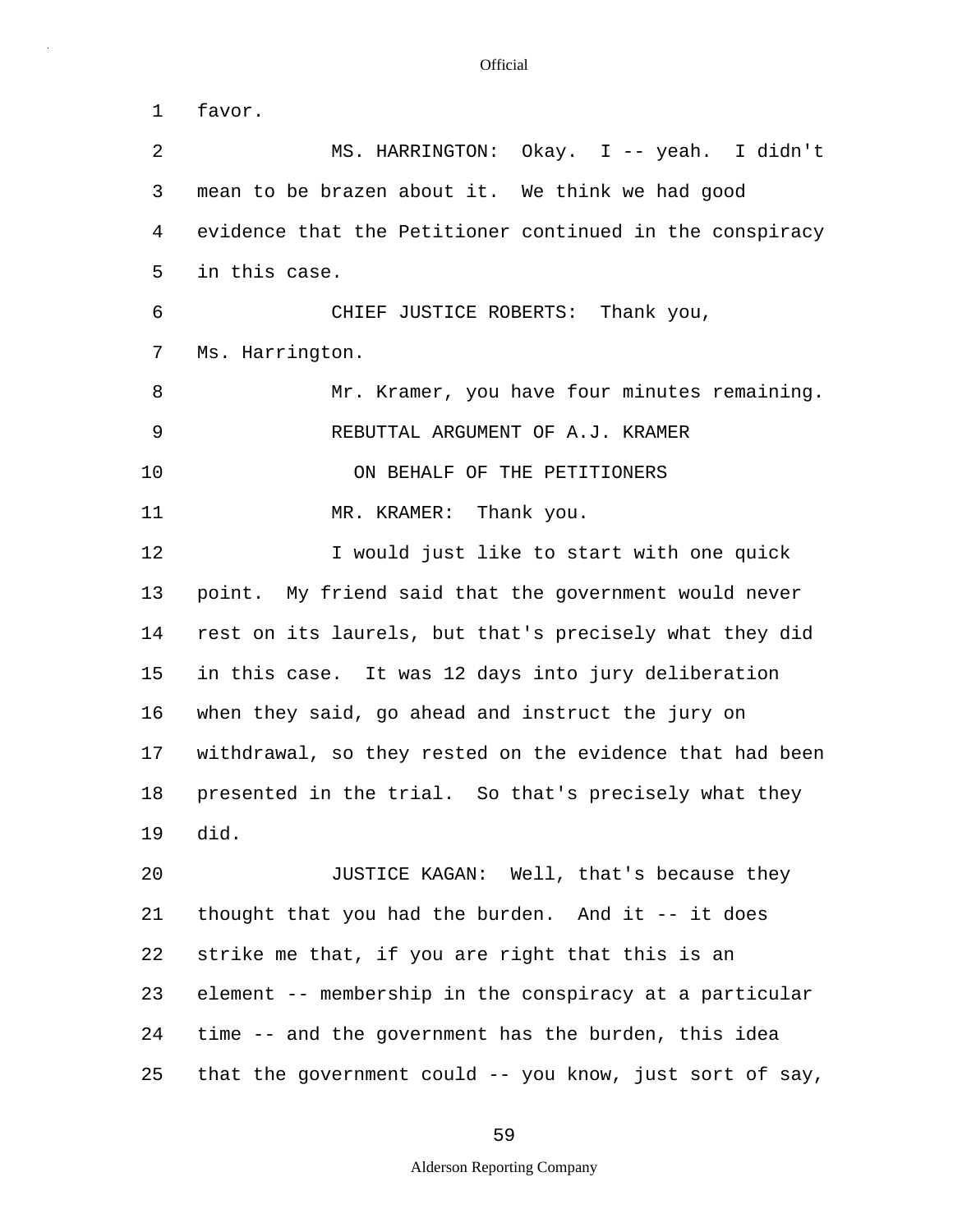favor.

MS. HARRINGTON: Okay. I -- yeah. I didn't mean to be brazen about it. We think we had good evidence that the Petitioner continued in the conspiracy in this case.

CHIEF JUSTICE ROBERTS: Thank you, Ms. Harrington.

Mr. Kramer, you have four minutes remaining.

REBUTTAL ARGUMENT OF A.J. KRAMER

ON BEHALF OF THE PETITIONERS

MR. KRAMER: Thank you.

I would just like to start with one quick point. My friend said that the government would never rest on its laurels, but that's precisely what they did in this case. It was 12 days into jury deliberation when they said, go ahead and instruct the jury on withdrawal, so they rested on the evidence that had been presented in the trial. So that's precisely what they did.

JUSTICE KAGAN: Well, that's because they thought that you had the burden. And it -- it does strike me that, if you are right that this is an element -- membership in the conspiracy at a particular time -- and the government has the burden, this idea that the government could -- you know, just sort of say,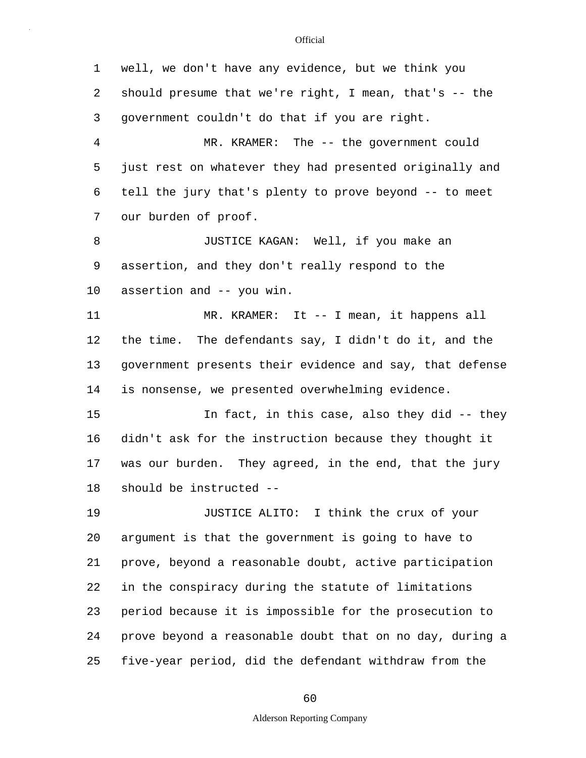well, we don't have any evidence, but we think you should presume that we're right, I mean, that's -- the government couldn't do that if you are right.

MR. KRAMER: The -- the government could just rest on whatever they had presented originally and tell the jury that's plenty to prove beyond -- to meet our burden of proof.

JUSTICE KAGAN: Well, if you make an assertion, and they don't really respond to the assertion and -- you win.

MR. KRAMER: It -- I mean, it happens all the time. The defendants say, I didn't do it, and the government presents their evidence and say, that defense is nonsense, we presented overwhelming evidence.

In fact, in this case, also they did -- they didn't ask for the instruction because they thought it was our burden. They agreed, in the end, that the jury should be instructed --

JUSTICE ALITO: I think the crux of your argument is that the government is going to have to prove, beyond a reasonable doubt, active participation in the conspiracy during the statute of limitations period because it is impossible for the prosecution to prove beyond a reasonable doubt that on no day, during a five-year period, did the defendant withdraw from the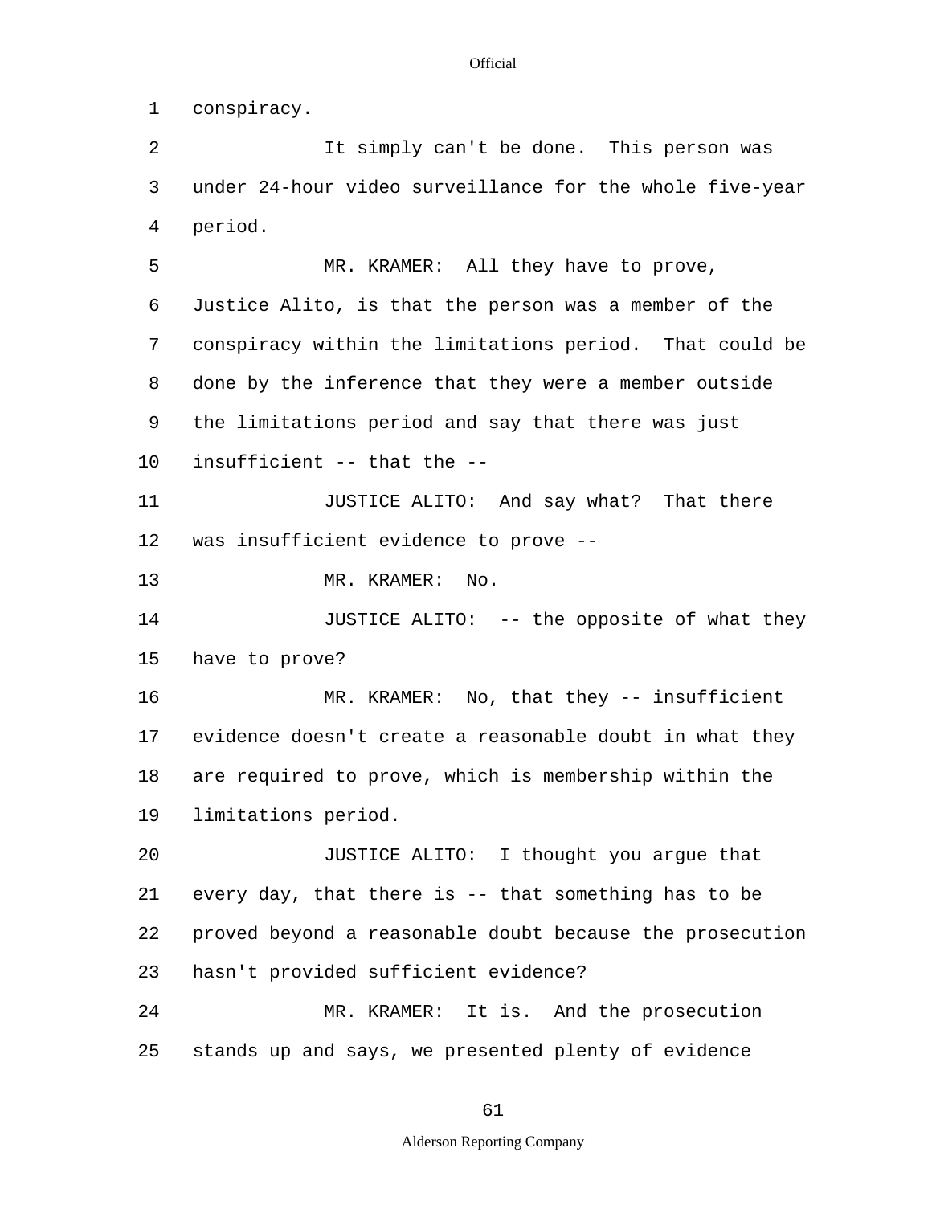conspiracy.

It simply can't be done. This person was under 24-hour video surveillance for the whole five-year period.

MR. KRAMER: All they have to prove, Justice Alito, is that the person was a member of the conspiracy within the limitations period. That could be done by the inference that they were a member outside the limitations period and say that there was just insufficient -- that the --

JUSTICE ALITO: And say what? That there was insufficient evidence to prove --

MR. KRAMER: No.

JUSTICE ALITO: -- the opposite of what they have to prove?

MR. KRAMER: No, that they -- insufficient evidence doesn't create a reasonable doubt in what they are required to prove, which is membership within the limitations period.

JUSTICE ALITO: I thought you argue that every day, that there is -- that something has to be proved beyond a reasonable doubt because the prosecution hasn't provided sufficient evidence?

MR. KRAMER: It is. And the prosecution stands up and says, we presented plenty of evidence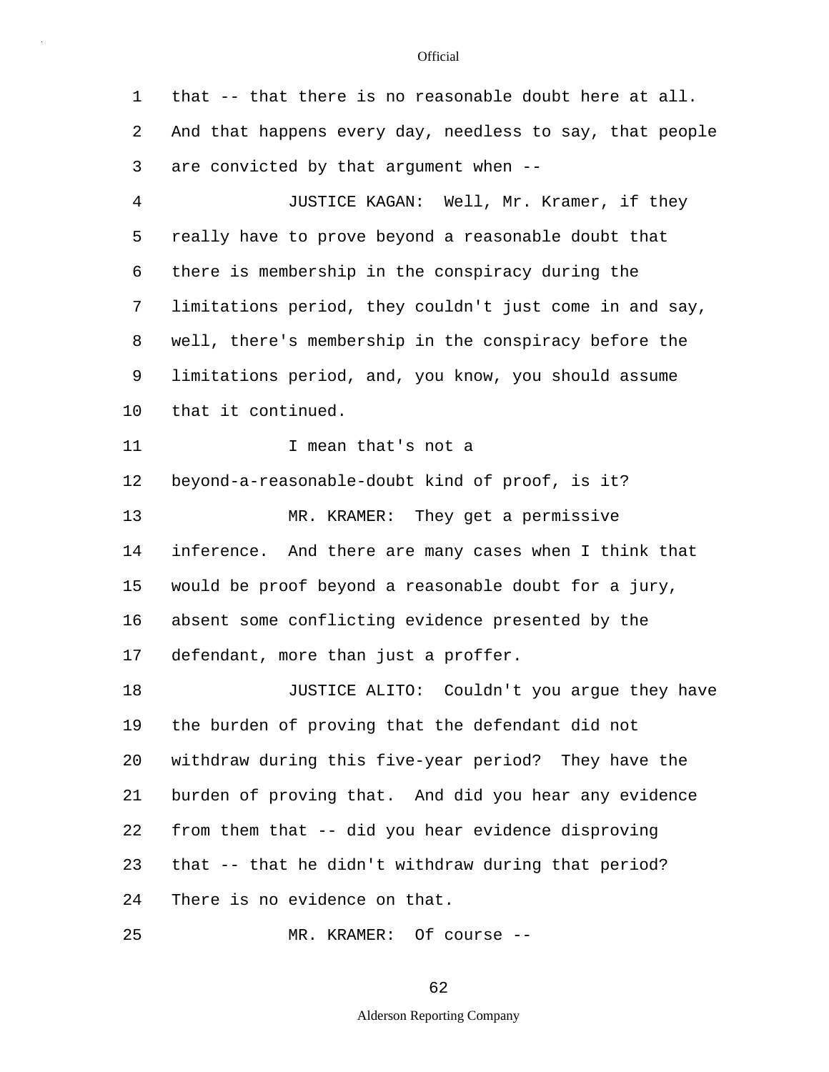that -- that there is no reasonable doubt here at all. And that happens every day, needless to say, that people are convicted by that argument when --

JUSTICE KAGAN: Well, Mr. Kramer, if they really have to prove beyond a reasonable doubt that there is membership in the conspiracy during the limitations period, they couldn't just come in and say, well, there's membership in the conspiracy before the limitations period, and, you know, you should assume that it continued.

I mean that's not a beyond-a-reasonable-doubt kind of proof, is it?

MR. KRAMER: They get a permissive inference. And there are many cases when I think that would be proof beyond a reasonable doubt for a jury, absent some conflicting evidence presented by the defendant, more than just a proffer.

JUSTICE ALITO: Couldn't you argue they have the burden of proving that the defendant did not withdraw during this five-year period? They have the burden of proving that. And did you hear any evidence from them that -- did you hear evidence disproving that -- that he didn't withdraw during that period? There is no evidence on that.

MR. KRAMER: Of course --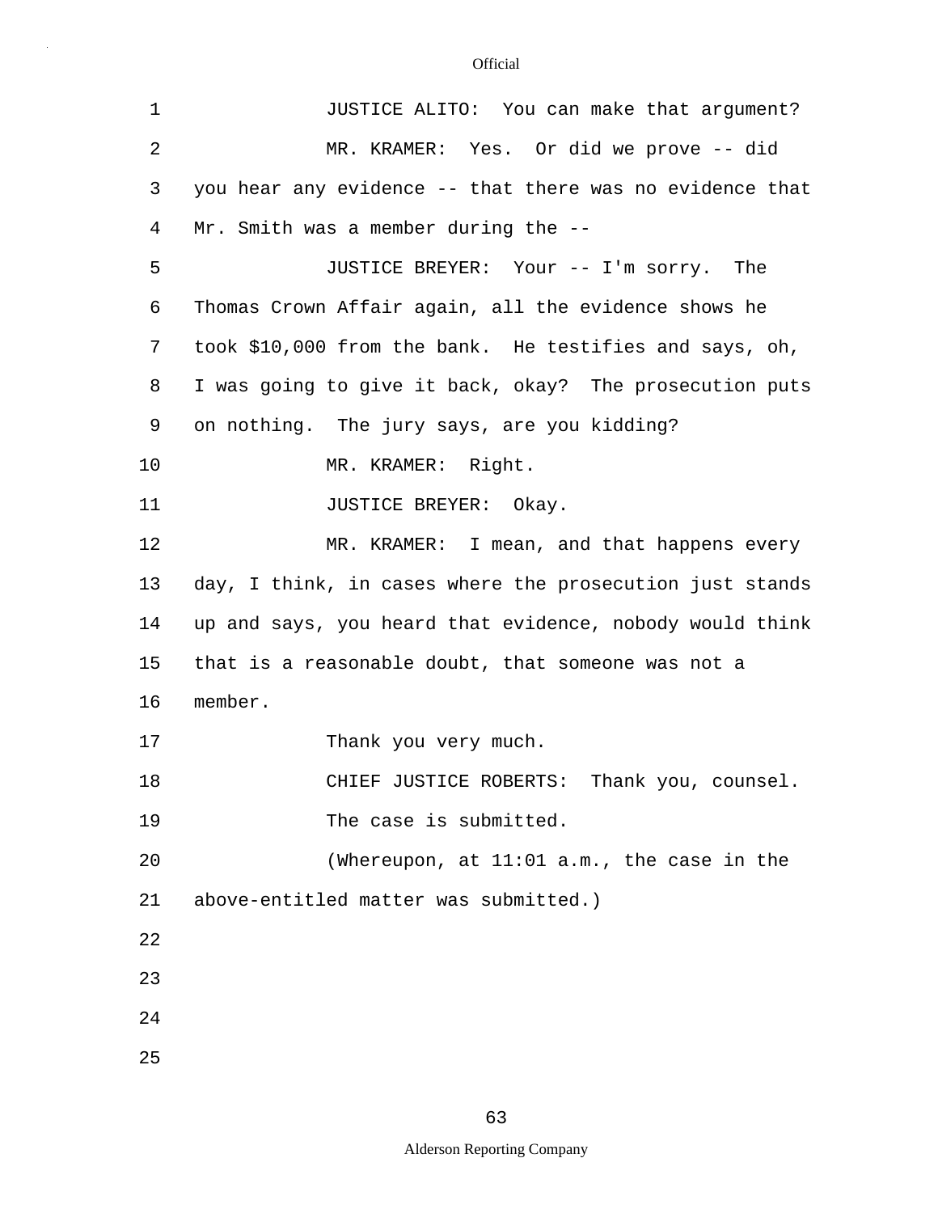JUSTICE ALITO: You can make that argument?

MR. KRAMER: Yes. Or did we prove -- did you hear any evidence -- that there was no evidence that Mr. Smith was a member during the --

JUSTICE BREYER: Your -- I'm sorry. The Thomas Crown Affair again, all the evidence shows he took $10,000 from the bank. He testifies and says, oh, I was going to give it back, okay? The prosecution puts on nothing. The jury says, are you kidding?

MR. KRAMER: Right.

JUSTICE BREYER: Okay.

MR. KRAMER: I mean, and that happens every day, I think, in cases where the prosecution just stands up and says, you heard that evidence, nobody would think that is a reasonable doubt, that someone was not a member.

Thank you very much.

CHIEF JUSTICE ROBERTS: Thank you, counsel.

The case is submitted.

(Whereupon, at 11:01 a.m., the case in the above-entitled matter was submitted.)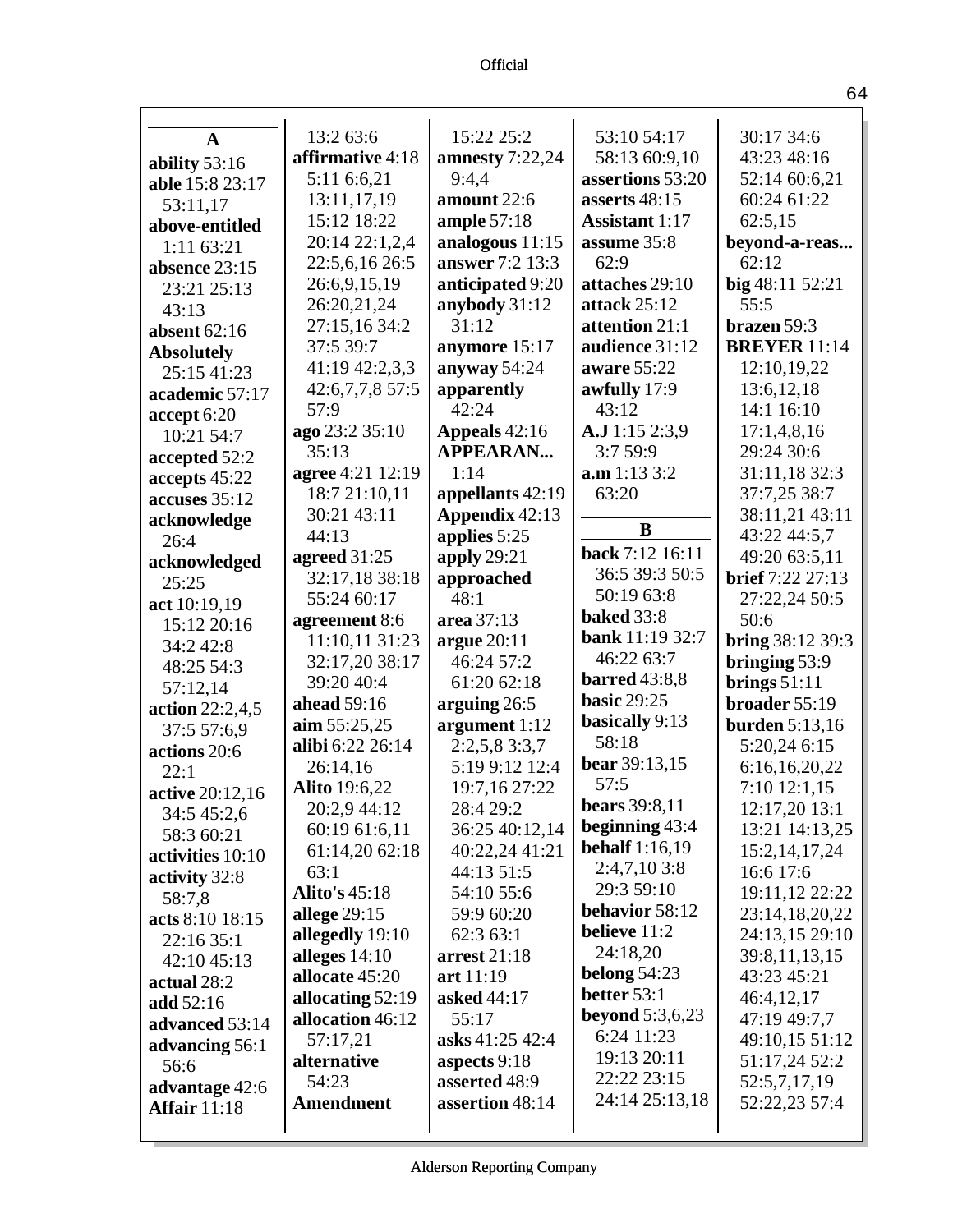**A**

**ability** 53:16
**able** 15:8 23:17 53:11,17
**above-entitled** 1:11 63:21
**absence** 23:15 23:21 25:13 43:13
**absent** 62:16
**Absolutely** 25:15 41:23
**academic** 57:17
**accept** 6:20 10:21 54:7
**accepted** 52:2
**accepts** 45:22
**accuses** 35:12
**acknowledge** 26:4
**acknowledged** 25:25
**act** 10:19,19 15:12 20:16 34:2 42:8 48:25 54:3 57:12,14
**action** 22:2,4,5 37:5 57:6,9
**actions** 20:6 22:1
**active** 20:12,16 34:5 45:2,6 58:3 60:21
**activities** 10:10
**activity** 32:8 58:7,8
**acts** 8:10 18:15 22:16 35:1 42:10 45:13
**actual** 28:2
**add** 52:16
**advanced** 53:14
**advancing** 56:1 56:6
**advantage** 42:6
**Affair** 11:18 13:2 63:6
**affirmative** 4:18 5:11 6:6,21 13:11,17,19 15:12 18:22 20:14 22:1,2,4 22:5,6,16 26:5 26:6,9,15,19 26:20,21,24 27:15,16 34:2 37:5 39:7 41:19 42:2,3,3 42:6,7,7,8 57:5 57:9
**ago** 23:2 35:10 35:13
**agree** 4:21 12:19 18:7 21:10,11 30:21 43:11 44:13
**agreed** 31:25 32:17,18 38:18 55:24 60:17
**agreement** 8:6 11:10,11 31:23 32:17,20 38:17 39:20 40:4
**ahead** 59:16
**aim** 55:25,25
**alibi** 6:22 26:14 26:14,16
**Alito** 19:6,22 20:2,9 44:12 60:19 61:6,11 61:14,20 62:18 63:1
**Alito's** 45:18
**allege** 29:15
**allegedly** 19:10
**alleges** 14:10
**allocate** 45:20
**allocating** 52:19
**allocation** 46:12 57:17,21
**alternative** 54:23
**Amendment** 15:22 25:2
**amnesty** 7:22,24 9:4,4
**amount** 22:6
**ample** 57:18
**analogous** 11:15
**answer** 7:2 13:3
**anticipated** 9:20
**anybody** 31:12 31:12
**anymore** 15:17
**anyway** 54:24
**apparently** 42:24
**Appeals** 42:16
**APPEARAN...** 1:14
**appellants** 42:19
**Appendix** 42:13
**applies** 5:25
**apply** 29:21
**approached** 48:1
**area** 37:13
**argue** 20:11 46:24 57:2 61:20 62:18
**arguing** 26:5
**argument** 1:12 2:2,5,8 3:3,7 5:19 9:12 12:4 19:7,16 27:22 28:4 29:2 36:25 40:12,14 40:22,24 41:21 44:13 51:5 54:10 55:6 59:9 60:20 62:3 63:1
**arrest** 21:18
**art** 11:19
**asked** 44:17 55:17
**asks** 41:25 42:4
**aspects** 9:18
**asserted** 48:9
**assertion** 48:14 53:10 54:17 58:13 60:9,10
**assertions** 53:20
**asserts** 48:15
**Assistant** 1:17
**assume** 35:8 62:9
**attaches** 29:10
**attack** 25:12
**attention** 21:1
**audience** 31:12
**aware** 55:22
**awfully** 17:9 43:12
**A.J** 1:15 2:3,9 3:7 59:9
**a.m** 1:13 3:2 63:20

**B**

**back** 7:12 16:11 36:5 39:3 50:5 50:19 63:8
**baked** 33:8
**bank** 11:19 32:7 46:22 63:7
**barred** 43:8,8
**basic** 29:25
**basically** 9:13 58:18
**bear** 39:13,15 57:5
**bears** 39:8,11
**beginning** 43:4
**behalf** 1:16,19 2:4,7,10 3:8 29:3 59:10
**behavior** 58:12
**believe** 11:2 24:18,20
**belong** 54:23
**better** 53:1
**beyond** 5:3,6,23 6:24 11:23 19:13 20:11 22:22 23:15 24:14 25:13,18 30:17 34:6 43:23 48:16 52:14 60:6,21 60:24 61:22 62:5,15
**beyond-a-reas...** 62:12
**big** 48:11 52:21 55:5
**brazen** 59:3
**BREYER** 11:14 12:10,19,22 13:6,12,18 14:1 16:10 17:1,4,8,16 29:24 30:6 31:11,18 32:3 37:7,25 38:7 38:11,21 43:11 43:22 44:5,7 49:20 63:5,11
**brief** 7:22 27:13 27:22,24 50:5 50:6
**bring** 38:12 39:3
**bringing** 53:9
**brings** 51:11
**broader** 55:19
**burden** 5:13,16 5:20,24 6:15 6:16,16,20,22 7:10 12:1,15 12:17,20 13:1 13:21 14:13,25 15:2,14,17,24 16:6 17:6 19:11,12 22:22 23:14,18,20,22 24:13,15 29:10 39:8,11,13,15 43:23 45:21 46:4,12,17 47:19 49:7,7 49:10,15 51:12 51:17,24 52:2 52:5,7,17,19 52:22,23 57:4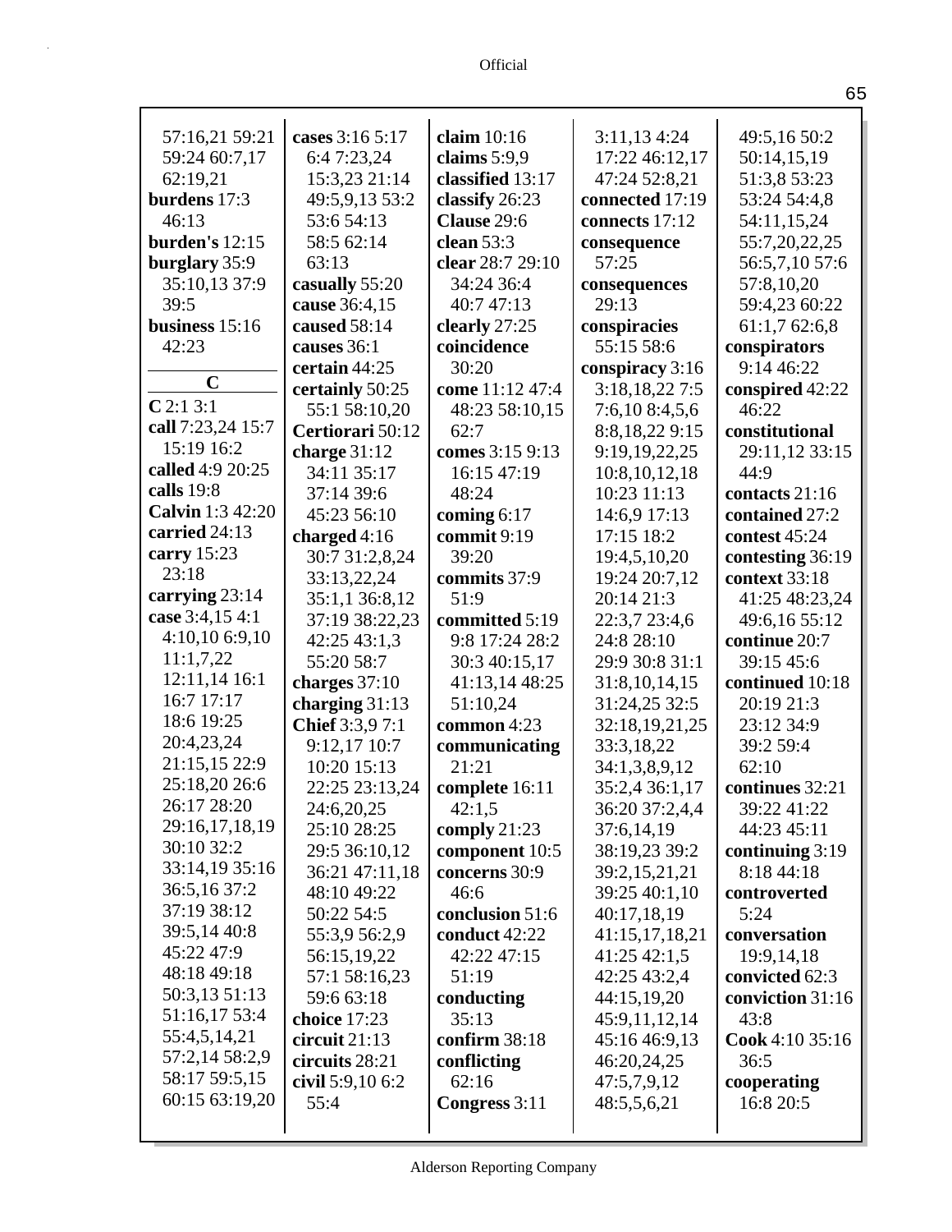57:16,21 59:21 59:24 60:7,17 62:19,21
**burdens** 17:3 46:13
**burden's** 12:15
**burglary** 35:9 35:10,13 37:9 39:5
**business** 15:16 42:23

**C**

**C** 2:1 3:1
**call** 7:23,24 15:7 15:19 16:2
**called** 4:9 20:25
**calls** 19:8
**Calvin** 1:3 42:20
**carried** 24:13
**carry** 15:23 23:18
**carrying** 23:14
**case** 3:4,15 4:1 4:10,10 6:9,10 11:1,7,22 12:11,14 16:1 16:7 17:17 18:6 19:25 20:4,23,24 21:15,15 22:9 25:18,20 26:6 26:17 28:20 29:16,17,18,19 30:10 32:2 33:14,19 35:16 36:5,16 37:2 37:19 38:12 39:5,14 40:8 45:22 47:9 48:18 49:18 50:3,13 51:13 51:16,17 53:4 55:4,5,14,21 57:2,14 58:2,9 58:17 59:5,15 60:15 63:19,20
**cases** 3:16 5:17 6:4 7:23,24 15:3,23 21:14 49:5,9,13 53:2 53:6 54:13 58:5 62:14 63:13
**casually** 55:20
**cause** 36:4,15
**caused** 58:14
**causes** 36:1
**certain** 44:25
**certainly** 50:25 55:1 58:10,20
**Certiorari** 50:12
**charge** 31:12 34:11 35:17 37:14 39:6 45:23 56:10
**charged** 4:16 30:7 31:2,8,24 33:13,22,24 35:1,1 36:8,12 37:19 38:22,23 42:25 43:1,3 55:20 58:7
**charges** 37:10
**charging** 31:13
**Chief** 3:3,9 7:1 9:12,17 10:7 10:20 15:13 22:25 23:13,24 24:6,20,25 25:10 28:25 29:5 36:10,12 36:21 47:11,18 48:10 49:22 50:22 54:5 55:3,9 56:2,9 56:15,19,22 57:1 58:16,23 59:6 63:18
**choice** 17:23
**circuit** 21:13
**circuits** 28:21
**civil** 5:9,10 6:2 55:4
**claim** 10:16
**claims** 5:9,9
**classified** 13:17
**classify** 26:23
**Clause** 29:6
**clean** 53:3
**clear** 28:7 29:10 34:24 36:4 40:7 47:13
**clearly** 27:25
**coincidence** 30:20
**come** 11:12 47:4 48:23 58:10,15 62:7
**comes** 3:15 9:13 16:15 47:19 48:24
**coming** 6:17
**commit** 9:19 39:20
**commits** 37:9 51:9
**committed** 5:19 9:8 17:24 28:2 30:3 40:15,17 41:13,14 48:25 51:10,24
**common** 4:23
**communicating** 21:21
**complete** 16:11 42:1,5
**comply** 21:23
**component** 10:5
**concerns** 30:9 46:6
**conclusion** 51:6
**conduct** 42:22 42:22 47:15 51:19
**conducting** 35:13
**confirm** 38:18
**conflicting** 62:16
**Congress** 3:11 3:11,13 4:24 17:22 46:12,17 47:24 52:8,21
**connected** 17:19
**connects** 17:12
**consequence** 57:25
**consequences** 29:13
**conspiracies** 55:15 58:6
**conspiracy** 3:16 3:18,18,22 7:5 7:6,10 8:4,5,6 8:8,18,22 9:15 9:19,19,22,25 10:8,10,12,18 10:23 11:13 14:6,9 17:13 17:15 18:2 19:4,5,10,20 19:24 20:7,12 20:14 21:3 22:3,7 23:4,6 24:8 28:10 29:9 30:8 31:1 31:8,10,14,15 31:24,25 32:5 32:18,19,21,25 33:3,18,22 34:1,3,8,9,12 35:2,4 36:1,17 36:20 37:2,4,4 37:6,14,19 38:19,23 39:2 39:2,15,21,21 39:25 40:1,10 40:17,18,19 41:15,17,18,21 41:25 42:1,5 42:25 43:2,4 44:15,19,20 45:9,11,12,14 45:16 46:9,13 46:20,24,25 47:5,7,9,12 48:5,5,6,21 49:5,16 50:2 50:14,15,19 51:3,8 53:23 53:24 54:4,8 54:11,15,24 55:7,20,22,25 56:5,7,10 57:6 57:8,10,20 59:4,23 60:22 61:1,7 62:6,8
**conspirators** 9:14 46:22
**conspired** 42:22 46:22
**constitutional** 29:11,12 33:15 44:9
**contacts** 21:16
**contained** 27:2
**contest** 45:24
**contesting** 36:19
**context** 33:18 41:25 48:23,24 49:6,16 55:12
**continue** 20:7 39:15 45:6
**continued** 10:18 20:19 21:3 23:12 34:9 39:2 59:4 62:10
**continues** 32:21 39:22 41:22 44:23 45:11
**continuing** 3:19 8:18 44:18
**controverted** 5:24
**conversation** 19:9,14,18
**convicted** 62:3
**conviction** 31:16 43:8
**Cook** 4:10 35:16 36:5
**cooperating** 16:8 20:5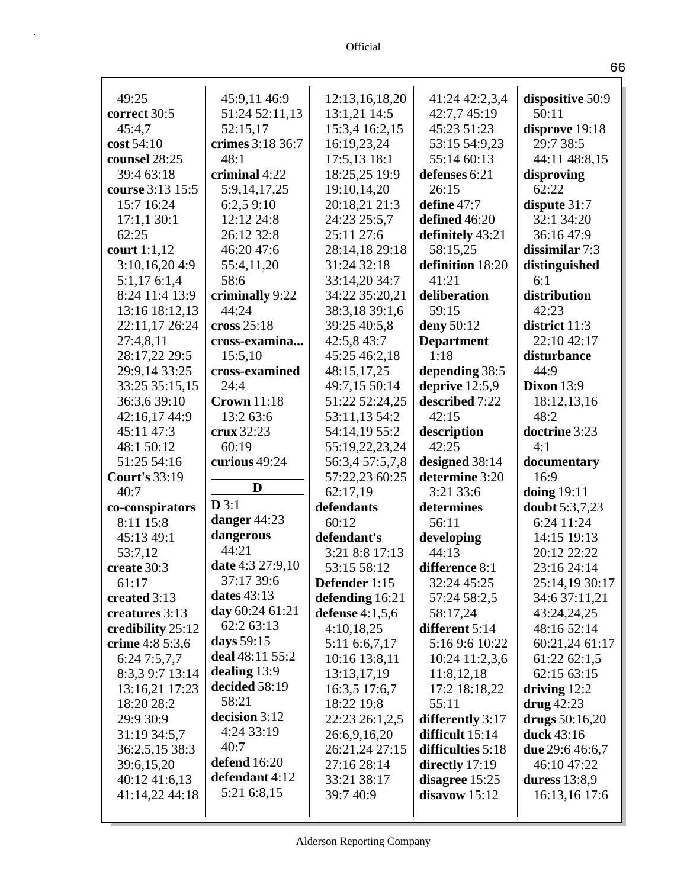49:25
**correct** 30:5
45:4,7
**cost** 54:10
**counsel** 28:25
39:4 63:18
**course** 3:13 15:5
15:7 16:24
17:1,1 30:1
62:25
**court** 1:1,12
3:10,16,20 4:9
5:1,17 6:1,4
8:24 11:4 13:9
13:16 18:12,13
22:11,17 26:24
27:4,8,11
28:17,22 29:5
29:9,14 33:25
33:25 35:15,15
36:3,6 39:10
42:16,17 44:9
45:11 47:3
48:1 50:12
51:25 54:16
**Court's** 33:19
40:7
**co-conspirators**
8:11 15:8
45:13 49:1
53:7,12
**create** 30:3
61:17
**created** 3:13
**creatures** 3:13
**credibility** 25:12
**crime** 4:8 5:3,6
6:24 7:5,7,7
8:3,3 9:7 13:14
13:16,21 17:23
18:20 28:2
29:9 30:9
31:19 34:5,7
36:2,5,15 38:3
39:6,15,20
40:12 41:6,13
41:14,22 44:18
45:9,11 46:9
51:24 52:11,13
52:15,17
**crimes** 3:18 36:7
48:1
**criminal** 4:22
5:9,14,17,25
6:2,5 9:10
12:12 24:8
26:12 32:8
46:20 47:6
55:4,11,20
58:6
**criminally** 9:22
44:24
**cross** 25:18
**cross-examina...**
15:5,10
**cross-examined**
24:4
**Crown** 11:18
13:2 63:6
**crux** 32:23
60:19
**curious** 49:24

## D

**D** 3:1
**danger** 44:23
**dangerous**
44:21
**date** 4:3 27:9,10
37:17 39:6
**dates** 43:13
**day** 60:24 61:21
62:2 63:13
**days** 59:15
**deal** 48:11 55:2
**dealing** 13:9
**decided** 58:19
58:21
**decision** 3:12
4:24 33:19
40:7
**defend** 16:20
**defendant** 4:12
5:21 6:8,15
12:13,16,18,20
13:1,21 14:5
15:3,4 16:2,15
16:19,23,24
17:5,13 18:1
18:25,25 19:9
19:10,14,20
20:18,21 21:3
24:23 25:5,7
25:11 27:6
28:14,18 29:18
31:24 32:18
33:14,20 34:7
34:22 35:20,21
38:3,18 39:1,6
39:25 40:5,8
42:5,8 43:7
45:25 46:2,18
48:15,17,25
49:7,15 50:14
51:22 52:24,25
53:11,13 54:2
54:14,19 55:2
55:19,22,23,24
56:3,4 57:5,7,8
57:22,23 60:25
62:17,19
**defendants**
60:12
**defendant's**
3:21 8:8 17:13
53:15 58:12
**Defender** 1:15
**defending** 16:21
**defense** 4:1,5,6
4:10,18,25
5:11 6:6,7,17
10:16 13:8,11
13:13,17,19
16:3,5 17:6,7
18:22 19:8
22:23 26:1,2,5
26:6,9,16,20
26:21,24 27:15
27:16 28:14
33:21 38:17
39:7 40:9
41:24 42:2,3,4
42:7,7 45:19
45:23 51:23
53:15 54:9,23
55:14 60:13
**defenses** 6:21
26:15
**define** 47:7
**defined** 46:20
**definitely** 43:21
58:15,25
**definition** 18:20
41:21
**deliberation**
59:15
**deny** 50:12
**Department**
1:18
**depending** 38:5
**deprive** 12:5,9
**described** 7:22
42:15
**description**
42:25
**designed** 38:14
**determine** 3:20
3:21 33:6
**determines**
56:11
**developing**
44:13
**difference** 8:1
32:24 45:25
57:24 58:2,5
58:17,24
**different** 5:14
5:16 9:6 10:22
10:24 11:2,3,6
11:8,12,18
17:2 18:18,22
55:11
**differently** 3:17
**difficult** 15:14
**difficulties** 5:18
**directly** 17:19
**disagree** 15:25
**disavow** 15:12
**dispositive** 50:9
50:11
**disprove** 19:18
29:7 38:5
44:11 48:8,15
**disproving**
62:22
**dispute** 31:7
32:1 34:20
36:16 47:9
**dissimilar** 7:3
**distinguished**
6:1
**distribution**
42:23
**district** 11:3
22:10 42:17
**disturbance**
44:9
**Dixon** 13:9
18:12,13,16
48:2
**doctrine** 3:23
4:1
**documentary**
16:9
**doing** 19:11
**doubt** 5:3,7,23
6:24 11:24
14:15 19:13
20:12 22:22
23:16 24:14
25:14,19 30:17
34:6 37:11,21
43:24,24,25
48:16 52:14
60:21,24 61:17
61:22 62:1,5
62:15 63:15
**driving** 12:2
**drug** 42:23
**drugs** 50:16,20
**duck** 43:16
**due** 29:6 46:6,7
46:10 47:22
**duress** 13:8,9
16:13,16 17:6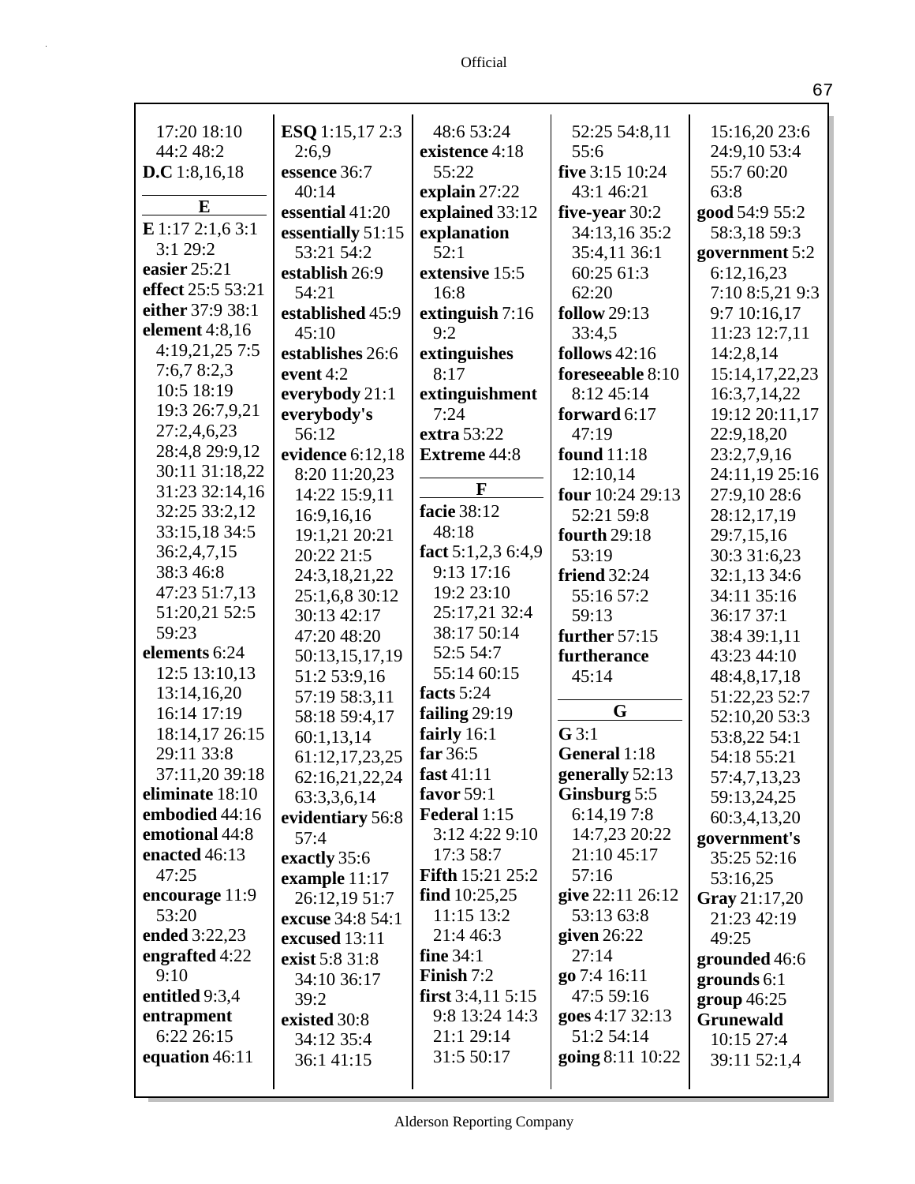17:20 18:10 44:2 48:2
**D.C** 1:8,16,18

**E**

**E** 1:17 2:1,6 3:1 3:1 29:2
**easier** 25:21
**effect** 25:5 53:21
**either** 37:9 38:1
**element** 4:8,16 4:19,21,25 7:5 7:6,7 8:2,3 10:5 18:19 19:3 26:7,9,21 27:2,4,6,23 28:4,8 29:9,12 30:11 31:18,22 31:23 32:14,16 32:25 33:2,12 33:15,18 34:5 36:2,4,7,15 38:3 46:8 47:23 51:7,13 51:20,21 52:5 59:23
**elements** 6:24 12:5 13:10,13 13:14,16,20 16:14 17:19 18:14,17 26:15 29:11 33:8 37:11,20 39:18
**eliminate** 18:10
**embodied** 44:16
**emotional** 44:8
**enacted** 46:13 47:25
**encourage** 11:9 53:20
**ended** 3:22,23
**engrafted** 4:22 9:10
**entitled** 9:3,4
**entrapment** 6:22 26:15
**equation** 46:11
**ESQ** 1:15,17 2:3 2:6,9
**essence** 36:7 40:14
**essential** 41:20
**essentially** 51:15 53:21 54:2
**establish** 26:9 54:21
**established** 45:9 45:10
**establishes** 26:6
**event** 4:2
**everybody** 21:1
**everybody's** 56:12
**evidence** 6:12,18 8:20 11:20,23 14:22 15:9,11 16:9,16,16 19:1,21 20:21 20:22 21:5 24:3,18,21,22 25:1,6,8 30:12 30:13 42:17 47:20 48:20 50:13,15,17,19 51:2 53:9,16 57:19 58:3,11 58:18 59:4,17 60:1,13,14 61:12,17,23,25 62:16,21,22,24 63:3,3,6,14
**evidentiary** 56:8 57:4
**exactly** 35:6
**example** 11:17 26:12,19 51:7
**excuse** 34:8 54:1
**excused** 13:11
**exist** 5:8 31:8 34:10 36:17 39:2
**existed** 30:8 34:12 35:4 36:1 41:15
48:6 53:24
**existence** 4:18 55:22
**explain** 27:22
**explained** 33:12
**explanation** 52:1
**extensive** 15:5 16:8
**extinguish** 7:16 9:2
**extinguishes** 8:17
**extinguishment** 7:24
**extra** 53:22
**Extreme** 44:8

**F**

**facie** 38:12 48:18
**fact** 5:1,2,3 6:4,9 9:13 17:16 19:2 23:10 25:17,21 32:4 38:17 50:14 52:5 54:7 55:14 60:15
**facts** 5:24
**failing** 29:19
**fairly** 16:1
**far** 36:5
**fast** 41:11
**favor** 59:1
**Federal** 1:15 3:12 4:22 9:10 17:3 58:7
**Fifth** 15:21 25:2
**find** 10:25,25 11:15 13:2 21:4 46:3
**fine** 34:1
**Finish** 7:2
**first** 3:4,11 5:15 9:8 13:24 14:3 21:1 29:14 31:5 50:17
52:25 54:8,11 55:6
**five** 3:15 10:24 43:1 46:21
**five-year** 30:2 34:13,16 35:2 35:4,11 36:1 60:25 61:3 62:20
**follow** 29:13 33:4,5
**follows** 42:16
**foreseeable** 8:10 8:12 45:14
**forward** 6:17 47:19
**found** 11:18 12:10,14
**four** 10:24 29:13 52:21 59:8
**fourth** 29:18 53:19
**friend** 32:24 55:16 57:2 59:13
**further** 57:15
**furtherance** 45:14

**G**

**G** 3:1
**General** 1:18
**generally** 52:13
**Ginsburg** 5:5 6:14,19 7:8 14:7,23 20:22 21:10 45:17 57:16
**give** 22:11 26:12 53:13 63:8
**given** 26:22 27:14
**go** 7:4 16:11 47:5 59:16
**goes** 4:17 32:13 51:2 54:14
**going** 8:11 10:22
15:16,20 23:6 24:9,10 53:4 55:7 60:20 63:8
**good** 54:9 55:2 58:3,18 59:3
**government** 5:2 6:12,16,23 7:10 8:5,21 9:3 9:7 10:16,17 11:23 12:7,11 14:2,8,14 15:14,17,22,23 16:3,7,14,22 19:12 20:11,17 22:9,18,20 23:2,7,9,16 24:11,19 25:16 27:9,10 28:6 28:12,17,19 29:7,15,16 30:3 31:6,23 32:1,13 34:6 34:11 35:16 36:17 37:1 38:4 39:1,11 43:23 44:10 48:4,8,17,18 51:22,23 52:7 52:10,20 53:3 53:8,22 54:1 54:18 55:21 57:4,7,13,23 59:13,24,25 60:3,4,13,20
**government's** 35:25 52:16 53:16,25
**Gray** 21:17,20 21:23 42:19 49:25
**grounded** 46:6
**grounds** 6:1
**group** 46:25
**Grunewald** 10:15 27:4 39:11 52:1,4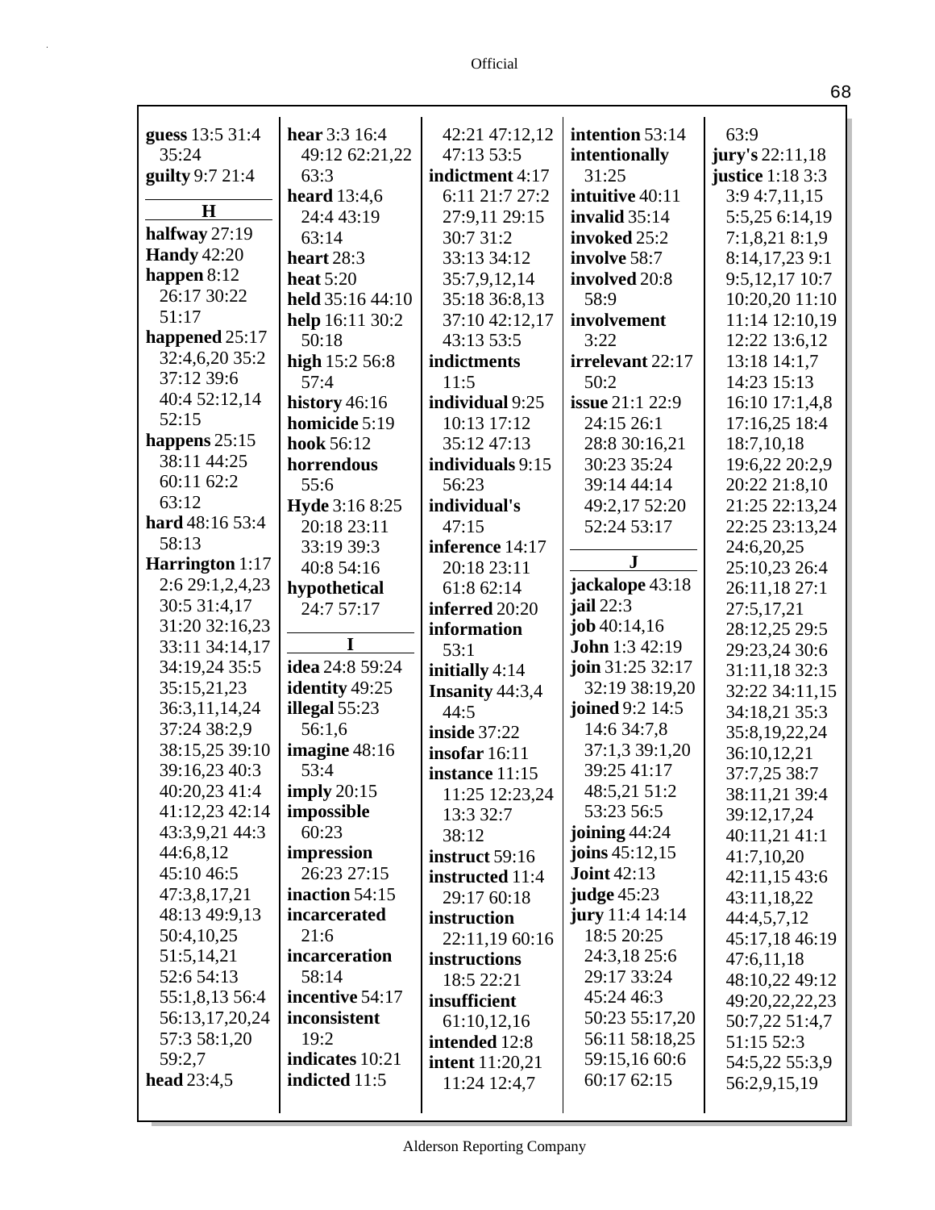**guess** 13:5 31:4 35:24
**guilty** 9:7 21:4

**H**

**halfway** 27:19
**Handy** 42:20
**happen** 8:12 26:17 30:22 51:17
**happened** 25:17 32:4,6,20 35:2 37:12 39:6 40:4 52:12,14 52:15
**happens** 25:15 38:11 44:25 60:11 62:2 63:12
**hard** 48:16 53:4 58:13
**Harrington** 1:17 2:6 29:1,2,4,23 30:5 31:4,17 31:20 32:16,23 33:11 34:14,17 34:19,24 35:5 35:15,21,23 36:3,11,14,24 37:24 38:2,9 38:15,25 39:10 39:16,23 40:3 40:20,23 41:4 41:12,23 42:14 43:3,9,21 44:3 44:6,8,12 45:10 46:5 47:3,8,17,21 48:13 49:9,13 50:4,10,25 51:5,14,21 52:6 54:13 55:1,8,13 56:4 56:13,17,20,24 57:3 58:1,20 59:2,7
**head** 23:4,5
**hear** 3:3 16:4 49:12 62:21,22 63:3
**heard** 13:4,6 24:4 43:19 63:14
**heart** 28:3
**heat** 5:20
**held** 35:16 44:10
**help** 16:11 30:2 50:18
**high** 15:2 56:8 57:4
**history** 46:16
**homicide** 5:19
**hook** 56:12
**horrendous** 55:6
**Hyde** 3:16 8:25 20:18 23:11 33:19 39:3 40:8 54:16
**hypothetical** 24:7 57:17

**I**

**idea** 24:8 59:24
**identity** 49:25
**illegal** 55:23 56:1,6
**imagine** 48:16 53:4
**imply** 20:15
**impossible** 60:23
**impression** 26:23 27:15
**inaction** 54:15
**incarcerated** 21:6
**incarceration** 58:14
**incentive** 54:17
**inconsistent** 19:2
**indicates** 10:21
**indicted** 11:5
42:21 47:12,12 47:13 53:5
**indictment** 4:17 6:11 21:7 27:2 27:9,11 29:15 30:7 31:2 33:13 34:12 35:7,9,12,14 35:18 36:8,13 37:10 42:12,17 43:13 53:5
**indictments** 11:5
**individual** 9:25 10:13 17:12 35:12 47:13
**individuals** 9:15 56:23
**individual's** 47:15
**inference** 14:17 20:18 23:11 61:8 62:14
**inferred** 20:20
**information** 53:1
**initially** 4:14
**Insanity** 44:3,4 44:5
**inside** 37:22
**insofar** 16:11
**instance** 11:15 11:25 12:23,24 13:3 32:7 38:12
**instruct** 59:16
**instructed** 11:4 29:17 60:18
**instruction** 22:11,19 60:16
**instructions** 18:5 22:21
**insufficient** 61:10,12,16
**intended** 12:8
**intent** 11:20,21 11:24 12:4,7
**intention** 53:14
**intentionally** 31:25
**intuitive** 40:11
**invalid** 35:14
**invoked** 25:2
**involve** 58:7
**involved** 20:8 58:9
**involvement** 3:22
**irrelevant** 22:17 50:2
**issue** 21:1 22:9 24:15 26:1 28:8 30:16,21 30:23 35:24 39:14 44:14 49:2,17 52:20 52:24 53:17

**J**

**jackalope** 43:18
**jail** 22:3
**job** 40:14,16
**John** 1:3 42:19
**join** 31:25 32:17 32:19 38:19,20
**joined** 9:2 14:5 14:6 34:7,8 37:1,3 39:1,20 39:25 41:17 48:5,21 51:2 53:23 56:5
**joining** 44:24
**joins** 45:12,15
**Joint** 42:13
**judge** 45:23
**jury** 11:4 14:14 18:5 20:25 24:3,18 25:6 29:17 33:24 45:24 46:3 50:23 55:17,20 56:11 58:18,25 59:15,16 60:6 60:17 62:15
63:9
**jury's** 22:11,18
**justice** 1:18 3:3 3:9 4:7,11,15 5:5,25 6:14,19 7:1,8,21 8:1,9 8:14,17,23 9:1 9:5,12,17 10:7 10:20,20 11:10 11:14 12:10,19 12:22 13:6,12 13:18 14:1,7 14:23 15:13 16:10 17:1,4,8 17:16,25 18:4 18:7,10,18 19:6,22 20:2,9 20:22 21:8,10 21:25 22:13,24 22:25 23:13,24 24:6,20,25 25:10,23 26:4 26:11,18 27:1 27:5,17,21 28:12,25 29:5 29:23,24 30:6 31:11,18 32:3 32:22 34:11,15 34:18,21 35:3 35:8,19,22,24 36:10,12,21 37:7,25 38:7 38:11,21 39:4 39:12,17,24 40:11,21 41:1 41:7,10,20 42:11,15 43:6 43:11,18,22 44:4,5,7,12 45:17,18 46:19 47:6,11,18 48:10,22 49:12 49:20,22,22,23 50:7,22 51:4,7 51:15 52:3 54:5,22 55:3,9 56:2,9,15,19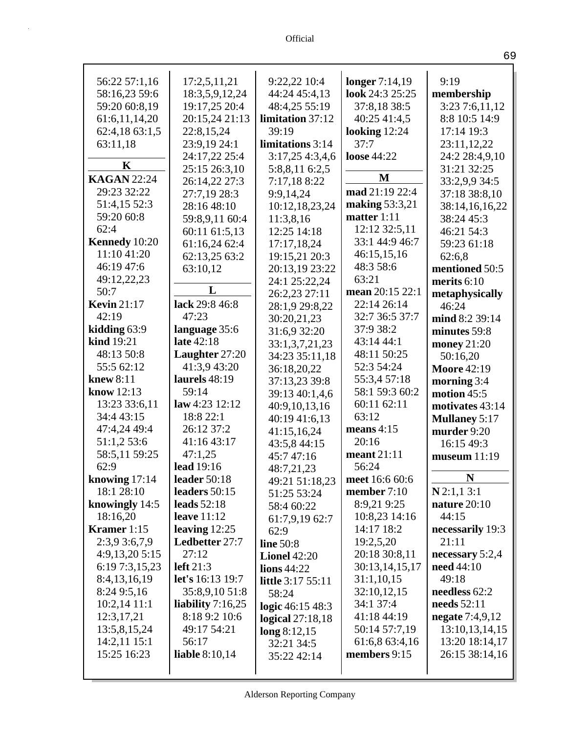56:22 57:1,16
58:16,23 59:6
59:20 60:8,19
61:6,11,14,20
62:4,18 63:1,5
63:11,18

**K**

**KAGAN** 22:24
29:23 32:22
51:4,15 52:3
59:20 60:8
62:4
**Kennedy** 10:20
11:10 41:20
46:19 47:6
49:12,22,23
50:7
**Kevin** 21:17
42:19
**kidding** 63:9
**kind** 19:21
48:13 50:8
55:5 62:12
**knew** 8:11
**know** 12:13
13:23 33:6,11
34:4 43:15
47:4,24 49:4
51:1,2 53:6
58:5,11 59:25
62:9
**knowing** 17:14
18:1 28:10
**knowingly** 14:5
18:16,20
**Kramer** 1:15
2:3,9 3:6,7,9
4:9,13,20 5:15
6:19 7:3,15,23
8:4,13,16,19
8:24 9:5,16
10:2,14 11:1
12:3,17,21
13:5,8,15,24
14:2,11 15:1
15:25 16:23
17:2,5,11,21
18:3,5,9,12,24
19:17,25 20:4
20:15,24 21:13
22:8,15,24
23:9,19 24:1
24:17,22 25:4
25:15 26:3,10
26:14,22 27:3
27:7,19 28:3
28:16 48:10
59:8,9,11 60:4
60:11 61:5,13
61:16,24 62:4
62:13,25 63:2
63:10,12

**L**

**lack** 29:8 46:8
47:23
**language** 35:6
**late** 42:18
**Laughter** 27:20
41:3,9 43:20
**laurels** 48:19
59:14
**law** 4:23 12:12
18:8 22:1
26:12 37:2
41:16 43:17
47:1,25
**lead** 19:16
**leader** 50:18
**leaders** 50:15
**leads** 52:18
**leave** 11:12
**leaving** 12:25
**Ledbetter** 27:7
27:12
**left** 21:3
**let's** 16:13 19:7
35:8,9,10 51:8
**liability** 7:16,25
8:18 9:2 10:6
49:17 54:21
56:17
**liable** 8:10,14
9:22,22 10:4
44:24 45:4,13
48:4,25 55:19
**limitation** 37:12
39:19
**limitations** 3:14
3:17,25 4:3,4,6
5:8,8,11 6:2,5
7:17,18 8:22
9:9,14,24
10:12,18,23,24
11:3,8,16
12:25 14:18
17:17,18,24
19:15,21 20:3
20:13,19 23:22
24:1 25:22,24
26:2,23 27:11
28:1,9 29:8,22
30:20,21,23
31:6,9 32:20
33:1,3,7,21,23
34:23 35:11,18
36:18,20,22
37:13,23 39:8
39:13 40:1,4,6
40:9,10,13,16
40:19 41:6,13
41:15,16,24
43:5,8 44:15
45:7 47:16
48:7,21,23
49:21 51:18,23
51:25 53:24
58:4 60:22
61:7,9,19 62:7
62:9
**line** 50:8
**Lionel** 42:20
**lions** 44:22
**little** 3:17 55:11
58:24
**logic** 46:15 48:3
**logical** 27:18,18
**long** 8:12,15
32:21 34:5
35:22 42:14
**longer** 7:14,19
**look** 24:3 25:25
37:8,18 38:5
40:25 41:4,5
**looking** 12:24
37:7
**loose** 44:22

**M**

**mad** 21:19 22:4
**making** 53:3,21
**matter** 1:11
12:12 32:5,11
33:1 44:9 46:7
46:15,15,16
48:3 58:6
63:21
**mean** 20:15 22:1
22:14 26:14
32:7 36:5 37:7
37:9 38:2
43:14 44:1
48:11 50:25
52:3 54:24
55:3,4 57:18
58:1 59:3 60:2
60:11 62:11
63:12
**means** 4:15
20:16
**meant** 21:11
56:24
**meet** 16:6 60:6
**member** 7:10
8:9,21 9:25
10:8,23 14:16
14:17 18:2
19:2,5,20
20:18 30:8,11
30:13,14,15,17
31:1,10,15
32:10,12,15
34:1 37:4
41:18 44:19
50:14 57:7,19
61:6,8 63:4,16
**members** 9:15
9:19
**membership**
3:23 7:6,11,12
8:8 10:5 14:9
17:14 19:3
23:11,12,22
24:2 28:4,9,10
31:21 32:25
33:2,9,9 34:5
37:18 38:8,10
38:14,16,16,22
38:24 45:3
46:21 54:3
59:23 61:18
62:6,8
**mentioned** 50:5
**merits** 6:10
**metaphysically**
46:24
**mind** 8:2 39:14
**minutes** 59:8
**money** 21:20
50:16,20
**Moore** 42:19
**morning** 3:4
**motion** 45:5
**motivates** 43:14
**Mullaney** 5:17
**murder** 9:20
16:15 49:3
**museum** 11:19

**N**

**N** 2:1,1 3:1
**nature** 20:10
44:15
**necessarily** 19:3
21:11
**necessary** 5:2,4
**need** 44:10
49:18
**needless** 62:2
**needs** 52:11
**negate** 7:4,9,12
13:10,13,14,15
13:20 18:14,17
26:15 38:14,16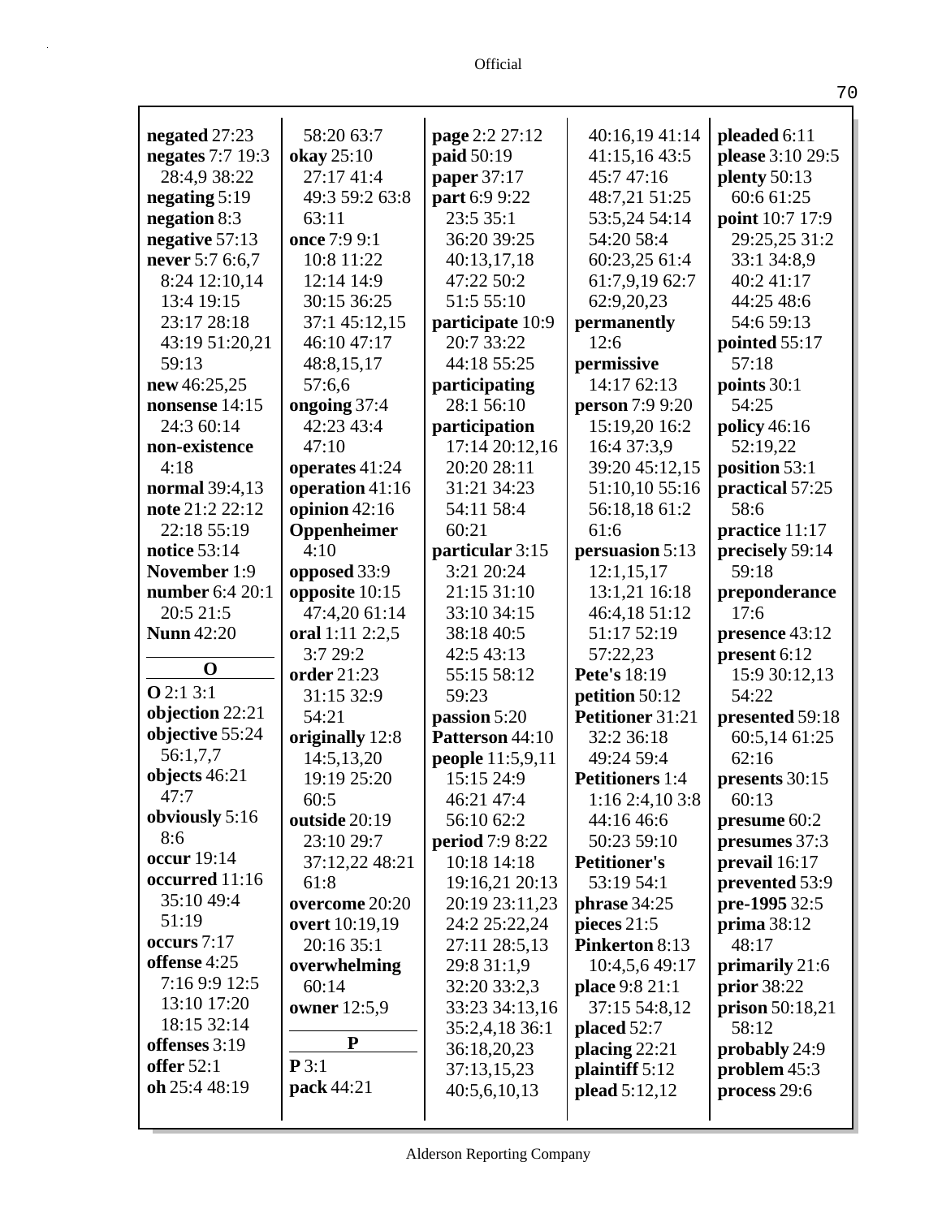**negated** 27:23
**negates** 7:7 19:3 28:4,9 38:22
**negating** 5:19
**negation** 8:3
**negative** 57:13
**never** 5:7 6:6,7 8:24 12:10,14 13:4 19:15 23:17 28:18 43:19 51:20,21 59:13
**new** 46:25,25
**nonsense** 14:15 24:3 60:14
**non-existence** 4:18
**normal** 39:4,13
**note** 21:2 22:12 22:18 55:19
**notice** 53:14
**November** 1:9
**number** 6:4 20:1 20:5 21:5
**Nunn** 42:20

**O**

**O** 2:1 3:1
**objection** 22:21
**objective** 55:24 56:1,7,7
**objects** 46:21 47:7
**obviously** 5:16 8:6
**occur** 19:14
**occurred** 11:16 35:10 49:4 51:19
**occurs** 7:17
**offense** 4:25 7:16 9:9 12:5 13:10 17:20 18:15 32:14
**offenses** 3:19
**offer** 52:1
**oh** 25:4 48:19
58:20 63:7
**okay** 25:10 27:17 41:4 49:3 59:2 63:8 63:11
**once** 7:9 9:1 10:8 11:22 12:14 14:9 30:15 36:25 37:1 45:12,15 46:10 47:17 48:8,15,17 57:6,6
**ongoing** 37:4 42:23 43:4 47:10
**operates** 41:24
**operation** 41:16
**opinion** 42:16
**Oppenheimer** 4:10
**opposed** 33:9
**opposite** 10:15 47:4,20 61:14
**oral** 1:11 2:2,5 3:7 29:2
**order** 21:23 31:15 32:9 54:21
**originally** 12:8 14:5,13,20 19:19 25:20 60:5
**outside** 20:19 23:10 29:7 37:12,22 48:21 61:8
**overcome** 20:20
**overt** 10:19,19 20:16 35:1
**overwhelming** 60:14
**owner** 12:5,9

**P**

**P** 3:1
**pack** 44:21
**page** 2:2 27:12
**paid** 50:19
**paper** 37:17
**part** 6:9 9:22 23:5 35:1 36:20 39:25 40:13,17,18 47:22 50:2 51:5 55:10
**participate** 10:9 20:7 33:22 44:18 55:25
**participating** 28:1 56:10
**participation** 17:14 20:12,16 20:20 28:11 31:21 34:23 54:11 58:4 60:21
**particular** 3:15 3:21 20:24 21:15 31:10 33:10 34:15 38:18 40:5 42:5 43:13 55:15 58:12 59:23
**passion** 5:20
**Patterson** 44:10
**people** 11:5,9,11 15:15 24:9 46:21 47:4 56:10 62:2
**period** 7:9 8:22 10:18 14:18 19:16,21 20:13 20:19 23:11,23 24:2 25:22,24 27:11 28:5,13 29:8 31:1,9 32:20 33:2,3 33:23 34:13,16 35:2,4,18 36:1 36:18,20,23 37:13,15,23 40:5,6,10,13
40:16,19 41:14 41:15,16 43:5 45:7 47:16 48:7,21 51:25 53:5,24 54:14 54:20 58:4 60:23,25 61:4 61:7,9,19 62:7 62:9,20,23
**permanently** 12:6
**permissive** 14:17 62:13
**person** 7:9 9:20 15:19,20 16:2 16:4 37:3,9 39:20 45:12,15 51:10,10 55:16 56:18,18 61:2 61:6
**persuasion** 5:13 12:1,15,17 13:1,21 16:18 46:4,18 51:12 51:17 52:19 57:22,23
**Pete's** 18:19
**petition** 50:12
**Petitioner** 31:21 32:2 36:18 49:24 59:4
**Petitioners** 1:4 1:16 2:4,10 3:8 44:16 46:6 50:23 59:10
**Petitioner's** 53:19 54:1
**phrase** 34:25
**pieces** 21:5
**Pinkerton** 8:13 10:4,5,6 49:17
**place** 9:8 21:1 37:15 54:8,12
**placed** 52:7
**placing** 22:21
**plaintiff** 5:12
**plead** 5:12,12
**pleaded** 6:11
**please** 3:10 29:5
**plenty** 50:13 60:6 61:25
**point** 10:7 17:9 29:25,25 31:2 33:1 34:8,9 40:2 41:17 44:25 48:6 54:6 59:13
**pointed** 55:17 57:18
**points** 30:1 54:25
**policy** 46:16 52:19,22
**position** 53:1
**practical** 57:25 58:6
**practice** 11:17
**precisely** 59:14 59:18
**preponderance** 17:6
**presence** 43:12
**present** 6:12 15:9 30:12,13 54:22
**presented** 59:18 60:5,14 61:25 62:16
**presents** 30:15 60:13
**presume** 60:2
**presumes** 37:3
**prevail** 16:17
**prevented** 53:9
**pre-1995** 32:5
**prima** 38:12 48:17
**primarily** 21:6
**prior** 38:22
**prison** 50:18,21 58:12
**probably** 24:9
**problem** 45:3
**process** 29:6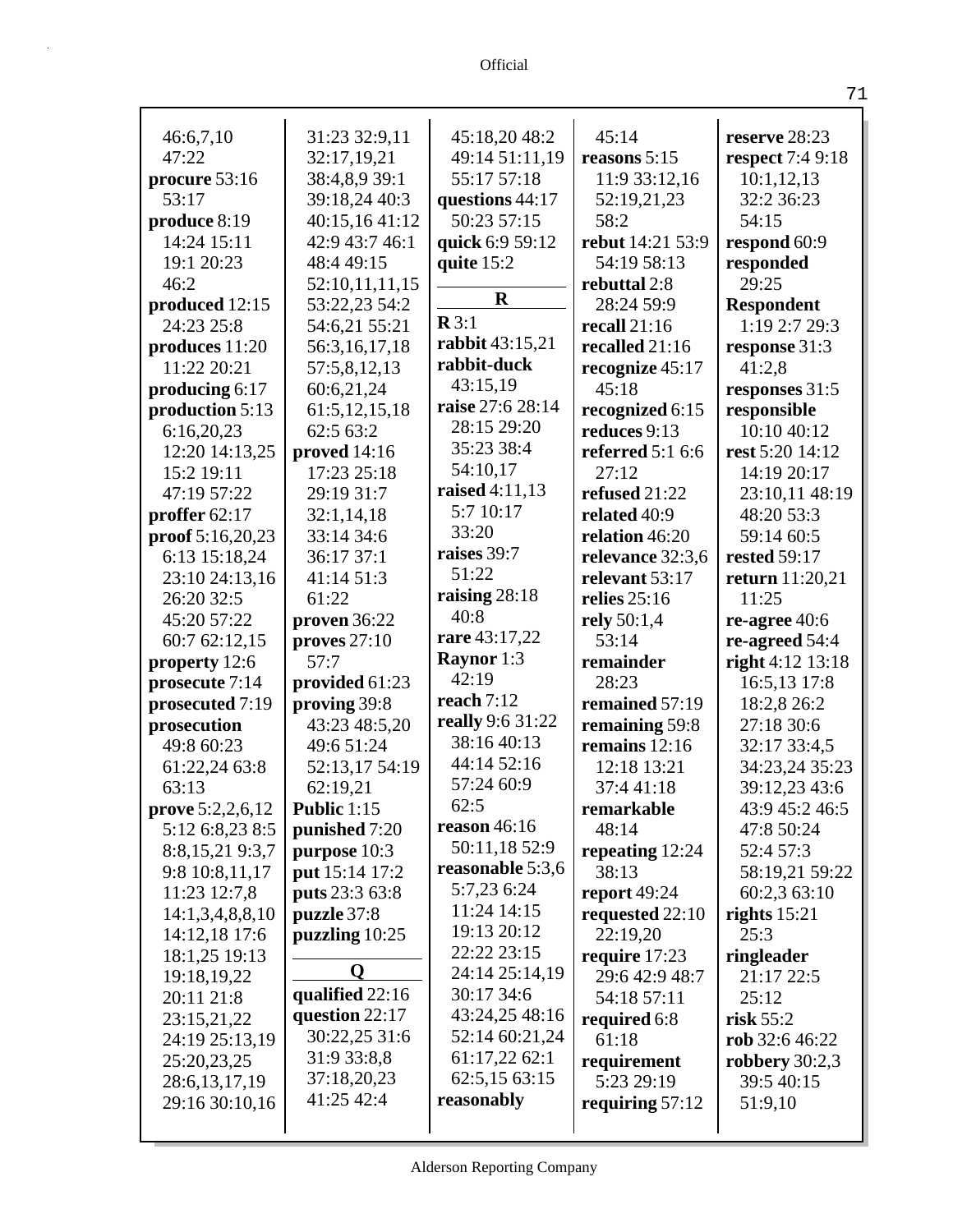46:6,7,10
47:22
**procure** 53:16
53:17
**produce** 8:19
14:24 15:11
19:1 20:23
46:2
**produced** 12:15
24:23 25:8
**produces** 11:20
11:22 20:21
**producing** 6:17
**production** 5:13
6:16,20,23
12:20 14:13,25
15:2 19:11
47:19 57:22
**proffer** 62:17
**proof** 5:16,20,23
6:13 15:18,24
23:10 24:13,16
26:20 32:5
45:20 57:22
60:7 62:12,15
**property** 12:6
**prosecute** 7:14
**prosecuted** 7:19
**prosecution**
49:8 60:23
61:22,24 63:8
63:13
**prove** 5:2,2,6,12
5:12 6:8,23 8:5
8:8,15,21 9:3,7
9:8 10:8,11,17
11:23 12:7,8
14:1,3,4,8,8,10
14:12,18 17:6
18:1,25 19:13
19:18,19,22
20:11 21:8
23:15,21,22
24:19 25:13,19
25:20,23,25
28:6,13,17,19
29:16 30:10,16
31:23 32:9,11
32:17,19,21
38:4,8,9 39:1
39:18,24 40:3
40:15,16 41:12
42:9 43:7 46:1
48:4 49:15
52:10,11,11,15
53:22,23 54:2
54:6,21 55:21
56:3,16,17,18
57:5,8,12,13
60:6,21,24
61:5,12,15,18
62:5 63:2
**proved** 14:16
17:23 25:18
29:19 31:7
32:1,14,18
33:14 34:6
36:17 37:1
41:14 51:3
61:22
**proven** 36:22
**proves** 27:10
57:7
**provided** 61:23
**proving** 39:8
43:23 48:5,20
49:6 51:24
52:13,17 54:19
62:19,21
**Public** 1:15
**punished** 7:20
**purpose** 10:3
**put** 15:14 17:2
**puts** 23:3 63:8
**puzzle** 37:8
**puzzling** 10:25

**Q**

**qualified** 22:16
**question** 22:17
30:22,25 31:6
31:9 33:8,8
37:18,20,23
41:25 42:4
45:18,20 48:2
49:14 51:11,19
55:17 57:18
**questions** 44:17
50:23 57:15
**quick** 6:9 59:12
**quite** 15:2

**R**

**R** 3:1
**rabbit** 43:15,21
**rabbit-duck**
43:15,19
**raise** 27:6 28:14
28:15 29:20
35:23 38:4
54:10,17
**raised** 4:11,13
5:7 10:17
33:20
**raises** 39:7
51:22
**raising** 28:18
40:8
**rare** 43:17,22
**Raynor** 1:3
42:19
**reach** 7:12
**really** 9:6 31:22
38:16 40:13
44:14 52:16
57:24 60:9
62:5
**reason** 46:16
50:11,18 52:9
**reasonable** 5:3,6
5:7,23 6:24
11:24 14:15
19:13 20:12
22:22 23:15
24:14 25:14,19
30:17 34:6
43:24,25 48:16
52:14 60:21,24
61:17,22 62:1
62:5,15 63:15
**reasonably**
45:14
**reasons** 5:15
11:9 33:12,16
52:19,21,23
58:2
**rebut** 14:21 53:9
54:19 58:13
**rebuttal** 2:8
28:24 59:9
**recall** 21:16
**recalled** 21:16
**recognize** 45:17
45:18
**recognized** 6:15
**reduces** 9:13
**referred** 5:1 6:6
27:12
**refused** 21:22
**related** 40:9
**relation** 46:20
**relevance** 32:3,6
**relevant** 53:17
**relies** 25:16
**rely** 50:1,4
53:14
**remainder**
28:23
**remained** 57:19
**remaining** 59:8
**remains** 12:16
12:18 13:21
37:4 41:18
**remarkable**
48:14
**repeating** 12:24
38:13
**report** 49:24
**requested** 22:10
22:19,20
**require** 17:23
29:6 42:9 48:7
54:18 57:11
**required** 6:8
61:18
**requirement**
5:23 29:19
**requiring** 57:12
**reserve** 28:23
**respect** 7:4 9:18
10:1,12,13
32:2 36:23
54:15
**respond** 60:9
**responded**
29:25
**Respondent**
1:19 2:7 29:3
**response** 31:3
41:2,8
**responses** 31:5
**responsible**
10:10 40:12
**rest** 5:20 14:12
14:19 20:17
23:10,11 48:19
48:20 53:3
59:14 60:5
**rested** 59:17
**return** 11:20,21
11:25
**re-agree** 40:6
**re-agreed** 54:4
**right** 4:12 13:18
16:5,13 17:8
18:2,8 26:2
27:18 30:6
32:17 33:4,5
34:23,24 35:23
39:12,23 43:6
43:9 45:2 46:5
47:8 50:24
52:4 57:3
58:19,21 59:22
60:2,3 63:10
**rights** 15:21
25:3
**ringleader**
21:17 22:5
25:12
**risk** 55:2
**rob** 32:6 46:22
**robbery** 30:2,3
39:5 40:15
51:9,10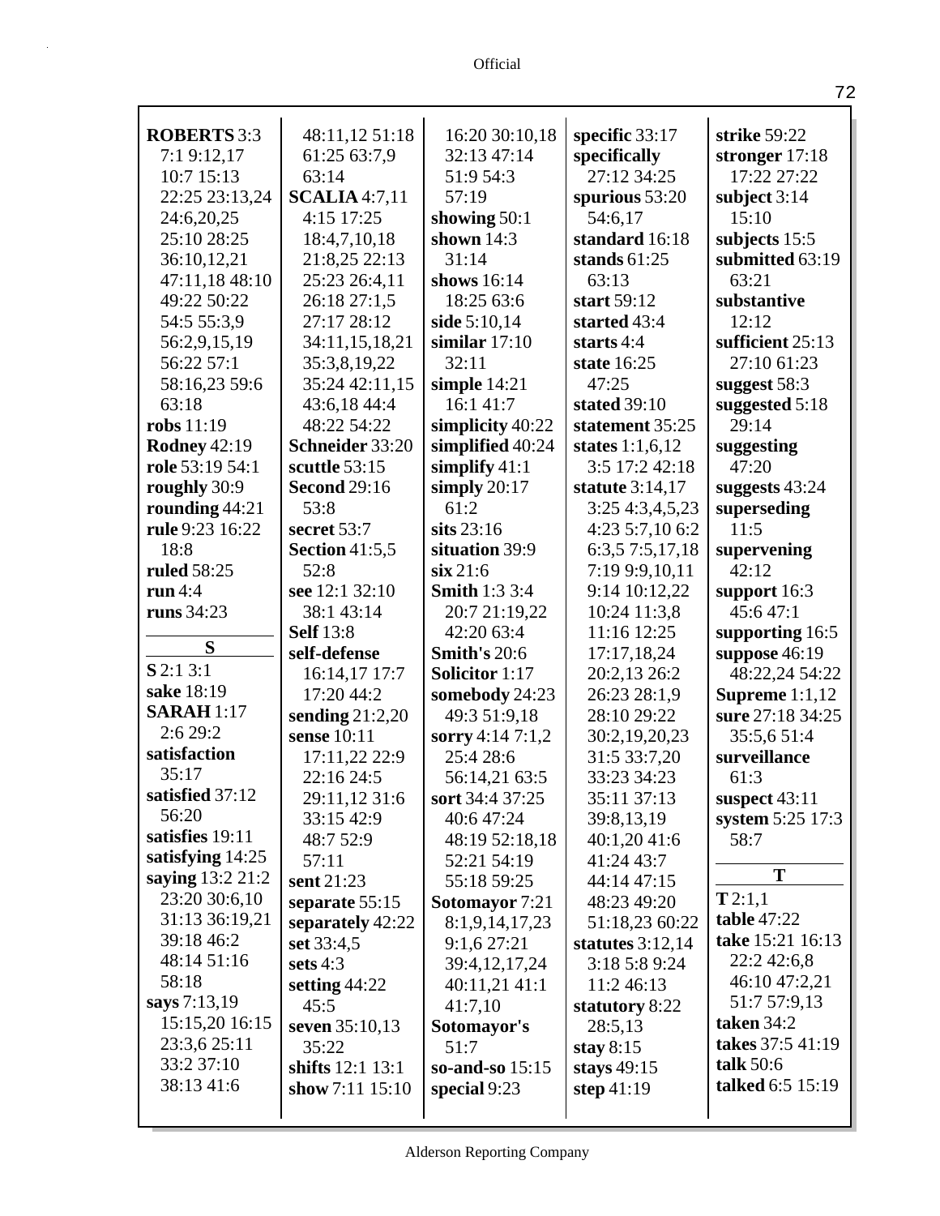**ROBERTS** 3:3 7:1 9:12,17 10:7 15:13 22:25 23:13,24 24:6,20,25 25:10 28:25 36:10,12,21 47:11,18 48:10 49:22 50:22 54:5 55:3,9 56:2,9,15,19 56:22 57:1 58:16,23 59:6 63:18
**robs** 11:19
**Rodney** 42:19
**role** 53:19 54:1
**roughly** 30:9
**rounding** 44:21
**rule** 9:23 16:22 18:8
**ruled** 58:25
**run** 4:4
**runs** 34:23

**S**

**S** 2:1 3:1
**sake** 18:19
**SARAH** 1:17 2:6 29:2
**satisfaction** 35:17
**satisfied** 37:12 56:20
**satisfies** 19:11
**satisfying** 14:25
**saying** 13:2 21:2 23:20 30:6,10 31:13 36:19,21 39:18 46:2 48:14 51:16 58:18
**says** 7:13,19 15:15,20 16:15 23:3,6 25:11 33:2 37:10 38:13 41:6 48:11,12 51:18 61:25 63:7,9 63:14
**SCALIA** 4:7,11 4:15 17:25 18:4,7,10,18 21:8,25 22:13 25:23 26:4,11 26:18 27:1,5 27:17 28:12 34:11,15,18,21 35:3,8,19,22 35:24 42:11,15 43:6,18 44:4 48:22 54:22
**Schneider** 33:20
**scuttle** 53:15
**Second** 29:16 53:8
**secret** 53:7
**Section** 41:5,5 52:8
**see** 12:1 32:10 38:1 43:14
**Self** 13:8
**self-defense** 16:14,17 17:7 17:20 44:2
**sending** 21:2,20
**sense** 10:11 17:11,22 22:9 22:16 24:5 29:11,12 31:6 33:15 42:9 48:7 52:9 57:11
**sent** 21:23
**separate** 55:15
**separately** 42:22
**set** 33:4,5
**sets** 4:3
**setting** 44:22 45:5
**seven** 35:10,13 35:22
**shifts** 12:1 13:1
**show** 7:11 15:10 16:20 30:10,18 32:13 47:14 51:9 54:3 57:19
**showing** 50:1
**shown** 14:3 31:14
**shows** 16:14 18:25 63:6
**side** 5:10,14
**similar** 17:10 32:11
**simple** 14:21 16:1 41:7
**simplicity** 40:22
**simplified** 40:24
**simplify** 41:1
**simply** 20:17 61:2
**sits** 23:16
**situation** 39:9
**six** 21:6
**Smith** 1:3 3:4 20:7 21:19,22 42:20 63:4
**Smith's** 20:6
**Solicitor** 1:17
**somebody** 24:23 49:3 51:9,18
**sorry** 4:14 7:1,2 25:4 28:6 56:14,21 63:5
**sort** 34:4 37:25 40:6 47:24 48:19 52:18,18 52:21 54:19 55:18 59:25
**Sotomayor** 7:21 8:1,9,14,17,23 9:1,6 27:21 39:4,12,17,24 40:11,21 41:1 41:7,10
**Sotomayor's** 51:7
**so-and-so** 15:15
**special** 9:23
**specific** 33:17
**specifically** 27:12 34:25
**spurious** 53:20 54:6,17
**standard** 16:18
**stands** 61:25 63:13
**start** 59:12
**started** 43:4
**starts** 4:4
**state** 16:25 47:25
**stated** 39:10
**statement** 35:25
**states** 1:1,6,12 3:5 17:2 42:18
**statute** 3:14,17 3:25 4:3,4,5,23 4:23 5:7,10 6:2 6:3,5 7:5,17,18 7:19 9:9,10,11 9:14 10:12,22 10:24 11:3,8 11:16 12:25 17:17,18,24 20:2,13 26:2 26:23 28:1,9 28:10 29:22 30:2,19,20,23 31:5 33:7,20 33:23 34:23 35:11 37:13 39:8,13,19 40:1,20 41:6 41:24 43:7 44:14 47:15 48:23 49:20 51:18,23 60:22
**statutes** 3:12,14 3:18 5:8 9:24 11:2 46:13
**statutory** 8:22 28:5,13
**stay** 8:15
**stays** 49:15
**step** 41:19
**strike** 59:22
**stronger** 17:18 17:22 27:22
**subject** 3:14 15:10
**subjects** 15:5
**submitted** 63:19 63:21
**substantive** 12:12
**sufficient** 25:13 27:10 61:23
**suggest** 58:3
**suggested** 5:18 29:14
**suggesting** 47:20
**suggests** 43:24
**superseding** 11:5
**supervening** 42:12
**support** 16:3 45:6 47:1
**supporting** 16:5
**suppose** 46:19 48:22,24 54:22
**Supreme** 1:1,12
**sure** 27:18 34:25 35:5,6 51:4
**surveillance** 61:3
**suspect** 43:11
**system** 5:25 17:3 58:7

**T**

**T** 2:1,1
**table** 47:22
**take** 15:21 16:13 22:2 42:6,8 46:10 47:2,21 51:7 57:9,13
**taken** 34:2
**takes** 37:5 41:19
**talk** 50:6
**talked** 6:5 15:19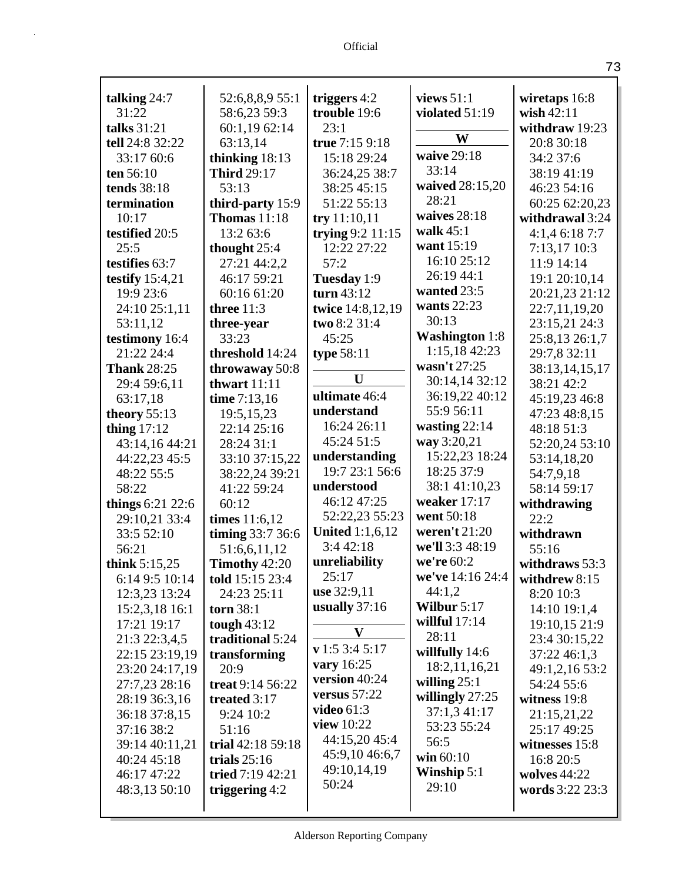**talking** 24:7 31:22
**talks** 31:21
**tell** 24:8 32:22 33:17 60:6
**ten** 56:10
**tends** 38:18
**termination** 10:17
**testified** 20:5 25:5
**testifies** 63:7
**testify** 15:4,21 19:9 23:6 24:10 25:1,11 53:11,12
**testimony** 16:4 21:22 24:4
**Thank** 28:25 29:4 59:6,11 63:17,18
**theory** 55:13
**thing** 17:12 43:14,16 44:21 44:22,23 45:5 48:22 55:5 58:22
**things** 6:21 22:6 29:10,21 33:4 33:5 52:10 56:21
**think** 5:15,25 6:14 9:5 10:14 12:3,23 13:24 15:2,3,18 16:1 17:21 19:17 21:3 22:3,4,5 22:15 23:19,19 23:20 24:17,19 27:7,23 28:16 28:19 36:3,16 36:18 37:8,15 37:16 38:2 39:14 40:11,21 40:24 45:18 46:17 47:22 48:3,13 50:10 52:6,8,8,9 55:1 58:6,23 59:3 60:1,19 62:14 63:13,14
**thinking** 18:13
**Third** 29:17 53:13
**third-party** 15:9
**Thomas** 11:18 13:2 63:6
**thought** 25:4 27:21 44:2,2 46:17 59:21 60:16 61:20
**three** 11:3
**three-year** 33:23
**threshold** 14:24
**throwaway** 50:8
**thwart** 11:11
**time** 7:13,16 19:5,15,23 22:14 25:16 28:24 31:1 33:10 37:15,22 38:22,24 39:21 41:22 59:24 60:12
**times** 11:6,12
**timing** 33:7 36:6 51:6,6,11,12
**Timothy** 42:20
**told** 15:15 23:4 24:23 25:11
**torn** 38:1
**tough** 43:12
**traditional** 5:24
**transforming** 20:9
**treat** 9:14 56:22
**treated** 3:17 9:24 10:2 51:16
**trial** 42:18 59:18
**trials** 25:16
**tried** 7:19 42:21
**triggering** 4:2
**triggers** 4:2
**trouble** 19:6 23:1
**true** 7:15 9:18 15:18 29:24 36:24,25 38:7 38:25 45:15 51:22 55:13
**try** 11:10,11
**trying** 9:2 11:15 12:22 27:22 57:2
**Tuesday** 1:9
**turn** 43:12
**twice** 14:8,12,19
**two** 8:2 31:4 45:25
**type** 58:11

**U**

**ultimate** 46:4
**understand** 16:24 26:11 45:24 51:5
**understanding** 19:7 23:1 56:6
**understood** 46:12 47:25 52:22,23 55:23
**United** 1:1,6,12 3:4 42:18
**unreliability** 25:17
**use** 32:9,11
**usually** 37:16

**V**

**v** 1:5 3:4 5:17
**vary** 16:25
**version** 40:24
**versus** 57:22
**video** 61:3
**view** 10:22 44:15,20 45:4 45:9,10 46:6,7 49:10,14,19 50:24
**views** 51:1
**violated** 51:19

**W**

**waive** 29:18 33:14
**waived** 28:15,20 28:21
**waives** 28:18
**walk** 45:1
**want** 15:19 16:10 25:12 26:19 44:1
**wanted** 23:5
**wants** 22:23 30:13
**Washington** 1:8 1:15,18 42:23
**wasn't** 27:25 30:14,14 32:12 36:19,22 40:12 55:9 56:11
**wasting** 22:14
**way** 3:20,21 15:22,23 18:24 18:25 37:9 38:1 41:10,23
**weaker** 17:17
**went** 50:18
**weren't** 21:20
**we'll** 3:3 48:19
**we're** 60:2
**we've** 14:16 24:4 44:1,2
**Wilbur** 5:17
**willful** 17:14 28:11
**willfully** 14:6 18:2,11,16,21
**willing** 25:1
**willingly** 27:25 37:1,3 41:17 53:23 55:24 56:5
**win** 60:10
**Winship** 5:1 29:10
**wiretaps** 16:8
**wish** 42:11
**withdraw** 19:23 20:8 30:18 34:2 37:6 38:19 41:19 46:23 54:16 60:25 62:20,23
**withdrawal** 3:24 4:1,4 6:18 7:7 7:13,17 10:3 11:9 14:14 19:1 20:10,14 20:21,23 21:12 22:7,11,19,20 23:15,21 24:3 25:8,13 26:1,7 29:7,8 32:11 38:13,14,15,17 38:21 42:2 45:19,23 46:8 47:23 48:8,15 48:18 51:3 52:20,24 53:10 53:14,18,20 54:7,9,18 58:14 59:17
**withdrawing** 22:2
**withdrawn** 55:16
**withdraws** 53:3
**withdrew** 8:15 8:20 10:3 14:10 19:1,4 19:10,15 21:9 23:4 30:15,22 37:22 46:1,3 49:1,2,16 53:2 54:24 55:6
**witness** 19:8 21:15,21,22 25:17 49:25
**witnesses** 15:8 16:8 20:5
**wolves** 44:22
**words** 3:22 23:3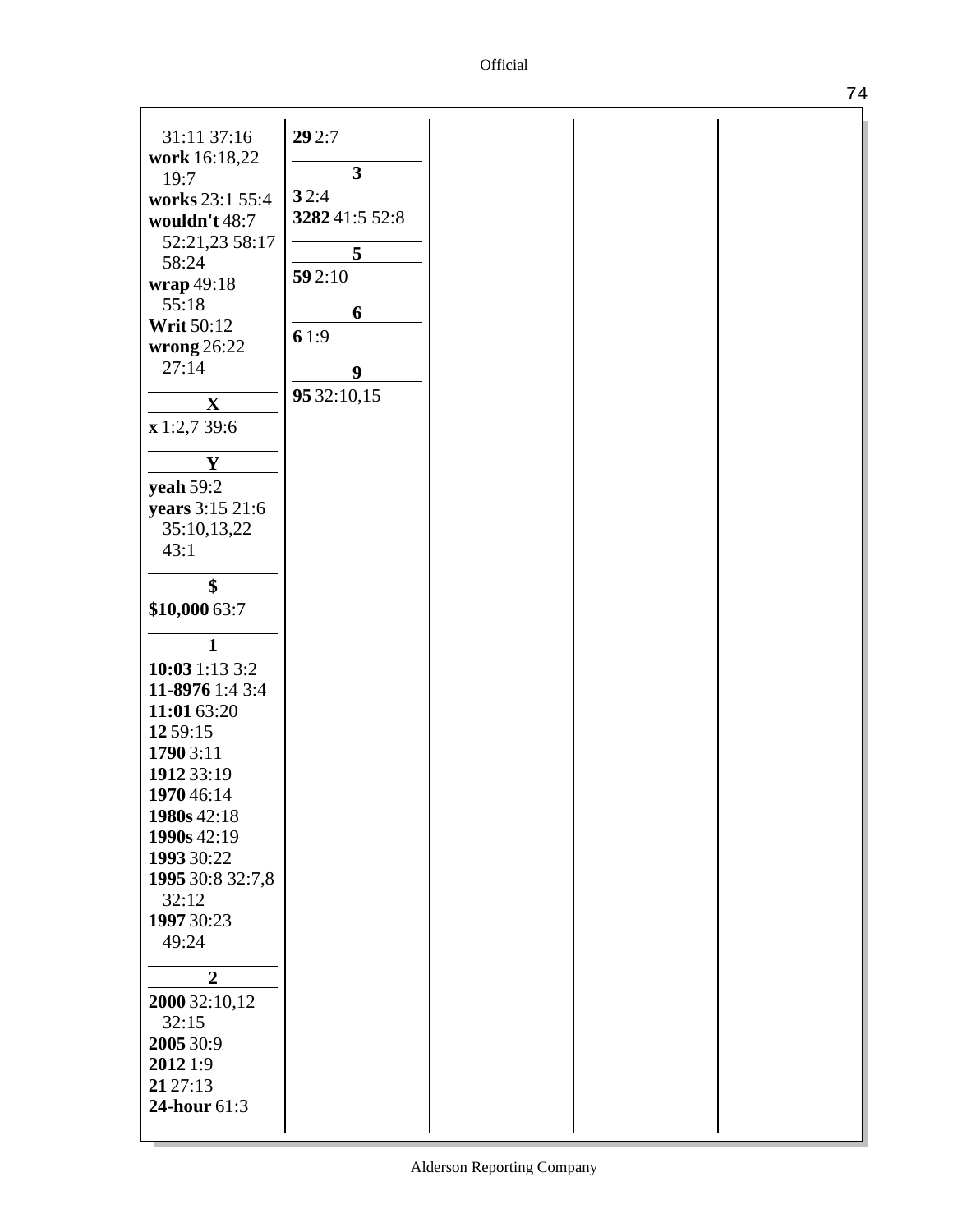31:11 37:16
**work** 16:18,22 19:7
**works** 23:1 55:4
**wouldn't** 48:7 52:21,23 58:17 58:24
**wrap** 49:18 55:18
**Writ** 50:12
**wrong** 26:22 27:14

**X**

**x** 1:2,7 39:6

**Y**

**yeah** 59:2
**years** 3:15 21:6 35:10,13,22 43:1

**$**

**$10,000** 63:7

**1**

**10:03** 1:13 3:2
**11-8976** 1:4 3:4
**11:01** 63:20
**12** 59:15
**1790** 3:11
**1912** 33:19
**1970** 46:14
**1980s** 42:18
**1990s** 42:19
**1993** 30:22
**1995** 30:8 32:7,8 32:12
**1997** 30:23 49:24

**2**

**2000** 32:10,12 32:15
**2005** 30:9
**2012** 1:9
**21** 27:13
**24-hour** 61:3
**29** 2:7

**3**

**3** 2:4
**3282** 41:5 52:8

**5**

**59** 2:10

**6**

**6** 1:9

**9**

**95** 32:10,15